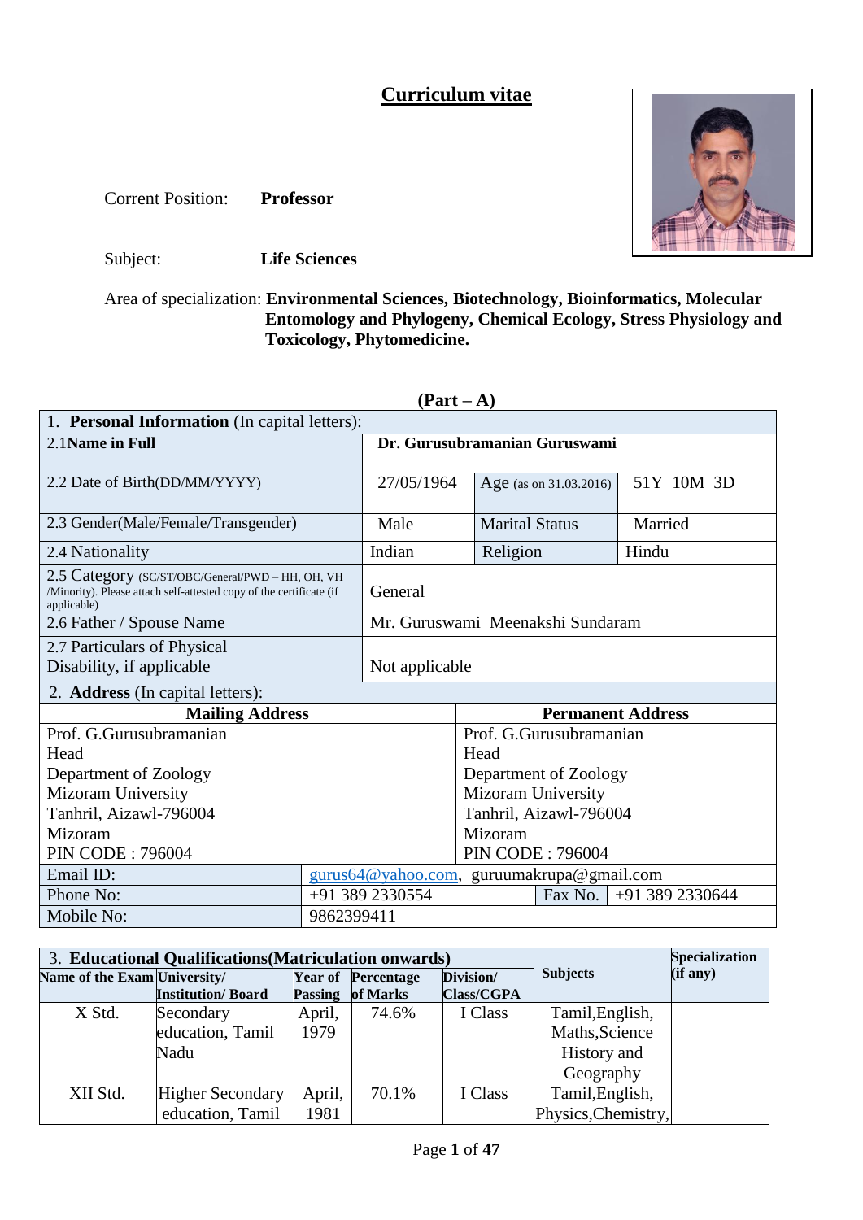# Curriculum vitae

Corrent Position: **Professor**

Subject: **Life Sciences**

Area of specialization: **Environmental Sciences, Biotechnology, Bioinformatics, Molecular Entomology and Phylogeny, Chemical Ecology, Stress Physiology and Toxicology, Phytomedicine.**

## (Part – A)

| 1. **Personal Information** (In capital letters): | | | |
|---|---|---|---|
| 2.1**Name in Full** | **Dr. Gurusubramanian Guruswami** | | |
| 2.2 Date of Birth(DD/MM/YYYY) | 27/05/1964 | Age (as on 31.03.2016) | 51Y 10M 3D |
| 2.3 Gender(Male/Female/Transgender) | Male | Marital Status | Married |
| 2.4 Nationality | Indian | Religion | Hindu |
| 2.5 Category (SC/ST/OBC/General/PWD – HH, OH, VH /Minority). Please attach self-attested copy of the certificate (if applicable) | General | | |
| 2.6 Father / Spouse Name | Mr. Guruswami Meenakshi Sundaram | | |
| 2.7 Particulars of Physical Disability, if applicable | Not applicable | | |

| 2. **Address** (In capital letters): | | | |
|---|---|---|---|
| **Mailing Address** | | **Permanent Address** | |
| Prof. G.Gurusubramanian<br>Head<br>Department of Zoology<br>Mizoram University<br>Tanhril, Aizawl-796004<br>Mizoram<br>PIN CODE : 796004 | | Prof. G.Gurusubramanian<br>Head<br>Department of Zoology<br>Mizoram University<br>Tanhril, Aizawl-796004<br>Mizoram<br>PIN CODE : 796004 | |
| Email ID: | gurus64@yahoo.com, guruumakrupa@gmail.com | | |
| Phone No: | +91 389 2330554 | Fax No. | +91 389 2330644 |
| Mobile No: | 9862399411 | | |

| 3. **Educational Qualifications(Matriculation onwards)** | | | | | **Subjects** | **Specialization (if any)** |
|---|---|---|---|---|---|---|
| **Name of the Exam** | **University/ Institution/ Board** | **Year of Passing** | **Percentage of Marks** | **Division/ Class/CGPA** | | |
| X Std. | Secondary education, Tamil Nadu | April, 1979 | 74.6% | I Class | Tamil,English, Maths,Science History and Geography | |
| XII Std. | Higher Secondary education, Tamil | April, 1981 | 70.1% | I Class | Tamil,English, Physics,Chemistry, | |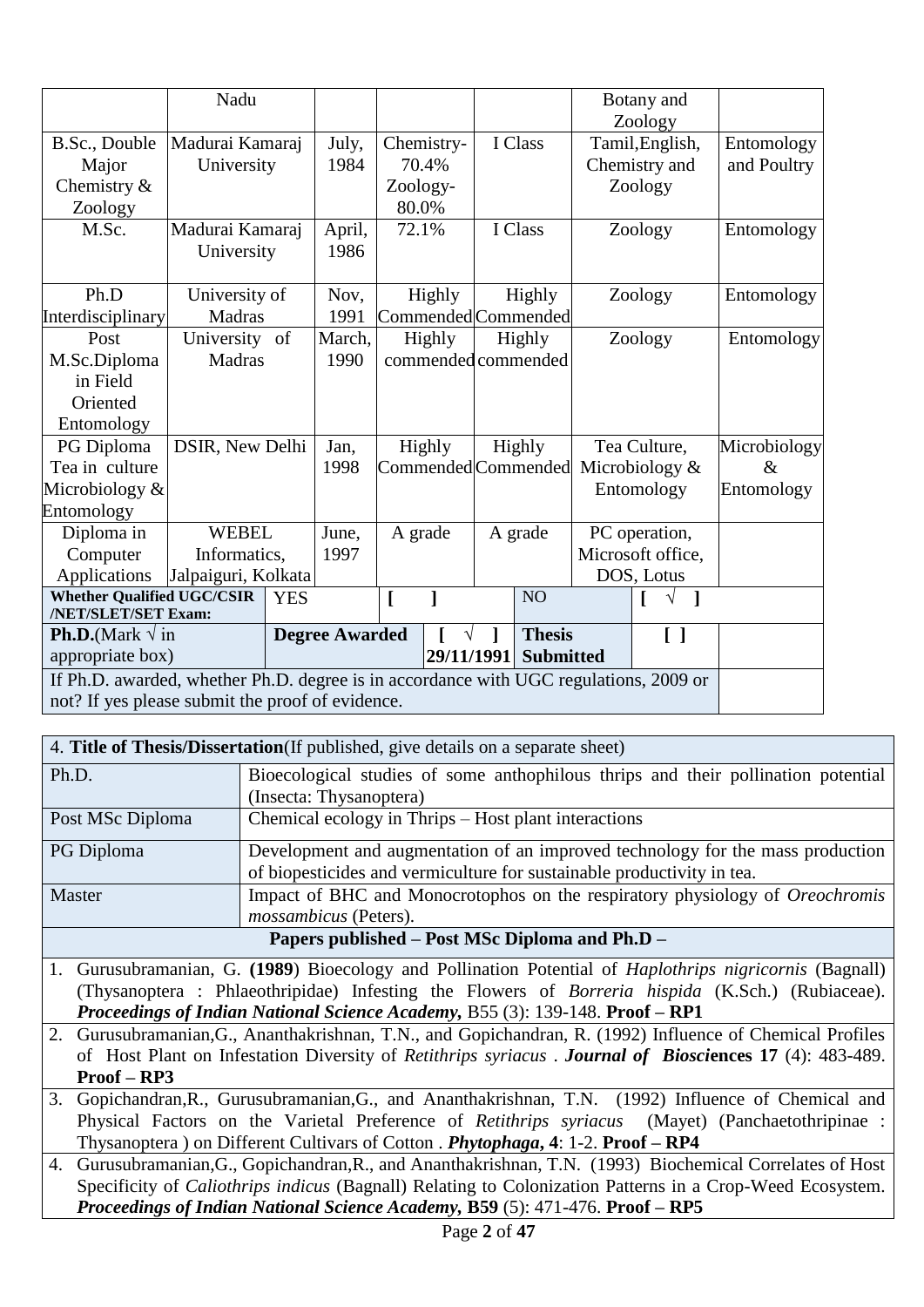|  | Nadu |  |  |  | Botany and Zoology |  |
|---|---|---|---|---|---|---|
| B.Sc., Double Major Chemistry & Zoology | Madurai Kamaraj University | July, 1984 | Chemistry- 70.4% Zoology- 80.0% | I Class | Tamil,English, Chemistry and Zoology | Entomology and Poultry |
| M.Sc. | Madurai Kamaraj University | April, 1986 | 72.1% | I Class | Zoology | Entomology |
| Ph.D Interdisciplinary | University of Madras | Nov, 1991 | Highly Commended | Highly Commended | Zoology | Entomology |
| Post M.Sc.Diploma in Field Oriented Entomology | University of Madras | March, 1990 | Highly commended | Highly commended | Zoology | Entomology |
| PG Diploma Tea in culture Microbiology & Entomology | DSIR, New Delhi | Jan, 1998 | Highly Commended | Highly Commended | Tea Culture, Microbiology & Entomology | Microbiology & Entomology |
| Diploma in Computer Applications | WEBEL Informatics, Jalpaiguri, Kolkata | June, 1997 | A grade | A grade | PC operation, Microsoft office, DOS, Lotus |  |
| **Whether Qualified UGC/CSIR /NET/SLET/SET Exam:** | YES |  | [ ] | NO | [ √ ] |  |
| **Ph.D.**(Mark √ in appropriate box) | **Degree Awarded** |  | [ √ ] 29/11/1991 | **Thesis Submitted** | [ ] |  |
| If Ph.D. awarded, whether Ph.D. degree is in accordance with UGC regulations, 2009 or not? If yes please submit the proof of evidence. |  |  |  |  |  |  |

| 4. **Title of Thesis/Dissertation**(If published, give details on a separate sheet) |  |
|---|---|
| Ph.D. | Bioecological studies of some anthophilous thrips and their pollination potential (Insecta: Thysanoptera) |
| Post MSc Diploma | Chemical ecology in Thrips – Host plant interactions |
| PG Diploma | Development and augmentation of an improved technology for the mass production of biopesticides and vermiculture for sustainable productivity in tea. |
| Master | Impact of BHC and Monocrotophos on the respiratory physiology of *Oreochromis mossambicus* (Peters). |

**Papers published – Post MSc Diploma and Ph.D –**

1. Gurusubramanian, G. **(1989**) Bioecology and Pollination Potential of *Haplothrips nigricornis* (Bagnall) (Thysanoptera : Phlaeothripidae) Infesting the Flowers of *Borreria hispida* (K.Sch.) (Rubiaceae). ***Proceedings of Indian National Science Academy,*** B55 (3): 139-148. **Proof – RP1**
2. Gurusubramanian,G., Ananthakrishnan, T.N., and Gopichandran, R. (1992) Influence of Chemical Profiles of Host Plant on Infestation Diversity of *Retithrips syriacus* . ***Journal of Biosci*ences 17** (4): 483-489. **Proof – RP3**
3. Gopichandran,R., Gurusubramanian,G., and Ananthakrishnan, T.N. (1992) Influence of Chemical and Physical Factors on the Varietal Preference of *Retithrips syriacus* (Mayet) (Panchaetothripinae : Thysanoptera ) on Different Cultivars of Cotton . ***Phytophaga*, 4**: 1-2. **Proof – RP4**
4. Gurusubramanian,G., Gopichandran,R., and Ananthakrishnan, T.N. (1993) Biochemical Correlates of Host Specificity of *Caliothrips indicus* (Bagnall) Relating to Colonization Patterns in a Crop-Weed Ecosystem. ***Proceedings of Indian National Science Academy,*** **B59** (5): 471-476. **Proof – RP5**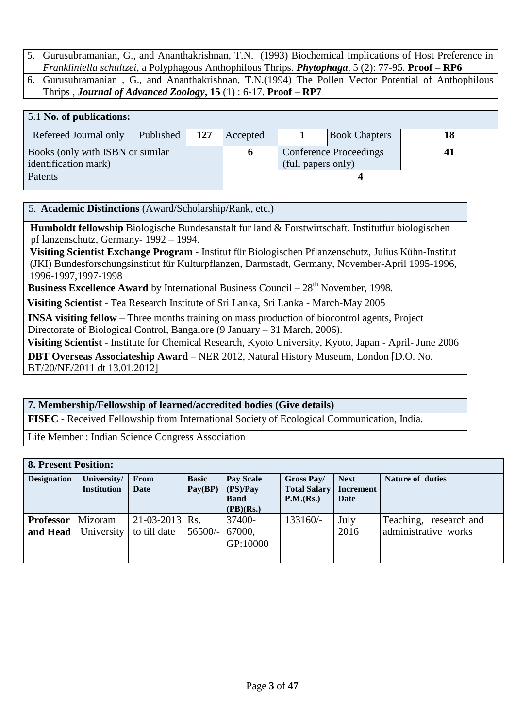5. Gurusubramanian, G., and Ananthakrishnan, T.N. (1993) Biochemical Implications of Host Preference in *Frankliniella schultzei*, a Polyphagous Anthophilous Thrips. ***Phytophaga***, 5 (2): 77-95. **Proof – RP6**
6. Gurusubramanian , G., and Ananthakrishnan, T.N.(1994) The Pollen Vector Potential of Anthophilous Thrips , ***Journal of Advanced Zoology*, 15** (1) : 6-17. **Proof – RP7**

| 5.1 **No. of publications:** | | | | | | |
|---|---|---|---|---|---|---|
| Refereed Journal only | Published | **127** | Accepted | **1** | Book Chapters | **18** |
| Books (only with ISBN or similar identification mark) | | | **6** | Conference Proceedings (full papers only) | | **41** |
| Patents | | | **4** | | | |

| 5. **Academic Distinctions** (Award/Scholarship/Rank, etc.) |
|---|
| **Humboldt fellowship** Biologische Bundesanstalt fur land & Forstwirtschaft, Institutfur biologischen pf lanzenschutz, Germany- 1992 – 1994. |
| **Visiting Scientist Exchange Program** - Institut für Biologischen Pflanzenschutz, Julius Kühn-Institut (JKI) Bundesforschungsinstitut für Kulturpflanzen, Darmstadt, Germany, November-April 1995-1996, 1996-1997,1997-1998 |
| **Business Excellence Award** by International Business Council – 28th November, 1998. |
| **Visiting Scientist** - Tea Research Institute of Sri Lanka, Sri Lanka - March-May 2005 |
| **INSA visiting fellow** – Three months training on mass production of biocontrol agents, Project Directorate of Biological Control, Bangalore (9 January – 31 March, 2006). |
| **Visiting Scientist** - Institute for Chemical Research, Kyoto University, Kyoto, Japan - April- June 2006 |
| **DBT Overseas Associateship Award** – NER 2012, Natural History Museum, London [D.O. No. BT/20/NE/2011 dt 13.01.2012] |

| **7. Membership/Fellowship of learned/accredited bodies (Give details)** |
|---|
| **FISEC** - Received Fellowship from International Society of Ecological Communication, India. |
| Life Member : Indian Science Congress Association |

**8. Present Position:**

| **Designation** | **University/ Institution** | **From Date** | **Basic Pay(BP)** | **Pay Scale (PS)/Pay Band (PB)(Rs.)** | **Gross Pay/ Total Salary P.M.(Rs.)** | **Next Increment Date** | **Nature of duties** |
|---|---|---|---|---|---|---|---|
| **Professor and Head** | Mizoram University | 21-03-2013 to till date | Rs. 56500/- | 37400-67000, GP:10000 | 133160/- | July 2016 | Teaching, research and administrative works |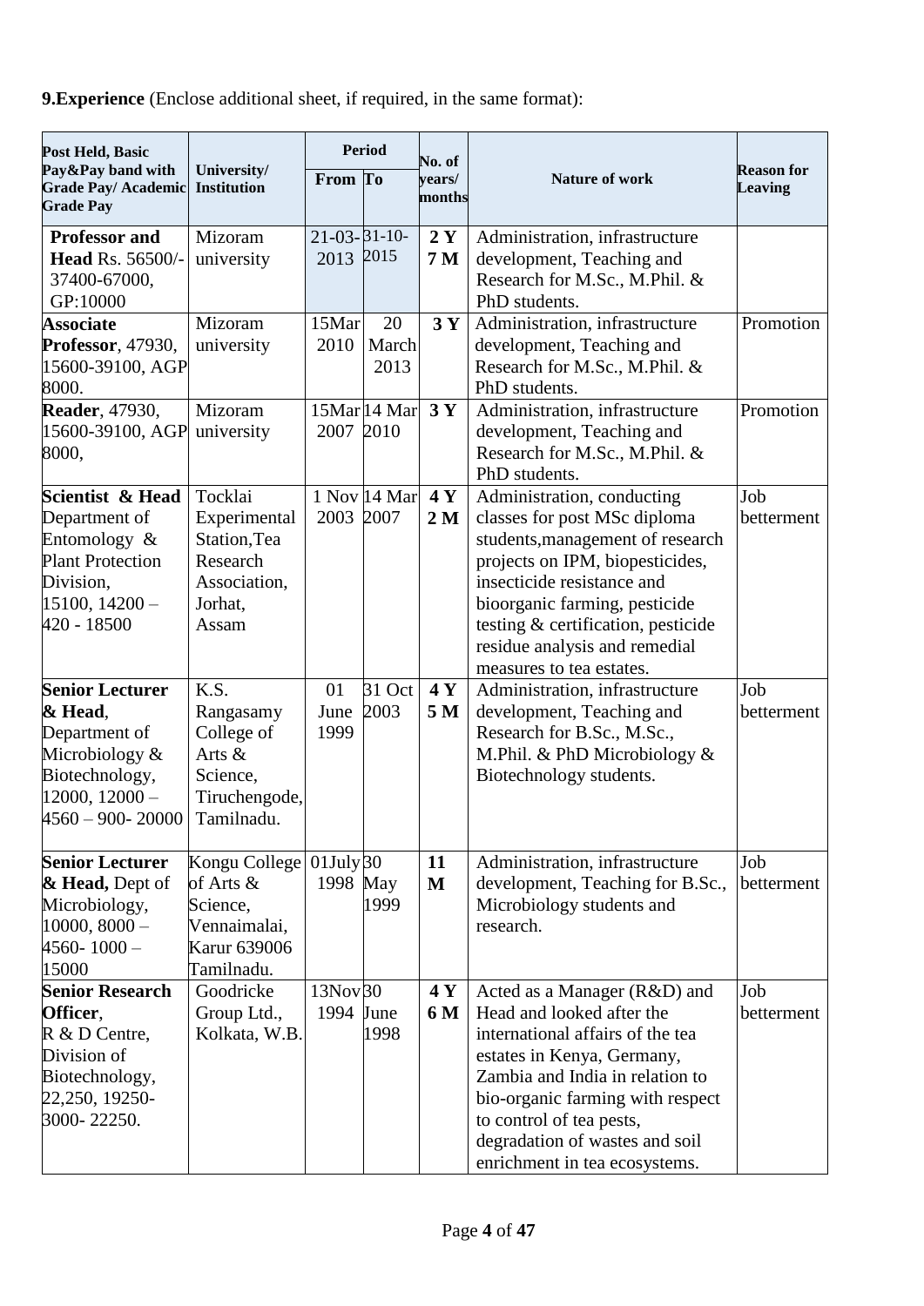**9.Experience** (Enclose additional sheet, if required, in the same format):

| Post Held, Basic Pay&Pay band with Grade Pay/ Academic Grade Pay | University/ Institution | Period | | No. of years/ months | Nature of work | Reason for Leaving |
|---|---|---|---|---|---|---|
| | | From | To | | | |
| **Professor and Head** Rs. 56500/- 37400-67000, GP:10000 | Mizoram university | 21-03-2013 | 31-10-2015 | **2 Y 7 M** | Administration, infrastructure development, Teaching and Research for M.Sc., M.Phil. & PhD students. | |
| **Associate Professor**, 47930, 15600-39100, AGP 8000. | Mizoram university | 15Mar 2010 | 20 March 2013 | **3 Y** | Administration, infrastructure development, Teaching and Research for M.Sc., M.Phil. & PhD students. | Promotion |
| **Reader**, 47930, 15600-39100, AGP 8000, | Mizoram university | 15Mar 2007 | 14 Mar 2010 | **3 Y** | Administration, infrastructure development, Teaching and Research for M.Sc., M.Phil. & PhD students. | Promotion |
| **Scientist & Head** Department of Entomology & Plant Protection Division, 15100, 14200 – 420 - 18500 | Tocklai Experimental Station,Tea Research Association, Jorhat, Assam | 1 Nov 2003 | 14 Mar 2007 | **4 Y 2 M** | Administration, conducting classes for post MSc diploma students,management of research projects on IPM, biopesticides, insecticide resistance and bioorganic farming, pesticide testing & certification, pesticide residue analysis and remedial measures to tea estates. | Job betterment |
| **Senior Lecturer & Head**, Department of Microbiology & Biotechnology, 12000, 12000 – 4560 – 900- 20000 | K.S. Rangasamy College of Arts & Science, Tiruchengode, Tamilnadu. | 01 June 1999 | 31 Oct 2003 | **4 Y 5 M** | Administration, infrastructure development, Teaching and Research for B.Sc., M.Sc., M.Phil. & PhD Microbiology & Biotechnology students. | Job betterment |
| **Senior Lecturer & Head,** Dept of Microbiology, 10000, 8000 – 4560- 1000 – 15000 | Kongu College of Arts & Science, Vennaimalai, Karur 639006 Tamilnadu. | 01July 1998 | 30 May 1999 | **11 M** | Administration, infrastructure development, Teaching for B.Sc., Microbiology students and research. | Job betterment |
| **Senior Research Officer**, R & D Centre, Division of Biotechnology, 22,250, 19250-3000- 22250. | Goodricke Group Ltd., Kolkata, W.B. | 13Nov 1994 | 30 June 1998 | **4 Y 6 M** | Acted as a Manager (R&D) and Head and looked after the international affairs of the tea estates in Kenya, Germany, Zambia and India in relation to bio-organic farming with respect to control of tea pests, degradation of wastes and soil enrichment in tea ecosystems. | Job betterment |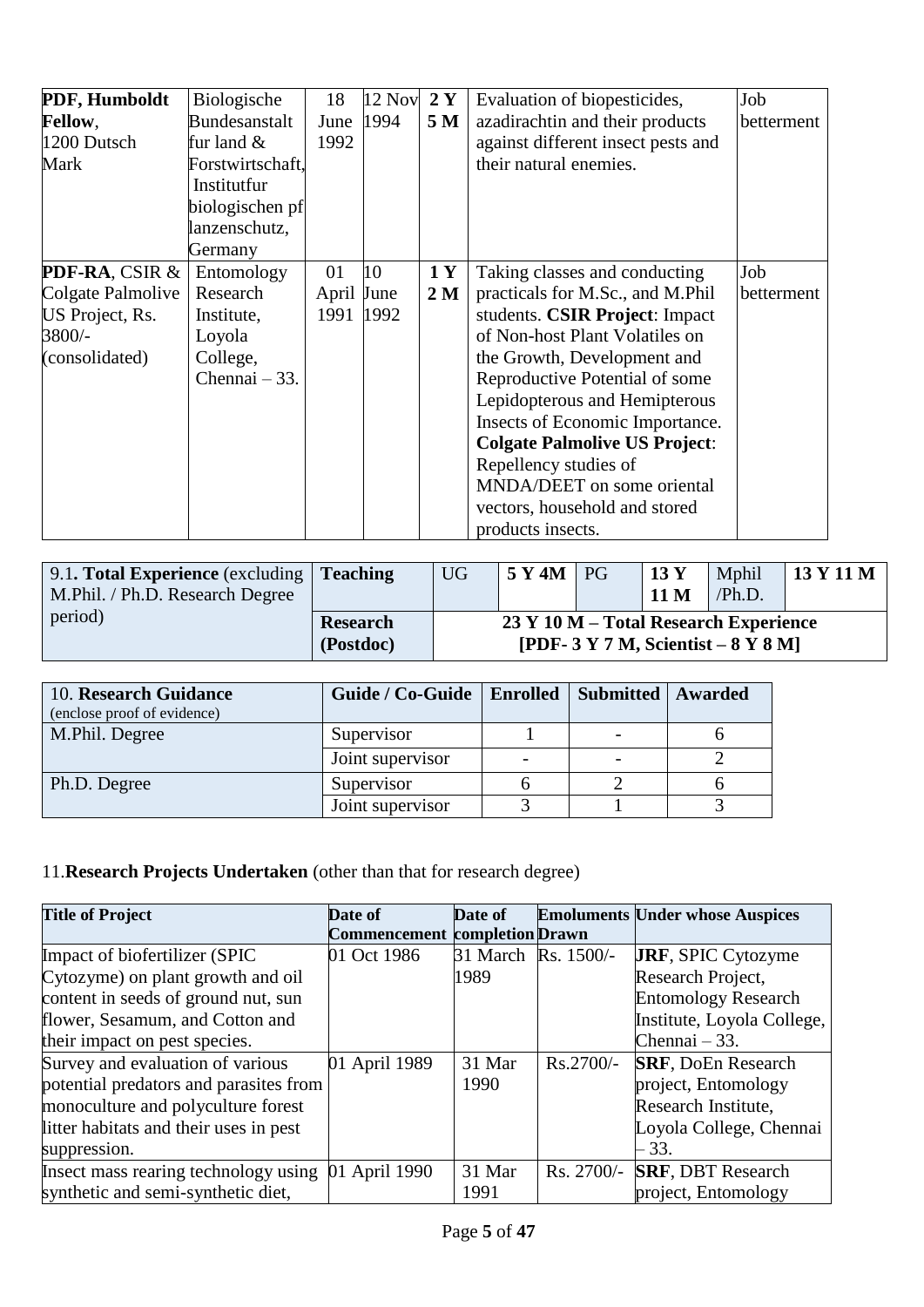| | | | | | | |
|---|---|---|---|---|---|---|
| **PDF, Humboldt Fellow**, 1200 Dutsch Mark | Biologische Bundesanstalt fur land & Forstwirtschaft, Institutfur biologischen pf lanzenschutz, Germany | 18 June 1992 | 12 Nov 1994 | **2 Y 5 M** | Evaluation of biopesticides, azadirachtin and their products against different insect pests and their natural enemies. | Job betterment |
| **PDF-RA**, CSIR & Colgate Palmolive US Project, Rs. 3800/- (consolidated) | Entomology Research Institute, Loyola College, Chennai – 33. | 01 April 1991 | 10 June 1992 | **1 Y 2 M** | Taking classes and conducting practicals for M.Sc., and M.Phil students. **CSIR Project**: Impact of Non-host Plant Volatiles on the Growth, Development and Reproductive Potential of some Lepidopterous and Hemipterous Insects of Economic Importance. **Colgate Palmolive US Project**: Repellency studies of MNDA/DEET on some oriental vectors, household and stored products insects. | Job betterment |

| 9.1**. Total Experience** (excluding M.Phil. / Ph.D. Research Degree period) | **Teaching** | UG | **5 Y 4M** | PG | **13 Y 11 M** | Mphil /Ph.D. | **13 Y 11 M** |
|---|---|---|---|---|---|---|---|
| | **Research (Postdoc)** | **23 Y 10 M – Total Research Experience [PDF- 3 Y 7 M, Scientist – 8 Y 8 M]** | | | | | |

| 10. **Research Guidance** (enclose proof of evidence) | **Guide / Co-Guide** | **Enrolled** | **Submitted** | **Awarded** |
|---|---|---|---|---|
| M.Phil. Degree | Supervisor | 1 | - | 6 |
| | Joint supervisor | - | - | 2 |
| Ph.D. Degree | Supervisor | 6 | 2 | 6 |
| | Joint supervisor | 3 | 1 | 3 |

11.**Research Projects Undertaken** (other than that for research degree)

| **Title of Project** | **Date of Commencement** | **Date of completion** | **Emoluments Drawn** | **Under whose Auspices** |
|---|---|---|---|---|
| Impact of biofertilizer (SPIC Cytozyme) on plant growth and oil content in seeds of ground nut, sun flower, Sesamum, and Cotton and their impact on pest species. | 01 Oct 1986 | 31 March 1989 | Rs. 1500/- | **JRF**, SPIC Cytozyme Research Project, Entomology Research Institute, Loyola College, Chennai – 33. |
| Survey and evaluation of various potential predators and parasites from monoculture and polyculture forest litter habitats and their uses in pest suppression. | 01 April 1989 | 31 Mar 1990 | Rs.2700/- | **SRF**, DoEn Research project, Entomology Research Institute, Loyola College, Chennai – 33. |
| Insect mass rearing technology using synthetic and semi-synthetic diet, | 01 April 1990 | 31 Mar 1991 | Rs. 2700/- | **SRF**, DBT Research project, Entomology |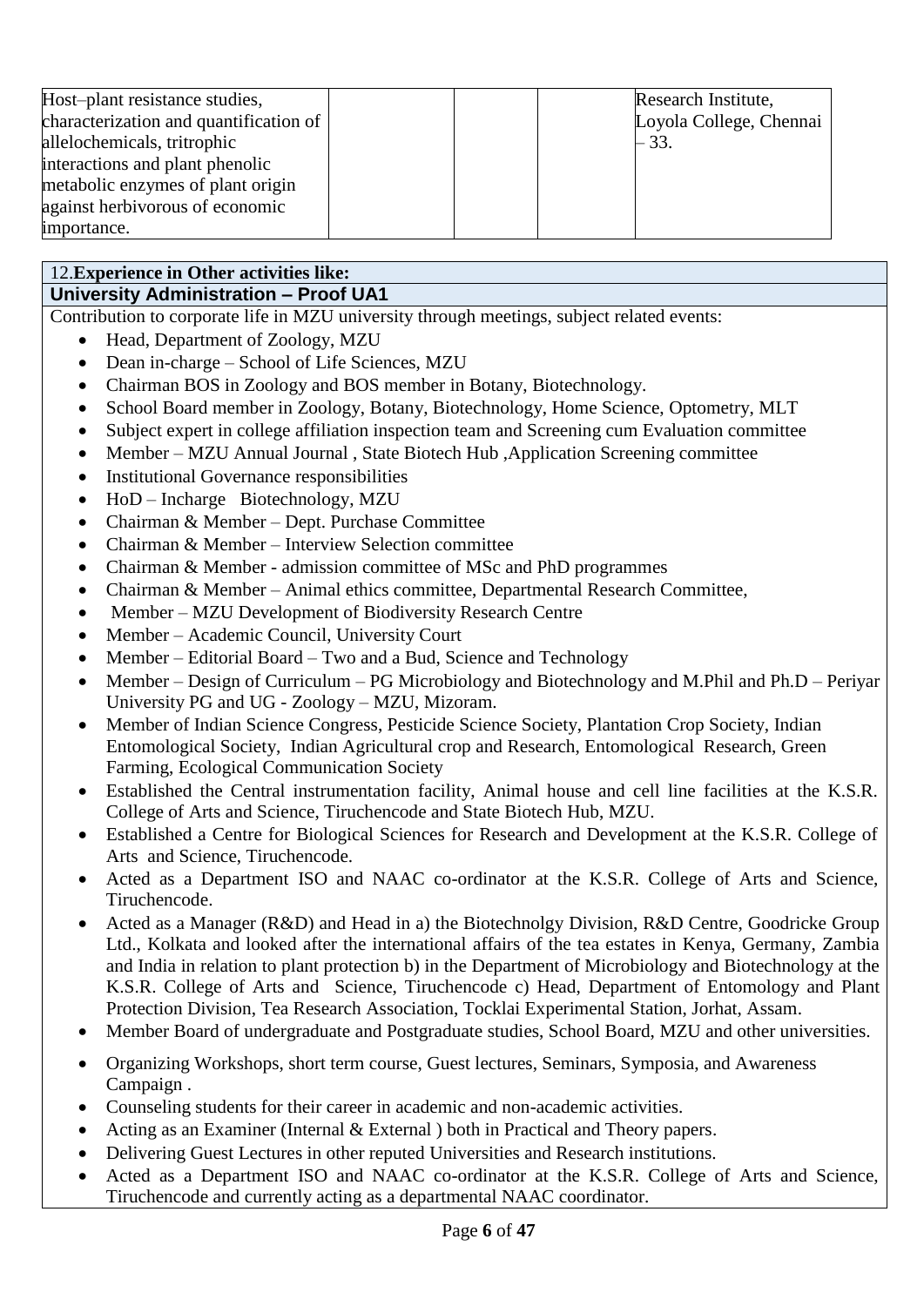| Host–plant resistance studies, characterization and quantification of allelochemicals, tritrophic interactions and plant phenolic metabolic enzymes of plant origin against herbivorous of economic importance. | | | | Research Institute, Loyola College, Chennai – 33. |
|---|---|---|---|---|

**12.Experience in Other activities like:**

**University Administration – Proof UA1**

Contribution to corporate life in MZU university through meetings, subject related events:

- Head, Department of Zoology, MZU
- Dean in-charge – School of Life Sciences, MZU
- Chairman BOS in Zoology and BOS member in Botany, Biotechnology.
- School Board member in Zoology, Botany, Biotechnology, Home Science, Optometry, MLT
- Subject expert in college affiliation inspection team and Screening cum Evaluation committee
- Member – MZU Annual Journal , State Biotech Hub ,Application Screening committee
- Institutional Governance responsibilities
- HoD – Incharge Biotechnology, MZU
- Chairman & Member – Dept. Purchase Committee
- Chairman & Member – Interview Selection committee
- Chairman & Member - admission committee of MSc and PhD programmes
- Chairman & Member – Animal ethics committee, Departmental Research Committee,
- Member – MZU Development of Biodiversity Research Centre
- Member – Academic Council, University Court
- Member – Editorial Board – Two and a Bud, Science and Technology
- Member – Design of Curriculum – PG Microbiology and Biotechnology and M.Phil and Ph.D – Periyar University PG and UG - Zoology – MZU, Mizoram.
- Member of Indian Science Congress, Pesticide Science Society, Plantation Crop Society, Indian Entomological Society, Indian Agricultural crop and Research, Entomological Research, Green Farming, Ecological Communication Society
- Established the Central instrumentation facility, Animal house and cell line facilities at the K.S.R. College of Arts and Science, Tiruchencode and State Biotech Hub, MZU.
- Established a Centre for Biological Sciences for Research and Development at the K.S.R. College of Arts and Science, Tiruchencode.
- Acted as a Department ISO and NAAC co-ordinator at the K.S.R. College of Arts and Science, Tiruchencode.
- Acted as a Manager (R&D) and Head in a) the Biotechnolgy Division, R&D Centre, Goodricke Group Ltd., Kolkata and looked after the international affairs of the tea estates in Kenya, Germany, Zambia and India in relation to plant protection b) in the Department of Microbiology and Biotechnology at the K.S.R. College of Arts and Science, Tiruchencode c) Head, Department of Entomology and Plant Protection Division, Tea Research Association, Tocklai Experimental Station, Jorhat, Assam.
- Member Board of undergraduate and Postgraduate studies, School Board, MZU and other universities.
- Organizing Workshops, short term course, Guest lectures, Seminars, Symposia, and Awareness Campaign .
- Counseling students for their career in academic and non-academic activities.
- Acting as an Examiner (Internal & External ) both in Practical and Theory papers.
- Delivering Guest Lectures in other reputed Universities and Research institutions.
- Acted as a Department ISO and NAAC co-ordinator at the K.S.R. College of Arts and Science, Tiruchencode and currently acting as a departmental NAAC coordinator.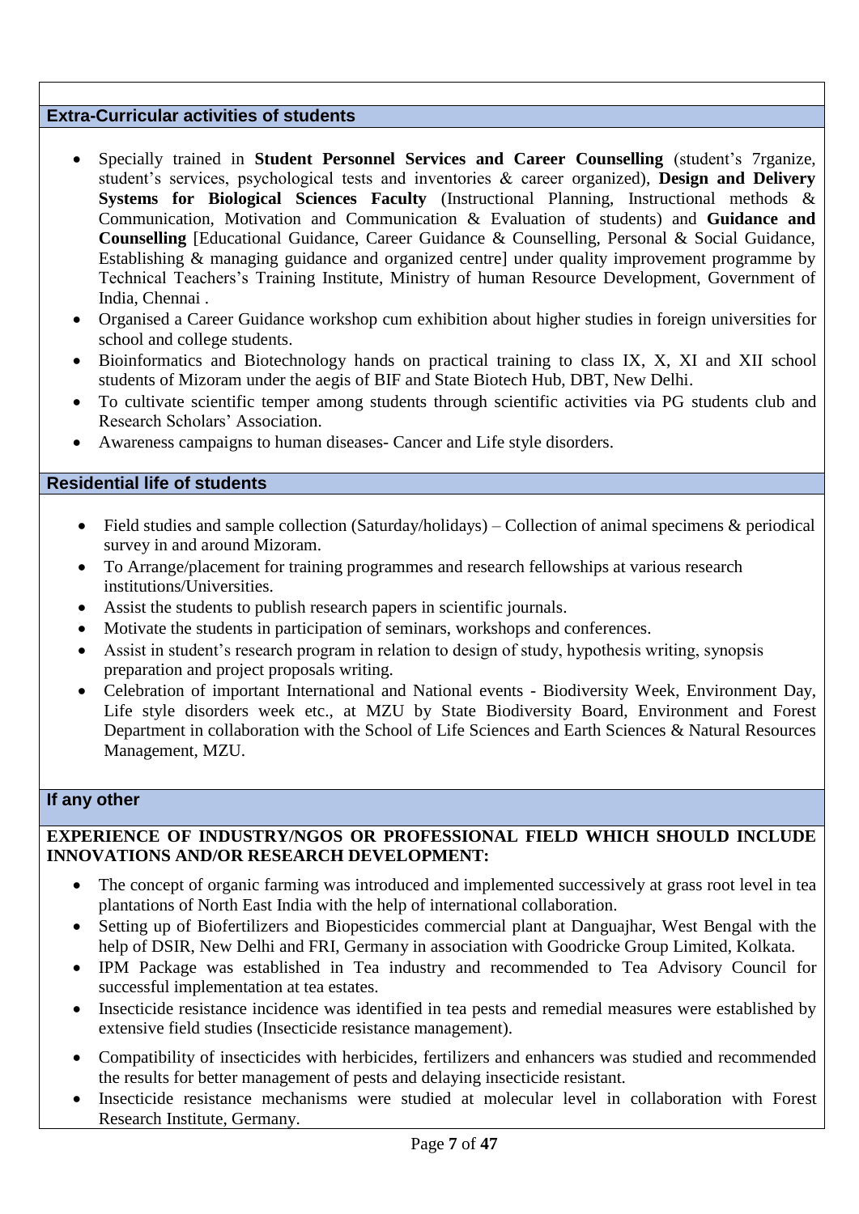## Extra-Curricular activities of students

- Specially trained in **Student Personnel Services and Career Counselling** (student's 7rganize, student's services, psychological tests and inventories & career organized), **Design and Delivery Systems for Biological Sciences Faculty** (Instructional Planning, Instructional methods & Communication, Motivation and Communication & Evaluation of students) and **Guidance and Counselling** [Educational Guidance, Career Guidance & Counselling, Personal & Social Guidance, Establishing & managing guidance and organized centre] under quality improvement programme by Technical Teachers's Training Institute, Ministry of human Resource Development, Government of India, Chennai .
- Organised a Career Guidance workshop cum exhibition about higher studies in foreign universities for school and college students.
- Bioinformatics and Biotechnology hands on practical training to class IX, X, XI and XII school students of Mizoram under the aegis of BIF and State Biotech Hub, DBT, New Delhi.
- To cultivate scientific temper among students through scientific activities via PG students club and Research Scholars' Association.
- Awareness campaigns to human diseases- Cancer and Life style disorders.

## Residential life of students

- Field studies and sample collection (Saturday/holidays) – Collection of animal specimens & periodical survey in and around Mizoram.
- To Arrange/placement for training programmes and research fellowships at various research institutions/Universities.
- Assist the students to publish research papers in scientific journals.
- Motivate the students in participation of seminars, workshops and conferences.
- Assist in student's research program in relation to design of study, hypothesis writing, synopsis preparation and project proposals writing.
- Celebration of important International and National events - Biodiversity Week, Environment Day, Life style disorders week etc., at MZU by State Biodiversity Board, Environment and Forest Department in collaboration with the School of Life Sciences and Earth Sciences & Natural Resources Management, MZU.

## If any other

**EXPERIENCE OF INDUSTRY/NGOS OR PROFESSIONAL FIELD WHICH SHOULD INCLUDE INNOVATIONS AND/OR RESEARCH DEVELOPMENT:**

- The concept of organic farming was introduced and implemented successively at grass root level in tea plantations of North East India with the help of international collaboration.
- Setting up of Biofertilizers and Biopesticides commercial plant at Danguajhar, West Bengal with the help of DSIR, New Delhi and FRI, Germany in association with Goodricke Group Limited, Kolkata.
- IPM Package was established in Tea industry and recommended to Tea Advisory Council for successful implementation at tea estates.
- Insecticide resistance incidence was identified in tea pests and remedial measures were established by extensive field studies (Insecticide resistance management).
- Compatibility of insecticides with herbicides, fertilizers and enhancers was studied and recommended the results for better management of pests and delaying insecticide resistant.
- Insecticide resistance mechanisms were studied at molecular level in collaboration with Forest Research Institute, Germany.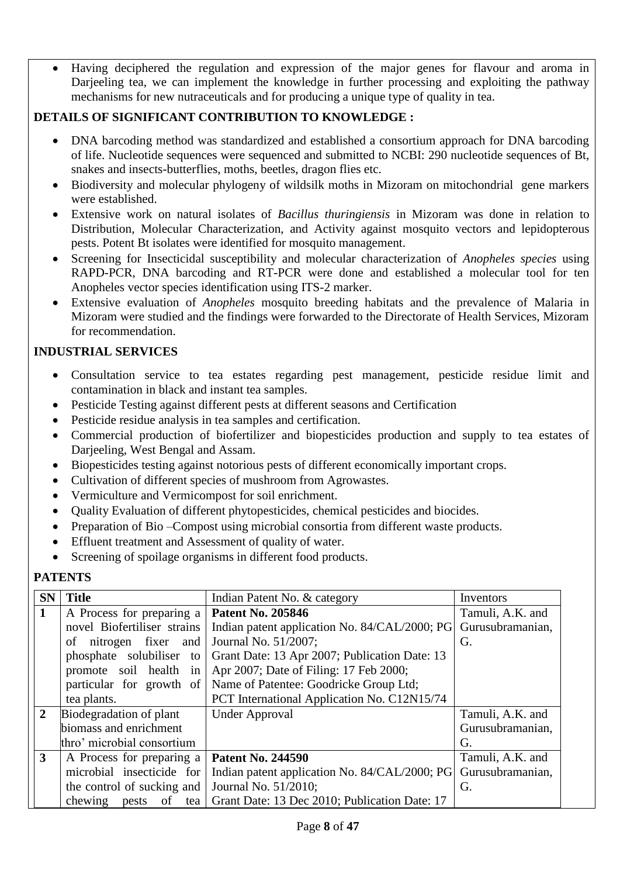- Having deciphered the regulation and expression of the major genes for flavour and aroma in Darjeeling tea, we can implement the knowledge in further processing and exploiting the pathway mechanisms for new nutraceuticals and for producing a unique type of quality in tea.

**DETAILS OF SIGNIFICANT CONTRIBUTION TO KNOWLEDGE :**

- DNA barcoding method was standardized and established a consortium approach for DNA barcoding of life. Nucleotide sequences were sequenced and submitted to NCBI: 290 nucleotide sequences of Bt, snakes and insects-butterflies, moths, beetles, dragon flies etc.
- Biodiversity and molecular phylogeny of wildsilk moths in Mizoram on mitochondrial gene markers were established.
- Extensive work on natural isolates of *Bacillus thuringiensis* in Mizoram was done in relation to Distribution, Molecular Characterization, and Activity against mosquito vectors and lepidopterous pests. Potent Bt isolates were identified for mosquito management.
- Screening for Insecticidal susceptibility and molecular characterization of *Anopheles species* using RAPD-PCR, DNA barcoding and RT-PCR were done and established a molecular tool for ten Anopheles vector species identification using ITS-2 marker.
- Extensive evaluation of *Anopheles* mosquito breeding habitats and the prevalence of Malaria in Mizoram were studied and the findings were forwarded to the Directorate of Health Services, Mizoram for recommendation.

**INDUSTRIAL SERVICES**

- Consultation service to tea estates regarding pest management, pesticide residue limit and contamination in black and instant tea samples.
- Pesticide Testing against different pests at different seasons and Certification
- Pesticide residue analysis in tea samples and certification.
- Commercial production of biofertilizer and biopesticides production and supply to tea estates of Darjeeling, West Bengal and Assam.
- Biopesticides testing against notorious pests of different economically important crops.
- Cultivation of different species of mushroom from Agrowastes.
- Vermiculture and Vermicompost for soil enrichment.
- Quality Evaluation of different phytopesticides, chemical pesticides and biocides.
- Preparation of Bio –Compost using microbial consortia from different waste products.
- Effluent treatment and Assessment of quality of water.
- Screening of spoilage organisms in different food products.

**PATENTS**

| SN | Title | Indian Patent No. & category | Inventors |
|---|---|---|---|
| 1 | A Process for preparing a novel Biofertiliser strains of nitrogen fixer and phosphate solubiliser to promote soil health in particular for growth of tea plants. | **Patent No. 205846** Indian patent application No. 84/CAL/2000; PG Journal No. 51/2007; Grant Date: 13 Apr 2007; Publication Date: 13 Apr 2007; Date of Filing: 17 Feb 2000; Name of Patentee: Goodricke Group Ltd; PCT International Application No. C12N15/74 | Tamuli, A.K. and Gurusubramanian, G. |
| 2 | Biodegradation of plant biomass and enrichment thro' microbial consortium | Under Approval | Tamuli, A.K. and Gurusubramanian, G. |
| 3 | A Process for preparing a microbial insecticide for the control of sucking and chewing pests of tea | **Patent No. 244590** Indian patent application No. 84/CAL/2000; PG Journal No. 51/2010; Grant Date: 13 Dec 2010; Publication Date: 17 | Tamuli, A.K. and Gurusubramanian, G. |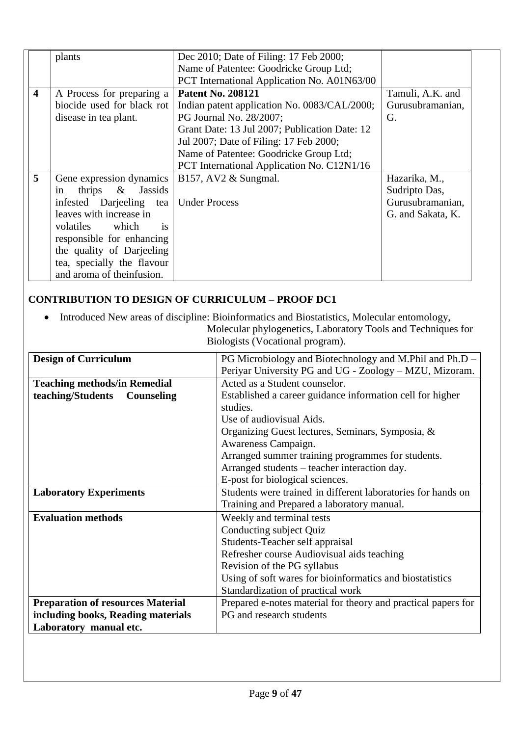|   |   |   |   |
|---|---|---|---|
|   | plants | Dec 2010; Date of Filing: 17 Feb 2000; Name of Patentee: Goodricke Group Ltd; PCT International Application No. A01N63/00 |   |
| **4** | A Process for preparing a biocide used for black rot disease in tea plant. | **Patent No. 208121** Indian patent application No. 0083/CAL/2000; PG Journal No. 28/2007; Grant Date: 13 Jul 2007; Publication Date: 12 Jul 2007; Date of Filing: 17 Feb 2000; Name of Patentee: Goodricke Group Ltd; PCT International Application No. C12N1/16 | Tamuli, A.K. and Gurusubramanian, G. |
| **5** | Gene expression dynamics in thrips & Jassids infested Darjeeling tea leaves with increase in volatiles which is responsible for enhancing the quality of Darjeeling tea, specially the flavour and aroma of theinfusion. | B157, AV2 & Sungmal. Under Process | Hazarika, M., Sudripto Das, Gurusubramanian, G. and Sakata, K. |

## CONTRIBUTION TO DESIGN OF CURRICULUM – PROOF DC1

- Introduced New areas of discipline: Bioinformatics and Biostatistics, Molecular entomology, Molecular phylogenetics, Laboratory Tools and Techniques for Biologists (Vocational program).

| **Design of Curriculum** | PG Microbiology and Biotechnology and M.Phil and Ph.D – Periyar University PG and UG - Zoology – MZU, Mizoram. |
|---|---|
| **Teaching methods/in Remedial teaching/Students Counseling** | Acted as a Student counselor.<br>Established a career guidance information cell for higher studies.<br>Use of audiovisual Aids.<br>Organizing Guest lectures, Seminars, Symposia, & Awareness Campaign.<br>Arranged summer training programmes for students.<br>Arranged students – teacher interaction day.<br>E-post for biological sciences. |
| **Laboratory Experiments** | Students were trained in different laboratories for hands on Training and Prepared a laboratory manual. |
| **Evaluation methods** | Weekly and terminal tests<br>Conducting subject Quiz<br>Students-Teacher self appraisal<br>Refresher course Audiovisual aids teaching<br>Revision of the PG syllabus<br>Using of soft wares for bioinformatics and biostatistics<br>Standardization of practical work |
| **Preparation of resources Material including books, Reading materials Laboratory manual etc.** | Prepared e-notes material for theory and practical papers for PG and research students |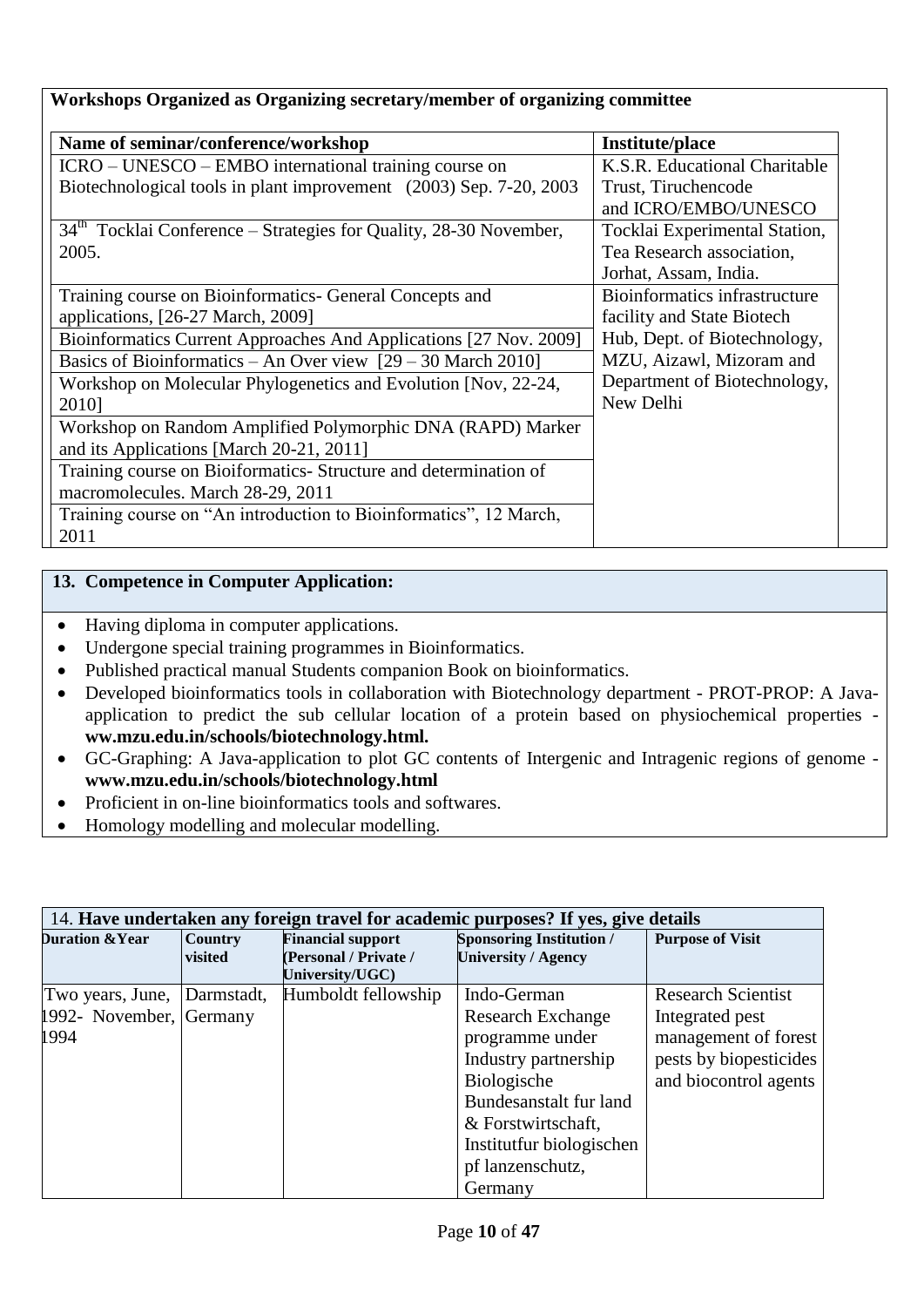**Workshops Organized as Organizing secretary/member of organizing committee**

| Name of seminar/conference/workshop | Institute/place |
|---|---|
| ICRO – UNESCO – EMBO international training course on Biotechnological tools in plant improvement (2003) Sep. 7-20, 2003 | K.S.R. Educational Charitable Trust, Tiruchencode and ICRO/EMBO/UNESCO |
| 34th Tocklai Conference – Strategies for Quality, 28-30 November, 2005. | Tocklai Experimental Station, Tea Research association, Jorhat, Assam, India. |
| Training course on Bioinformatics- General Concepts and applications, [26-27 March, 2009] | Bioinformatics infrastructure facility and State Biotech Hub, Dept. of Biotechnology, MZU, Aizawl, Mizoram and Department of Biotechnology, New Delhi |
| Bioinformatics Current Approaches And Applications [27 Nov. 2009] | |
| Basics of Bioinformatics – An Over view [29 – 30 March 2010] | |
| Workshop on Molecular Phylogenetics and Evolution [Nov, 22-24, 2010] | |
| Workshop on Random Amplified Polymorphic DNA (RAPD) Marker and its Applications [March 20-21, 2011] | |
| Training course on Bioiformatics- Structure and determination of macromolecules. March 28-29, 2011 | |
| Training course on "An introduction to Bioinformatics", 12 March, 2011 | |

## 13. Competence in Computer Application:

- Having diploma in computer applications.
- Undergone special training programmes in Bioinformatics.
- Published practical manual Students companion Book on bioinformatics.
- Developed bioinformatics tools in collaboration with Biotechnology department - PROT-PROP: A Java-application to predict the sub cellular location of a protein based on physiochemical properties - **ww.mzu.edu.in/schools/biotechnology.html.**
- GC-Graphing: A Java-application to plot GC contents of Intergenic and Intragenic regions of genome - **www.mzu.edu.in/schools/biotechnology.html**
- Proficient in on-line bioinformatics tools and softwares.
- Homology modelling and molecular modelling.

| 14. **Have undertaken any foreign travel for academic purposes? If yes, give details** | | | | |
|---|---|---|---|---|
| **Duration &Year** | **Country visited** | **Financial support (Personal / Private / University/UGC)** | **Sponsoring Institution / University / Agency** | **Purpose of Visit** |
| Two years, June, 1992- November, 1994 | Darmstadt, Germany | Humboldt fellowship | Indo-German Research Exchange programme under Industry partnership Biologische Bundesanstalt fur land & Forstwirtschaft, Institutfur biologischen pf lanzenschutz, Germany | Research Scientist Integrated pest management of forest pests by biopesticides and biocontrol agents |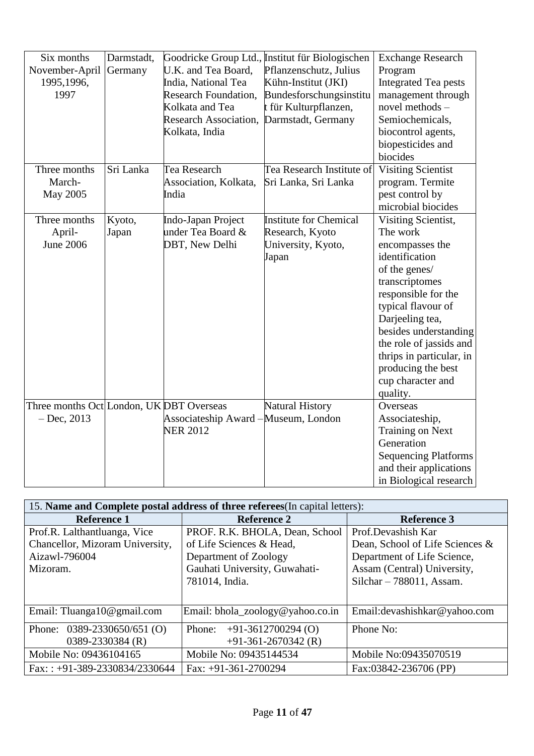| | | | | |
|---|---|---|---|---|
| Six months November-April 1995,1996, 1997 | Darmstadt, Germany | Goodricke Group Ltd., U.K. and Tea Board, India, National Tea Research Foundation, Kolkata and Tea Research Association, Kolkata, India | Institut für Biologischen Pflanzenschutz, Julius Kühn-Institut (JKI) Bundesforschungsinstitut für Kulturpflanzen, Darmstadt, Germany | Exchange Research Program Integrated Tea pests management through novel methods – Semiochemicals, biocontrol agents, biopesticides and biocides |
| Three months March-May 2005 | Sri Lanka | Tea Research Association, Kolkata, India | Tea Research Institute of Sri Lanka, Sri Lanka | Visiting Scientist program. Termite pest control by microbial biocides |
| Three months April-June 2006 | Kyoto, Japan | Indo-Japan Project under Tea Board & DBT, New Delhi | Institute for Chemical Research, Kyoto University, Kyoto, Japan | Visiting Scientist, The work encompasses the identification of the genes/ transcriptomes responsible for the typical flavour of Darjeeling tea, besides understanding the role of jassids and thrips in particular, in producing the best cup character and quality. |
| Three months Oct – Dec, 2013 | London, UK | DBT Overseas Associateship Award – NER 2012 | Natural History Museum, London | Overseas Associateship, Training on Next Generation Sequencing Platforms and their applications in Biological research |

| 15. **Name and Complete postal address of three referees**(In capital letters): | | |
|---|---|---|
| **Reference 1** | **Reference 2** | **Reference 3** |
| Prof.R. Lalthantluanga, Vice Chancellor, Mizoram University, Aizawl-796004 Mizoram. | PROF. R.K. BHOLA, Dean, School of Life Sciences & Head, Department of Zoology Gauhati University, Guwahati-781014, India. | Prof.Devashish Kar Dean, School of Life Sciences & Department of Life Science, Assam (Central) University, Silchar – 788011, Assam. |
| Email: Tluanga10@gmail.com | Email: bhola_zoology@yahoo.co.in | Email:devashishkar@yahoo.com |
| Phone: 0389-2330650/651 (O) 0389-2330384 (R) | Phone: +91-3612700294 (O) +91-361-2670342 (R) | Phone No: |
| Mobile No: 09436104165 | Mobile No: 09435144534 | Mobile No:09435070519 |
| Fax: : +91-389-2330834/2330644 | Fax: +91-361-2700294 | Fax:03842-236706 (PP) |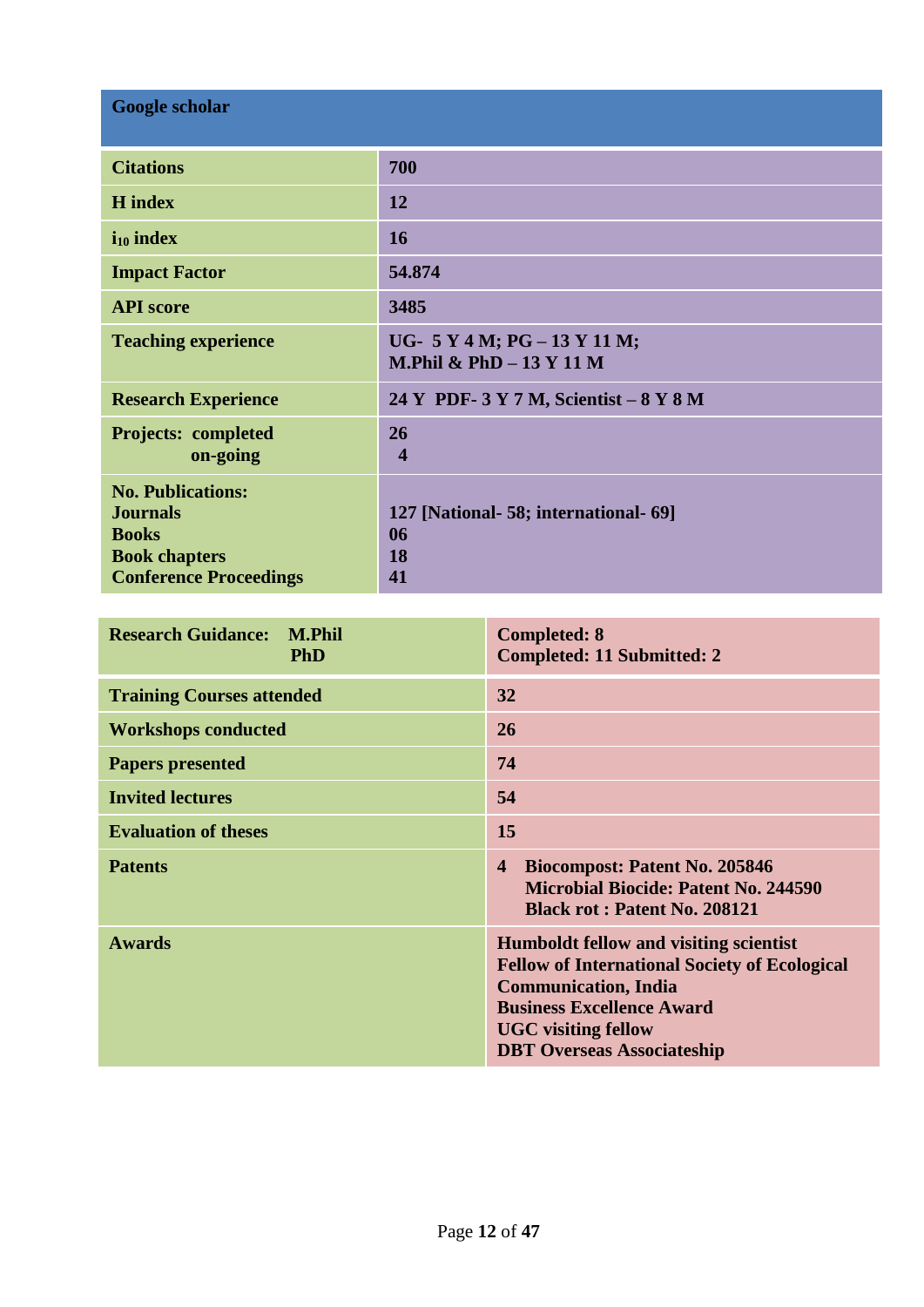| **Google scholar** | |
|---|---|
| **Citations** | **700** |
| **H index** | **12** |
| **$i_{10}$ index** | **16** |
| **Impact Factor** | **54.874** |
| **API score** | **3485** |
| **Teaching experience** | **UG- 5 Y 4 M; PG – 13 Y 11 M;**<br>**M.Phil & PhD – 13 Y 11 M** |
| **Research Experience** | **24 Y PDF- 3 Y 7 M, Scientist – 8 Y 8 M** |
| **Projects: completed**<br>**on-going** | **26**<br>**4** |
| **No. Publications:**<br>**Journals**<br>**Books**<br>**Book chapters**<br>**Conference Proceedings** | <br>**127 [National- 58; international- 69]**<br>**06**<br>**18**<br>**41** |

| **Research Guidance: M.Phil**<br>**PhD** | **Completed: 8**<br>**Completed: 11 Submitted: 2** |
|---|---|
| **Training Courses attended** | **32** |
| **Workshops conducted** | **26** |
| **Papers presented** | **74** |
| **Invited lectures** | **54** |
| **Evaluation of theses** | **15** |
| **Patents** | **4 Biocompost: Patent No. 205846**<br>**Microbial Biocide: Patent No. 244590**<br>**Black rot : Patent No. 208121** |
| **Awards** | **Humboldt fellow and visiting scientist**<br>**Fellow of International Society of Ecological Communication, India**<br>**Business Excellence Award**<br>**UGC visiting fellow**<br>**DBT Overseas Associateship** |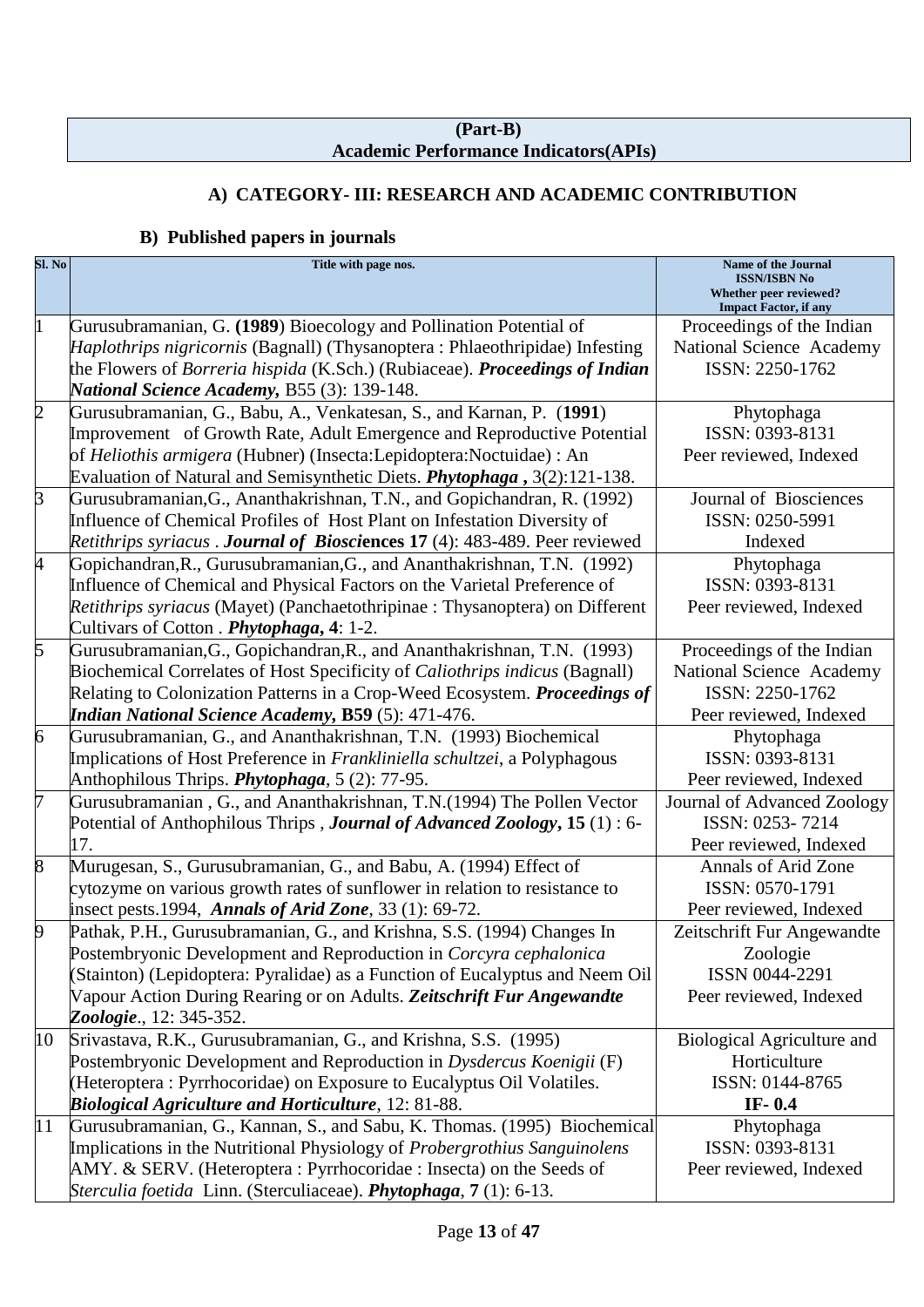**(Part-B)**
**Academic Performance Indicators(APIs)**

### A) CATEGORY- III: RESEARCH AND ACADEMIC CONTRIBUTION

### B) Published papers in journals

| Sl. No | Title with page nos. | Name of the Journal ISSN/ISBN No Whether peer reviewed? Impact Factor, if any |
|---|---|---|
| 1 | Gurusubramanian, G. **(1989**) Bioecology and Pollination Potential of *Haplothrips nigricornis* (Bagnall) (Thysanoptera : Phlaeothripidae) Infesting the Flowers of *Borreria hispida* (K.Sch.) (Rubiaceae). ***Proceedings of Indian National Science Academy,*** B55 (3): 139-148. | Proceedings of the Indian National Science Academy ISSN: 2250-1762 |
| 2 | Gurusubramanian, G., Babu, A., Venkatesan, S., and Karnan, P. (**1991**) Improvement of Growth Rate, Adult Emergence and Reproductive Potential of *Heliothis armigera* (Hubner) (Insecta:Lepidoptera:Noctuidae) : An Evaluation of Natural and Semisynthetic Diets. ***Phytophaga ,*** 3(2):121-138. | Phytophaga ISSN: 0393-8131 Peer reviewed, Indexed |
| 3 | Gurusubramanian,G., Ananthakrishnan, T.N., and Gopichandran, R. (1992) Influence of Chemical Profiles of Host Plant on Infestation Diversity of *Retithrips syriacus* . ***Journal of Biosci*****ences 17** (4): 483-489. Peer reviewed | Journal of Biosciences ISSN: 0250-5991 Indexed |
| 4 | Gopichandran,R., Gurusubramanian,G., and Ananthakrishnan, T.N. (1992) Influence of Chemical and Physical Factors on the Varietal Preference of *Retithrips syriacus* (Mayet) (Panchaetothripinae : Thysanoptera) on Different Cultivars of Cotton . ***Phytophaga*****, 4**: 1-2. | Phytophaga ISSN: 0393-8131 Peer reviewed, Indexed |
| 5 | Gurusubramanian,G., Gopichandran,R., and Ananthakrishnan, T.N. (1993) Biochemical Correlates of Host Specificity of *Caliothrips indicus* (Bagnall) Relating to Colonization Patterns in a Crop-Weed Ecosystem. ***Proceedings of Indian National Science Academy,*** **B59** (5): 471-476. | Proceedings of the Indian National Science Academy ISSN: 2250-1762 Peer reviewed, Indexed |
| 6 | Gurusubramanian, G., and Ananthakrishnan, T.N. (1993) Biochemical Implications of Host Preference in *Frankliniella schultzei*, a Polyphagous Anthophilous Thrips. ***Phytophaga***, 5 (2): 77-95. | Phytophaga ISSN: 0393-8131 Peer reviewed, Indexed |
| 7 | Gurusubramanian , G., and Ananthakrishnan, T.N.(1994) The Pollen Vector Potential of Anthophilous Thrips , ***Journal of Advanced Zoology*****, 15** (1) : 6-17. | Journal of Advanced Zoology ISSN: 0253- 7214 Peer reviewed, Indexed |
| 8 | Murugesan, S., Gurusubramanian, G., and Babu, A. (1994) Effect of cytozyme on various growth rates of sunflower in relation to resistance to insect pests.1994, ***Annals of Arid Zone***, 33 (1): 69-72. | Annals of Arid Zone ISSN: 0570-1791 Peer reviewed, Indexed |
| 9 | Pathak, P.H., Gurusubramanian, G., and Krishna, S.S. (1994) Changes In Postembryonic Development and Reproduction in *Corcyra cephalonica* (Stainton) (Lepidoptera: Pyralidae) as a Function of Eucalyptus and Neem Oil Vapour Action During Rearing or on Adults. ***Zeitschrift Fur Angewandte Zoologie***., 12: 345-352. | Zeitschrift Fur Angewandte Zoologie ISSN 0044-2291 Peer reviewed, Indexed |
| 10 | Srivastava, R.K., Gurusubramanian, G., and Krishna, S.S. (1995) Postembryonic Development and Reproduction in *Dysdercus Koenigii* (F) (Heteroptera : Pyrrhocoridae) on Exposure to Eucalyptus Oil Volatiles. ***Biological Agriculture and Horticulture***, 12: 81-88. | Biological Agriculture and Horticulture ISSN: 0144-8765 **IF- 0.4** |
| 11 | Gurusubramanian, G., Kannan, S., and Sabu, K. Thomas. (1995) Biochemical Implications in the Nutritional Physiology of *Probergrothius Sanguinolens* AMY. & SERV. (Heteroptera : Pyrrhocoridae : Insecta) on the Seeds of *Sterculia foetida* Linn. (Sterculiaceae). ***Phytophaga***, **7** (1): 6-13. | Phytophaga ISSN: 0393-8131 Peer reviewed, Indexed |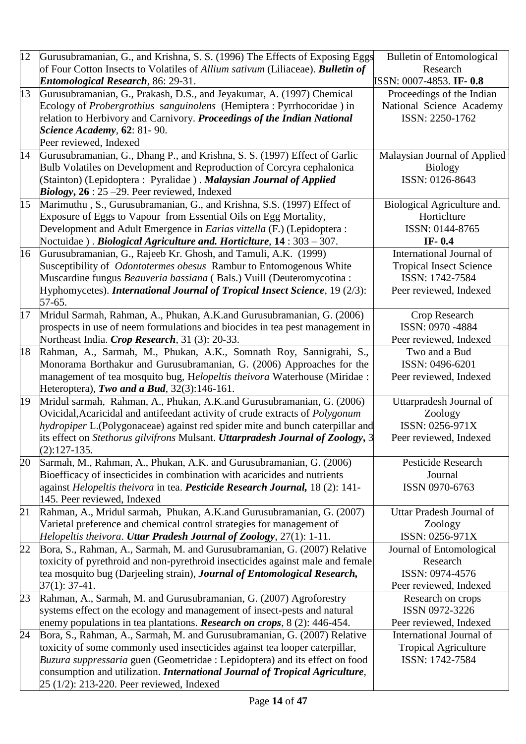| 12 | Gurusubramanian, G., and Krishna, S. S. (1996) The Effects of Exposing Eggs of Four Cotton Insects to Volatiles of *Allium sativum* (Liliaceae). ***Bulletin of Entomological Research***, 86: 29-31. | Bulletin of Entomological Research<br>ISSN: 0007-4853. **IF- 0.8** |
|---|---|---|
| 13 | Gurusubramanian, G., Prakash, D.S., and Jeyakumar, A. (1997) Chemical Ecology of *Probergrothius sanguinolens* (Hemiptera : Pyrrhocoridae ) in relation to Herbivory and Carnivory. ***Proceedings of the Indian National Science Academy***, **62**: 81- 90.<br>Peer reviewed, Indexed | Proceedings of the Indian National Science Academy<br>ISSN: 2250-1762 |
| 14 | Gurusubramanian, G., Dhang P., and Krishna, S. S. (1997) Effect of Garlic Bulb Volatiles on Development and Reproduction of Corcyra cephalonica (Stainton) (Lepidoptera : Pyralidae ) . ***Malaysian Journal of Applied Biology*, 26** : 25 –29. Peer reviewed, Indexed | Malaysian Journal of Applied Biology<br>ISSN: 0126-8643 |
| 15 | Marimuthu , S., Gurusubramanian, G., and Krishna, S.S. (1997) Effect of Exposure of Eggs to Vapour from Essential Oils on Egg Mortality, Development and Adult Emergence in *Earias vittella* (F.) (Lepidoptera : Noctuidae ) . ***Biological Agriculture and. Horticlture***, **14** : 303 – 307. | Biological Agriculture and. Horticlture<br>ISSN: 0144-8765<br>**IF- 0.4** |
| 16 | Gurusubramanian, G., Rajeeb Kr. Ghosh, and Tamuli, A.K. (1999) Susceptibility of *Odontotermes obesus* Rambur to Entomogenous White Muscardine fungus *Beauveria bassiana* ( Bals.) Vuill (Deuteromycotina : Hyphomycetes). ***International Journal of Tropical Insect Science***, 19 (2/3): 57-65. | International Journal of Tropical Insect Science<br>ISSN: 1742-7584<br>Peer reviewed, Indexed |
| 17 | Mridul Sarmah, Rahman, A., Phukan, A.K.and Gurusubramanian, G. (2006) prospects in use of neem formulations and biocides in tea pest management in Northeast India. ***Crop Research***, 31 (3): 20-33. | Crop Research<br>ISSN: 0970 -4884<br>Peer reviewed, Indexed |
| 18 | Rahman, A., Sarmah, M., Phukan, A.K., Somnath Roy, Sannigrahi, S., Monorama Borthakur and Gurusubramanian, G. (2006) Approaches for the management of tea mosquito bug, H*elopeltis theivora* Waterhouse (Miridae : Heteroptera), ***Two and a Bud***, 32(3):146-161. | Two and a Bud<br>ISSN: 0496-6201<br>Peer reviewed, Indexed |
| 19 | Mridul sarmah, Rahman, A., Phukan, A.K.and Gurusubramanian, G. (2006) Ovicidal,Acaricidal and antifeedant activity of crude extracts of *Polygonum hydropiper* L.(Polygonaceae) against red spider mite and bunch caterpillar and its effect on *Stethorus gilvifrons* Mulsant. ***Uttarpradesh Journal of Zoology*,** 3 (2):127-135. | Uttarpradesh Journal of Zoology<br>ISSN: 0256-971X<br>Peer reviewed, Indexed |
| 20 | Sarmah, M., Rahman, A., Phukan, A.K. and Gurusubramanian, G. (2006) Bioefficacy of insecticides in combination with acaricides and nutrients against *Helopeltis theivora* in tea. ***Pesticide Research Journal,*** 18 (2): 141-145. Peer reviewed, Indexed | Pesticide Research Journal<br>ISSN 0970-6763 |
| 21 | Rahman, A., Mridul sarmah, Phukan, A.K.and Gurusubramanian, G. (2007) Varietal preference and chemical control strategies for management of *Helopeltis theivora*. ***Uttar Pradesh Journal of Zoology***, 27(1): 1-11. | Uttar Pradesh Journal of Zoology<br>ISSN: 0256-971X |
| 22 | Bora, S., Rahman, A., Sarmah, M. and Gurusubramanian, G. (2007) Relative toxicity of pyrethroid and non-pyrethroid insecticides against male and female tea mosquito bug (Darjeeling strain), ***Journal of Entomological Research,*** 37(1): 37-41. | Journal of Entomological Research<br>ISSN: 0974-4576<br>Peer reviewed, Indexed |
| 23 | Rahman, A., Sarmah, M. and Gurusubramanian, G. (2007) Agroforestry systems effect on the ecology and management of insect-pests and natural enemy populations in tea plantations. ***Research on crops***, 8 (2): 446-454. | Research on crops<br>ISSN 0972-3226<br>Peer reviewed, Indexed |
| 24 | Bora, S., Rahman, A., Sarmah, M. and Gurusubramanian, G. (2007) Relative toxicity of some commonly used insecticides against tea looper caterpillar, *Buzura suppressaria* guen (Geometridae : Lepidoptera) and its effect on food consumption and utilization. ***International Journal of Tropical Agriculture***, 25 (1/2): 213-220. Peer reviewed, Indexed | International Journal of Tropical Agriculture<br>ISSN: 1742-7584 |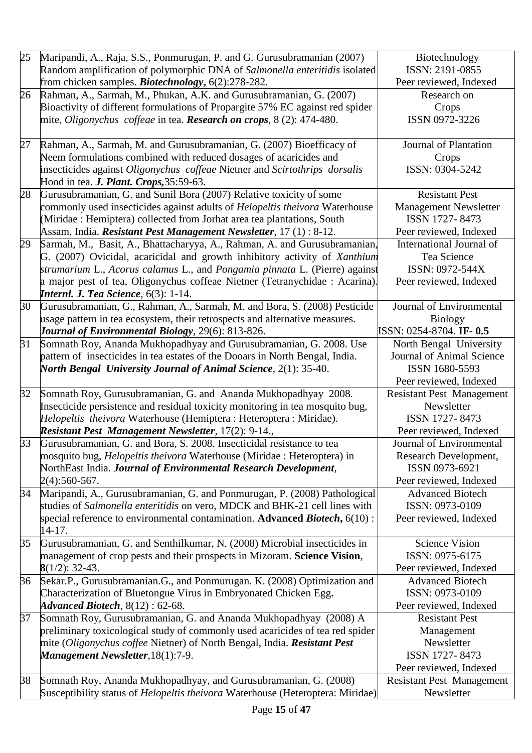| | | |
|---|---|---|
| 25 | Maripandi, A., Raja, S.S., Ponmurugan, P. and G. Gurusubramanian (2007) Random amplification of polymorphic DNA of *Salmonella enteritidis* isolated from chicken samples. ***Biotechnology***, 6(2):278-282. | Biotechnology<br>ISSN: 2191-0855<br>Peer reviewed, Indexed |
| 26 | Rahman, A., Sarmah, M., Phukan, A.K. and Gurusubramanian, G. (2007) Bioactivity of different formulations of Propargite 57% EC against red spider mite, *Oligonychus coffeae* in tea. ***Research on crops***, 8 (2): 474-480. | Research on Crops<br>ISSN 0972-3226 |
| 27 | Rahman, A., Sarmah, M. and Gurusubramanian, G. (2007) Bioefficacy of Neem formulations combined with reduced dosages of acaricides and insecticides against *Oligonychus coffeae* Nietner and *Scirtothrips dorsalis* Hood in tea. ***J. Plant. Crops,***35:59-63. | Journal of Plantation Crops<br>ISSN: 0304-5242 |
| 28 | Gurusubramanian, G. and Sunil Bora (2007) Relative toxicity of some commonly used insecticides against adults of *Helopeltis theivora* Waterhouse (Miridae : Hemiptera) collected from Jorhat area tea plantations, South Assam, India. ***Resistant Pest Management Newsletter***, 17 (1) : 8-12. | Resistant Pest Management Newsletter<br>ISSN 1727- 8473<br>Peer reviewed, Indexed |
| 29 | Sarmah, M., Basit, A., Bhattacharyya, A., Rahman, A. and Gurusubramanian, G. (2007) Ovicidal, acaricidal and growth inhibitory activity of *Xanthium strumarium* L., *Acorus calamus* L., and *Pongamia pinnata* L. (Pierre) against a major pest of tea, Oligonychus coffeae Nietner (Tetranychidae : Acarina). ***Internl. J. Tea Science***, 6(3): 1-14. | International Journal of Tea Science<br>ISSN: 0972-544X<br>Peer reviewed, Indexed |
| 30 | Gurusubramanian, G., Rahman, A., Sarmah, M. and Bora, S. (2008) Pesticide usage pattern in tea ecosystem, their retrospects and alternative measures. ***Journal of Environmental Biology***, 29(6): 813-826. | Journal of Environmental Biology<br>ISSN: 0254-8704. **IF- 0.5** |
| 31 | Somnath Roy, Ananda Mukhopadhyay and Gurusubramanian, G. 2008. Use pattern of insecticides in tea estates of the Dooars in North Bengal, India. ***North Bengal University Journal of Animal Science***, 2(1): 35-40. | North Bengal University Journal of Animal Science<br>ISSN 1680-5593<br>Peer reviewed, Indexed |
| 32 | Somnath Roy, Gurusubramanian, G. and Ananda Mukhopadhyay 2008. Insecticide persistence and residual toxicity monitoring in tea mosquito bug, *Helopeltis theivora* Waterhouse (Hemiptera : Heteroptera : Miridae). ***Resistant Pest Management Newsletter***, 17(2): 9-14., | Resistant Pest Management Newsletter<br>ISSN 1727- 8473<br>Peer reviewed, Indexed |
| 33 | Gurusubramanian, G. and Bora, S. 2008. Insecticidal resistance to tea mosquito bug, *Helopeltis theivora* Waterhouse (Miridae : Heteroptera) in NorthEast India. ***Journal of Environmental Research Development***, 2(4):560-567. | Journal of Environmental Research Development,<br>ISSN 0973-6921<br>Peer reviewed, Indexed |
| 34 | Maripandi, A., Gurusubramanian, G. and Ponmurugan, P. (2008) Pathological studies of *Salmonella enteritidis* on vero, MDCK and BHK-21 cell lines with special reference to environmental contamination. **Advanced *Biotech*,** 6(10) : 14-17. | Advanced Biotech<br>ISSN: 0973-0109<br>Peer reviewed, Indexed |
| 35 | Gurusubramanian, G. and Senthilkumar, N. (2008) Microbial insecticides in management of crop pests and their prospects in Mizoram. **Science Vision**, **8**(1/2): 32-43. | Science Vision<br>ISSN: 0975-6175<br>Peer reviewed, Indexed |
| 36 | Sekar.P., Gurusubramanian.G., and Ponmurugan. K. (2008) Optimization and Characterization of Bluetongue Virus in Embryonated Chicken Egg**.** ***Advanced Biotech***, 8(12) : 62-68. | Advanced Biotech<br>ISSN: 0973-0109<br>Peer reviewed, Indexed |
| 37 | Somnath Roy, Gurusubramanian, G. and Ananda Mukhopadhyay (2008) A preliminary toxicological study of commonly used acaricides of tea red spider mite (*Oligonychus coffee* Nietner) of North Bengal, India. ***Resistant Pest Management Newsletter***,18(1):7-9. | Resistant Pest Management Newsletter<br>ISSN 1727- 8473<br>Peer reviewed, Indexed |
| 38 | Somnath Roy, Ananda Mukhopadhyay, and Gurusubramanian, G. (2008) Susceptibility status of *Helopeltis theivora* Waterhouse (Heteroptera: Miridae) | Resistant Pest Management Newsletter |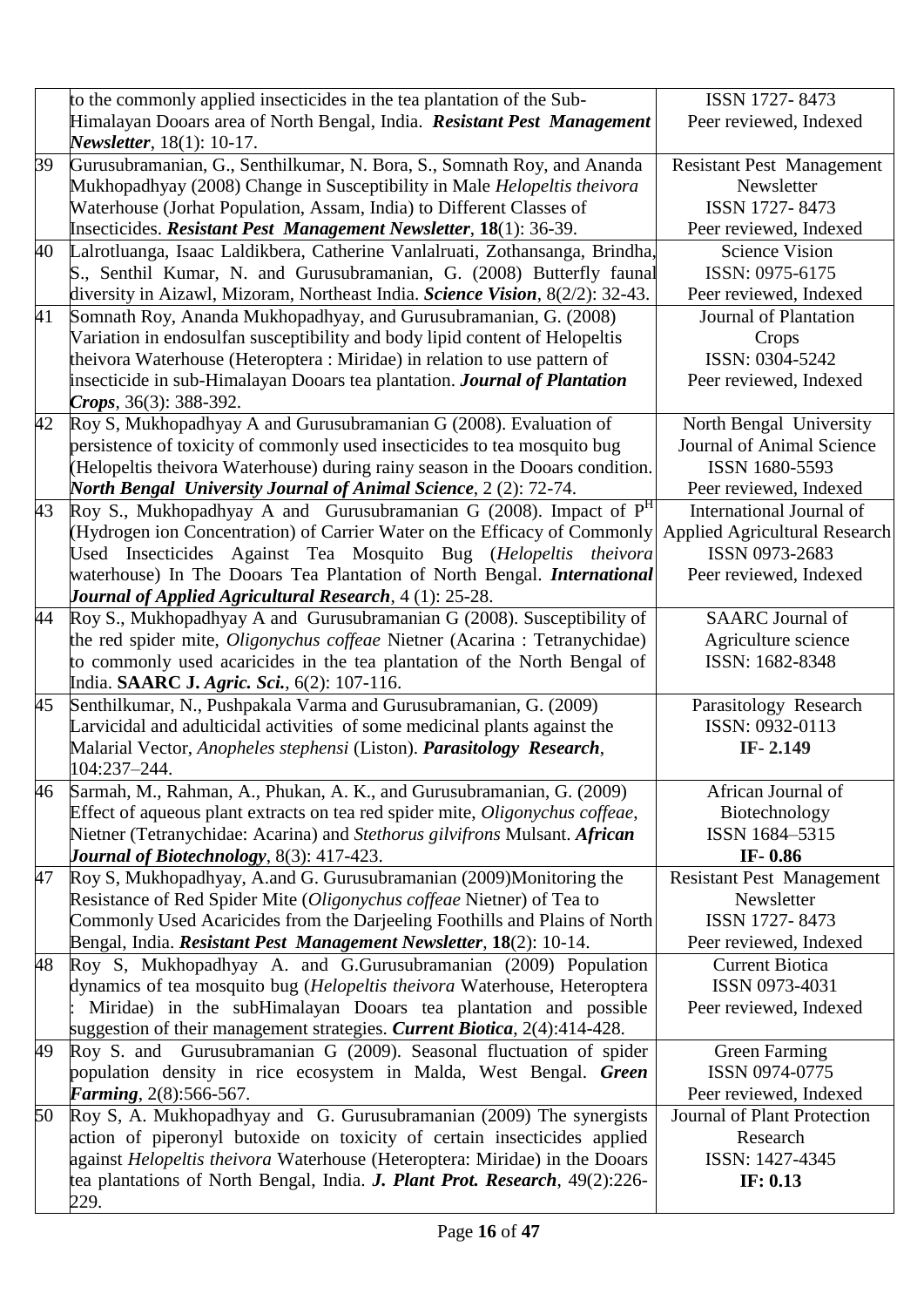| | | |
|---|---|---|
| | to the commonly applied insecticides in the tea plantation of the Sub-Himalayan Dooars area of North Bengal, India. ***Resistant Pest Management Newsletter***, 18(1): 10-17. | ISSN 1727- 8473<br>Peer reviewed, Indexed |
| 39 | Gurusubramanian, G., Senthilkumar, N. Bora, S., Somnath Roy, and Ananda Mukhopadhyay (2008) Change in Susceptibility in Male *Helopeltis theivora* Waterhouse (Jorhat Population, Assam, India) to Different Classes of Insecticides. ***Resistant Pest Management Newsletter***, **18**(1): 36-39. | Resistant Pest Management Newsletter<br>ISSN 1727- 8473<br>Peer reviewed, Indexed |
| 40 | Lalrotluanga, Isaac Laldikbera, Catherine Vanlalruati, Zothansanga, Brindha, S., Senthil Kumar, N. and Gurusubramanian, G. (2008) Butterfly faunal diversity in Aizawl, Mizoram, Northeast India. ***Science Vision***, 8(2/2): 32-43. | Science Vision<br>ISSN: 0975-6175<br>Peer reviewed, Indexed |
| 41 | Somnath Roy, Ananda Mukhopadhyay, and Gurusubramanian, G. (2008) Variation in endosulfan susceptibility and body lipid content of Helopeltis theivora Waterhouse (Heteroptera : Miridae) in relation to use pattern of insecticide in sub-Himalayan Dooars tea plantation. ***Journal of Plantation Crops***, 36(3): 388-392. | Journal of Plantation Crops<br>ISSN: 0304-5242<br>Peer reviewed, Indexed |
| 42 | Roy S, Mukhopadhyay A and Gurusubramanian G (2008). Evaluation of persistence of toxicity of commonly used insecticides to tea mosquito bug (Helopeltis theivora Waterhouse) during rainy season in the Dooars condition. ***North Bengal University Journal of Animal Science***, 2 (2): 72-74. | North Bengal University Journal of Animal Science<br>ISSN 1680-5593<br>Peer reviewed, Indexed |
| 43 | Roy S., Mukhopadhyay A and Gurusubramanian G (2008). Impact of $P^H$ (Hydrogen ion Concentration) of Carrier Water on the Efficacy of Commonly Used Insecticides Against Tea Mosquito Bug (*Helopeltis theivora* waterhouse) In The Dooars Tea Plantation of North Bengal. ***International Journal of Applied Agricultural Research***, 4 (1): 25-28. | International Journal of Applied Agricultural Research<br>ISSN 0973-2683<br>Peer reviewed, Indexed |
| 44 | Roy S., Mukhopadhyay A and Gurusubramanian G (2008). Susceptibility of the red spider mite, *Oligonychus coffeae* Nietner (Acarina : Tetranychidae) to commonly used acaricides in the tea plantation of the North Bengal of India. **SAARC J. *Agric. Sci.***, 6(2): 107-116. | SAARC Journal of Agriculture science<br>ISSN: 1682-8348 |
| 45 | Senthilkumar, N., Pushpakala Varma and Gurusubramanian, G. (2009) Larvicidal and adulticidal activities of some medicinal plants against the Malarial Vector, *Anopheles stephensi* (Liston). ***Parasitology Research***, 104:237–244. | Parasitology Research<br>ISSN: 0932-0113<br>**IF- 2.149** |
| 46 | Sarmah, M., Rahman, A., Phukan, A. K., and Gurusubramanian, G. (2009) Effect of aqueous plant extracts on tea red spider mite, *Oligonychus coffeae*, Nietner (Tetranychidae: Acarina) and *Stethorus gilvifrons* Mulsant. ***African Journal of Biotechnology***, 8(3): 417-423. | African Journal of Biotechnology<br>ISSN 1684–5315<br>**IF- 0.86** |
| 47 | Roy S, Mukhopadhyay, A.and G. Gurusubramanian (2009)Monitoring the Resistance of Red Spider Mite (*Oligonychus coffeae* Nietner) of Tea to Commonly Used Acaricides from the Darjeeling Foothills and Plains of North Bengal, India. ***Resistant Pest Management Newsletter***, **18**(2): 10-14. | Resistant Pest Management Newsletter<br>ISSN 1727- 8473<br>Peer reviewed, Indexed |
| 48 | Roy S, Mukhopadhyay A. and G.Gurusubramanian (2009) Population dynamics of tea mosquito bug (*Helopeltis theivora* Waterhouse, Heteroptera : Miridae) in the subHimalayan Dooars tea plantation and possible suggestion of their management strategies. ***Current Biotica***, 2(4):414-428. | Current Biotica<br>ISSN 0973-4031<br>Peer reviewed, Indexed |
| 49 | Roy S. and Gurusubramanian G (2009). Seasonal fluctuation of spider population density in rice ecosystem in Malda, West Bengal. ***Green Farming***, 2(8):566-567. | Green Farming<br>ISSN 0974-0775<br>Peer reviewed, Indexed |
| 50 | Roy S, A. Mukhopadhyay and G. Gurusubramanian (2009) The synergists action of piperonyl butoxide on toxicity of certain insecticides applied against *Helopeltis theivora* Waterhouse (Heteroptera: Miridae) in the Dooars tea plantations of North Bengal, India. ***J. Plant Prot. Research***, 49(2):226-229. | Journal of Plant Protection Research<br>ISSN: 1427-4345<br>**IF: 0.13** |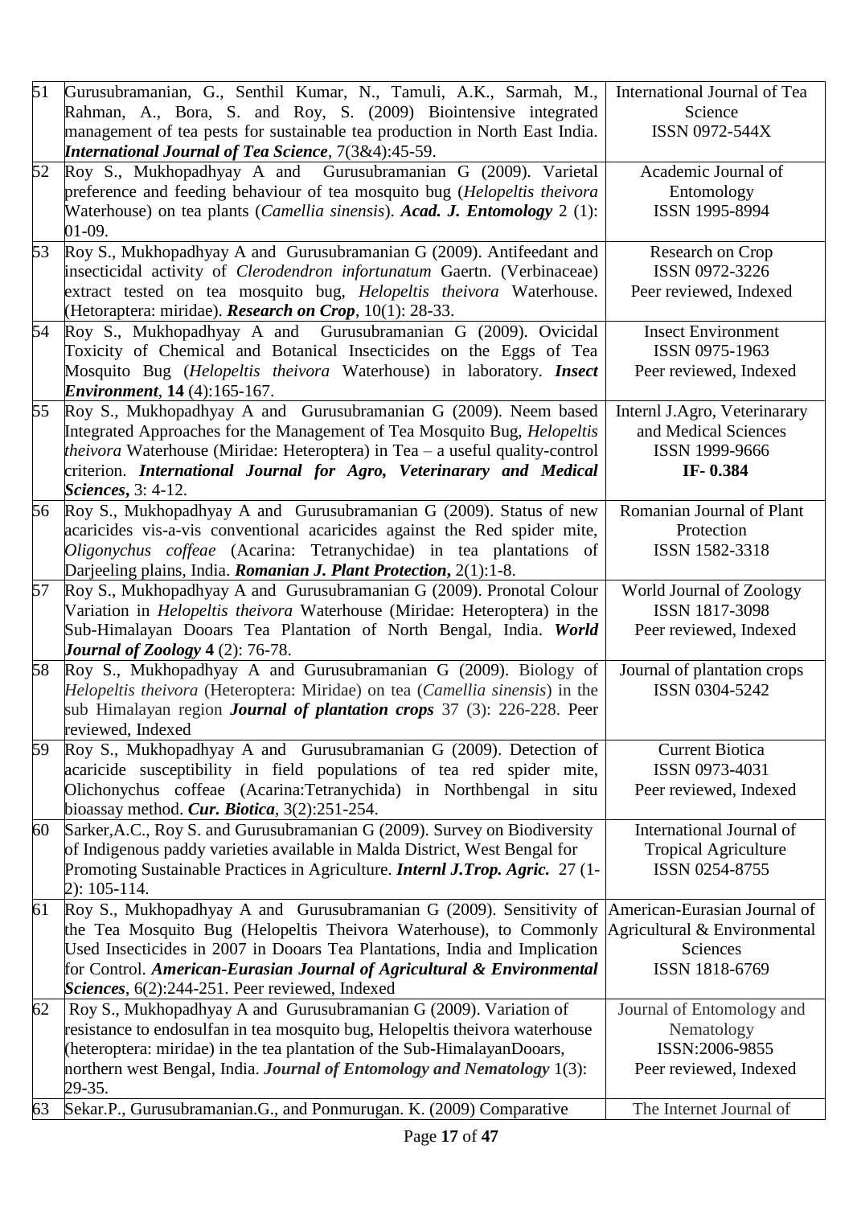| 51 | Gurusubramanian, G., Senthil Kumar, N., Tamuli, A.K., Sarmah, M., Rahman, A., Bora, S. and Roy, S. (2009) Biointensive integrated management of tea pests for sustainable tea production in North East India. ***International Journal of Tea Science***, 7(3&4):45-59. | International Journal of Tea Science ISSN 0972-544X |
|---|---|---|
| 52 | Roy S., Mukhopadhyay A and Gurusubramanian G (2009). Varietal preference and feeding behaviour of tea mosquito bug (*Helopeltis theivora* Waterhouse) on tea plants (*Camellia sinensis*). ***Acad. J. Entomology*** 2 (1): 01-09. | Academic Journal of Entomology ISSN 1995-8994 |
| 53 | Roy S., Mukhopadhyay A and Gurusubramanian G (2009). Antifeedant and insecticidal activity of *Clerodendron infortunatum* Gaertn. (Verbinaceae) extract tested on tea mosquito bug, *Helopeltis theivora* Waterhouse. (Hetoraptera: miridae). ***Research on Crop***, 10(1): 28-33. | Research on Crop ISSN 0972-3226 Peer reviewed, Indexed |
| 54 | Roy S., Mukhopadhyay A and Gurusubramanian G (2009). Ovicidal Toxicity of Chemical and Botanical Insecticides on the Eggs of Tea Mosquito Bug (*Helopeltis theivora* Waterhouse) in laboratory. ***Insect Environment***, **14** (4):165-167. | Insect Environment ISSN 0975-1963 Peer reviewed, Indexed |
| 55 | Roy S., Mukhopadhyay A and Gurusubramanian G (2009). Neem based Integrated Approaches for the Management of Tea Mosquito Bug, *Helopeltis theivora* Waterhouse (Miridae: Heteroptera) in Tea – a useful quality-control criterion. ***International Journal for Agro, Veterinarary and Medical Sciences***, 3: 4-12. | Internl J.Agro, Veterinarary and Medical Sciences ISSN 1999-9666 **IF- 0.384** |
| 56 | Roy S., Mukhopadhyay A and Gurusubramanian G (2009). Status of new acaricides vis-a-vis conventional acaricides against the Red spider mite, *Oligonychus coffeae* (Acarina: Tetranychidae) in tea plantations of Darjeeling plains, India. ***Romanian J. Plant Protection***, 2(1):1-8. | Romanian Journal of Plant Protection ISSN 1582-3318 |
| 57 | Roy S., Mukhopadhyay A and Gurusubramanian G (2009). Pronotal Colour Variation in *Helopeltis theivora* Waterhouse (Miridae: Heteroptera) in the Sub-Himalayan Dooars Tea Plantation of North Bengal, India. ***World Journal of Zoology*** **4** (2): 76-78. | World Journal of Zoology ISSN 1817-3098 Peer reviewed, Indexed |
| 58 | Roy S., Mukhopadhyay A and Gurusubramanian G (2009). Biology of *Helopeltis theivora* (Heteroptera: Miridae) on tea (*Camellia sinensis*) in the sub Himalayan region ***Journal of plantation crops*** 37 (3): 226-228. Peer reviewed, Indexed | Journal of plantation crops ISSN 0304-5242 |
| 59 | Roy S., Mukhopadhyay A and Gurusubramanian G (2009). Detection of acaricide susceptibility in field populations of tea red spider mite, Olichonychus coffeae (Acarina:Tetranychida) in Northbengal in situ bioassay method. ***Cur. Biotica***, 3(2):251-254. | Current Biotica ISSN 0973-4031 Peer reviewed, Indexed |
| 60 | Sarker,A.C., Roy S. and Gurusubramanian G (2009). Survey on Biodiversity of Indigenous paddy varieties available in Malda District, West Bengal for Promoting Sustainable Practices in Agriculture. ***Internl J.Trop. Agric.*** 27 (1-2): 105-114. | International Journal of Tropical Agriculture ISSN 0254-8755 |
| 61 | Roy S., Mukhopadhyay A and Gurusubramanian G (2009). Sensitivity of the Tea Mosquito Bug (Helopeltis Theivora Waterhouse), to Commonly Used Insecticides in 2007 in Dooars Tea Plantations, India and Implication for Control. ***American-Eurasian Journal of Agricultural & Environmental Sciences***, 6(2):244-251. Peer reviewed, Indexed | American-Eurasian Journal of Agricultural & Environmental Sciences ISSN 1818-6769 |
| 62 | Roy S., Mukhopadhyay A and Gurusubramanian G (2009). Variation of resistance to endosulfan in tea mosquito bug, Helopeltis theivora waterhouse (heteroptera: miridae) in the tea plantation of the Sub-HimalayanDooars, northern west Bengal, India. ***Journal of Entomology and Nematology*** 1(3): 29-35. | Journal of Entomology and Nematology ISSN:2006-9855 Peer reviewed, Indexed |
| 63 | Sekar.P., Gurusubramanian.G., and Ponmurugan. K. (2009) Comparative | The Internet Journal of |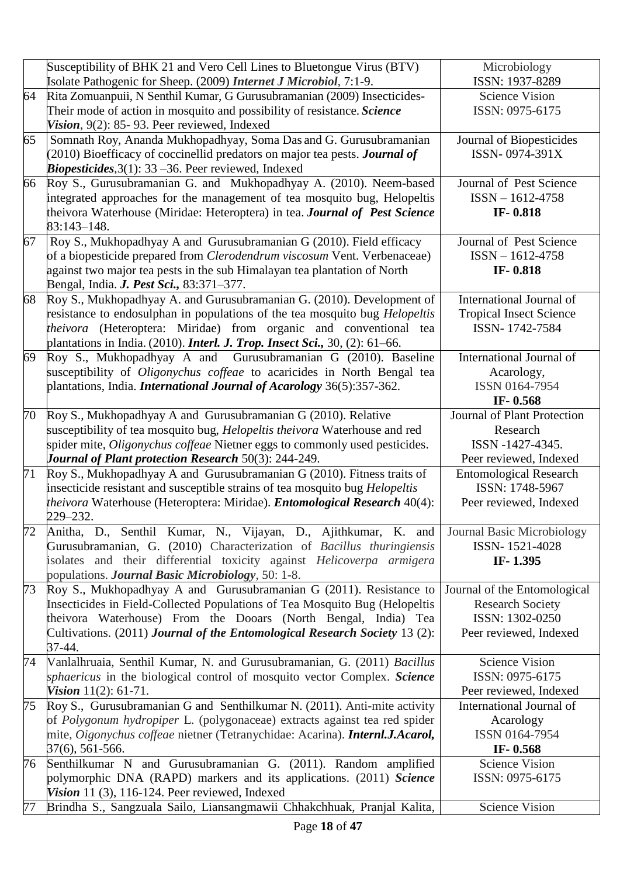| | | |
|---|---|---|
| | Susceptibility of BHK 21 and Vero Cell Lines to Bluetongue Virus (BTV) Isolate Pathogenic for Sheep. (2009) ***Internet J Microbiol***, 7:1-9. | Microbiology<br>ISSN: 1937-8289 |
| 64 | Rita Zomuanpuii, N Senthil Kumar, G Gurusubramanian (2009) Insecticides- Their mode of action in mosquito and possibility of resistance. ***Science Vision***, 9(2): 85- 93. Peer reviewed, Indexed | Science Vision<br>ISSN: 0975-6175 |
| 65 | Somnath Roy, Ananda Mukhopadhyay, Soma Das and G. Gurusubramanian (2010) Bioefficacy of coccinellid predators on major tea pests. ***Journal of Biopesticides***,3(1): 33 –36. Peer reviewed, Indexed | Journal of Biopesticides<br>ISSN- 0974-391X |
| 66 | Roy S., Gurusubramanian G. and Mukhopadhyay A. (2010). Neem-based integrated approaches for the management of tea mosquito bug, Helopeltis theivora Waterhouse (Miridae: Heteroptera) in tea. ***Journal of Pest Science*** 83:143–148. | Journal of Pest Science<br>ISSN – 1612-4758<br>**IF- 0.818** |
| 67 | Roy S., Mukhopadhyay A and Gurusubramanian G (2010). Field efficacy of a biopesticide prepared from *Clerodendrum viscosum* Vent. Verbenaceae) against two major tea pests in the sub Himalayan tea plantation of North Bengal, India. ***J. Pest Sci.,*** 83:371–377. | Journal of Pest Science<br>ISSN – 1612-4758<br>**IF- 0.818** |
| 68 | Roy S., Mukhopadhyay A. and Gurusubramanian G. (2010). Development of resistance to endosulphan in populations of the tea mosquito bug *Helopeltis theivora* (Heteroptera: Miridae) from organic and conventional tea plantations in India. (2010). ***Interl. J. Trop. Insect Sci.,*** 30, (2): 61–66. | International Journal of Tropical Insect Science<br>ISSN- 1742-7584 |
| 69 | Roy S., Mukhopadhyay A and Gurusubramanian G (2010). Baseline susceptibility of *Oligonychus coffeae* to acaricides in North Bengal tea plantations, India. ***International Journal of Acarology*** 36(5):357-362. | International Journal of Acarology,<br>ISSN 0164-7954<br>**IF- 0.568** |
| 70 | Roy S., Mukhopadhyay A and Gurusubramanian G (2010). Relative susceptibility of tea mosquito bug, *Helopeltis theivora* Waterhouse and red spider mite, *Oligonychus coffeae* Nietner eggs to commonly used pesticides. ***Journal of Plant protection Research*** 50(3): 244-249. | Journal of Plant Protection Research<br>ISSN -1427-4345.<br>Peer reviewed, Indexed |
| 71 | Roy S., Mukhopadhyay A and Gurusubramanian G (2010). Fitness traits of insecticide resistant and susceptible strains of tea mosquito bug *Helopeltis theivora* Waterhouse (Heteroptera: Miridae). ***Entomological Research*** 40(4): 229–232. | Entomological Research<br>ISSN: 1748-5967<br>Peer reviewed, Indexed |
| 72 | Anitha, D., Senthil Kumar, N., Vijayan, D., Ajithkumar, K. and Gurusubramanian, G. (2010) Characterization of *Bacillus thuringiensis* isolates and their differential toxicity against *Helicoverpa armigera* populations. ***Journal Basic Microbiology***, 50: 1-8. | Journal Basic Microbiology<br>ISSN- 1521-4028<br>**IF- 1.395** |
| 73 | Roy S., Mukhopadhyay A and Gurusubramanian G (2011). Resistance to Insecticides in Field-Collected Populations of Tea Mosquito Bug (Helopeltis theivora Waterhouse) From the Dooars (North Bengal, India) Tea Cultivations. (2011) ***Journal of the Entomological Research Society*** 13 (2): 37-44. | Journal of the Entomological Research Society<br>ISSN: 1302-0250<br>Peer reviewed, Indexed |
| 74 | Vanlalhruaia, Senthil Kumar, N. and Gurusubramanian, G. (2011) *Bacillus sphaericus* in the biological control of mosquito vector Complex. ***Science Vision*** 11(2): 61-71. | Science Vision<br>ISSN: 0975-6175<br>Peer reviewed, Indexed |
| 75 | Roy S., Gurusubramanian G and Senthilkumar N. (2011). Anti-mite activity of *Polygonum hydropiper* L. (polygonaceae) extracts against tea red spider mite, *Oigonychus coffeae* nietner (Tetranychidae: Acarina). ***Internl.J.Acarol,*** 37(6), 561-566. | International Journal of Acarology<br>ISSN 0164-7954<br>**IF- 0.568** |
| 76 | Senthilkumar N and Gurusubramanian G. (2011). Random amplified polymorphic DNA (RAPD) markers and its applications. (2011) ***Science Vision*** 11 (3), 116-124. Peer reviewed, Indexed | Science Vision<br>ISSN: 0975-6175 |
| 77 | Brindha S., Sangzuala Sailo, Liansangmawii Chhakchhuak, Pranjal Kalita, | Science Vision |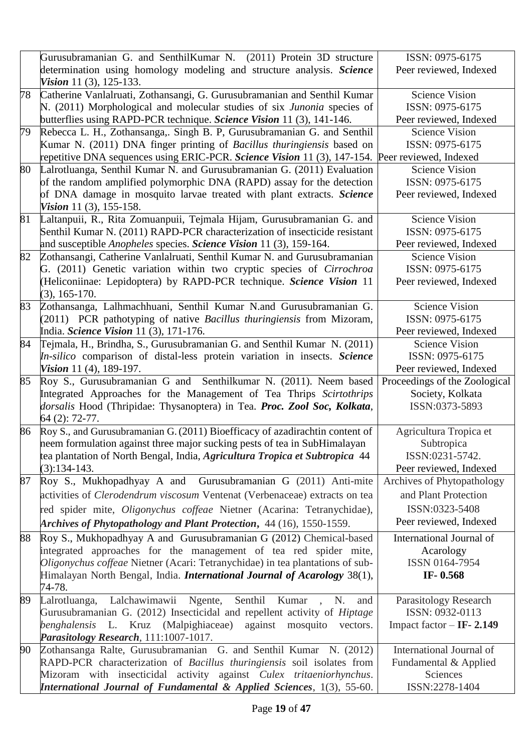| | | |
|---|---|---|
| | Gurusubramanian G. and SenthilKumar N. (2011) Protein 3D structure determination using homology modeling and structure analysis. ***Science Vision*** 11 (3), 125-133. | ISSN: 0975-6175<br>Peer reviewed, Indexed |
| 78 | Catherine Vanlalruati, Zothansangi, G. Gurusubramanian and Senthil Kumar N. (2011) Morphological and molecular studies of six *Junonia* species of butterflies using RAPD-PCR technique. ***Science Vision*** 11 (3), 141-146. | Science Vision<br>ISSN: 0975-6175<br>Peer reviewed, Indexed |
| 79 | Rebecca L. H., Zothansanga,. Singh B. P, Gurusubramanian G. and Senthil Kumar N. (2011) DNA finger printing of *Bacillus thuringiensis* based on repetitive DNA sequences using ERIC-PCR. ***Science Vision*** 11 (3), 147-154. | Science Vision<br>ISSN: 0975-6175<br>Peer reviewed, Indexed |
| 80 | Lalrotluanga, Senthil Kumar N. and Gurusubramanian G. (2011) Evaluation of the random amplified polymorphic DNA (RAPD) assay for the detection of DNA damage in mosquito larvae treated with plant extracts. ***Science Vision*** 11 (3), 155-158. | Science Vision<br>ISSN: 0975-6175<br>Peer reviewed, Indexed |
| 81 | Laltanpuii, R., Rita Zomuanpuii, Tejmala Hijam, Gurusubramanian G. and Senthil Kumar N. (2011) RAPD-PCR characterization of insecticide resistant and susceptible *Anopheles* species. ***Science Vision*** 11 (3), 159-164. | Science Vision<br>ISSN: 0975-6175<br>Peer reviewed, Indexed |
| 82 | Zothansangi, Catherine Vanlalruati, Senthil Kumar N. and Gurusubramanian G. (2011) Genetic variation within two cryptic species of *Cirrochroa* (Heliconiinae: Lepidoptera) by RAPD-PCR technique. ***Science Vision*** 11 (3), 165-170. | Science Vision<br>ISSN: 0975-6175<br>Peer reviewed, Indexed |
| 83 | Zothansanga, Lalhmachhuani, Senthil Kumar N.and Gurusubramanian G. (2011) PCR pathotyping of native *Bacillus thuringiensis* from Mizoram, India. ***Science Vision*** 11 (3), 171-176. | Science Vision<br>ISSN: 0975-6175<br>Peer reviewed, Indexed |
| 84 | Tejmala, H., Brindha, S., Gurusubramanian G. and Senthil Kumar N. (2011) *In-silico* comparison of distal-less protein variation in insects. ***Science Vision*** 11 (4), 189-197. | Science Vision<br>ISSN: 0975-6175<br>Peer reviewed, Indexed |
| 85 | Roy S., Gurusubramanian G and Senthilkumar N. (2011). Neem based Integrated Approaches for the Management of Tea Thrips *Scirtothrips dorsalis* Hood (Thripidae: Thysanoptera) in Tea. ***Proc. Zool Soc, Kolkata***, 64 (2): 72-77. | Proceedings of the Zoological Society, Kolkata<br>ISSN:0373-5893 |
| 86 | Roy S., and Gurusubramanian G. (2011) Bioefficacy of azadirachtin content of neem formulation against three major sucking pests of tea in SubHimalayan tea plantation of North Bengal, India, ***Agricultura Tropica et Subtropica*** 44 (3):134-143. | Agricultura Tropica et Subtropica<br>ISSN:0231-5742.<br>Peer reviewed, Indexed |
| 87 | Roy S., Mukhopadhyay A and Gurusubramanian G (2011) Anti-mite activities of *Clerodendrum viscosum* Ventenat (Verbenaceae) extracts on tea red spider mite, *Oligonychus coffeae* Nietner (Acarina: Tetranychidae), ***Archives of Phytopathology and Plant Protection***, 44 (16), 1550-1559. | Archives of Phytopathology and Plant Protection<br>ISSN:0323-5408<br>Peer reviewed, Indexed |
| 88 | Roy S., Mukhopadhyay A and Gurusubramanian G (2012) Chemical-based integrated approaches for the management of tea red spider mite, *Oligonychus coffeae* Nietner (Acari: Tetranychidae) in tea plantations of sub-Himalayan North Bengal, India. ***International Journal of Acarology*** 38(1), 74-78. | International Journal of Acarology<br>ISSN 0164-7954<br>**IF- 0.568** |
| 89 | Lalrotluanga, Lalchawimawii Ngente, Senthil Kumar , N. and Gurusubramanian G. (2012) Insecticidal and repellent activity of *Hiptage benghalensis* L. Kruz (Malpighiaceae) against mosquito vectors. ***Parasitology Research***, 111:1007-1017. | Parasitology Research<br>ISSN: 0932-0113<br>Impact factor – **IF- 2.149** |
| 90 | Zothansanga Ralte, Gurusubramanian G. and Senthil Kumar N. (2012) RAPD-PCR characterization of *Bacillus thuringiensis* soil isolates from Mizoram with insecticidal activity against *Culex tritaeniorhynchus*. ***International Journal of Fundamental & Applied Sciences***, 1(3), 55-60. | International Journal of Fundamental & Applied Sciences<br>ISSN:2278-1404 |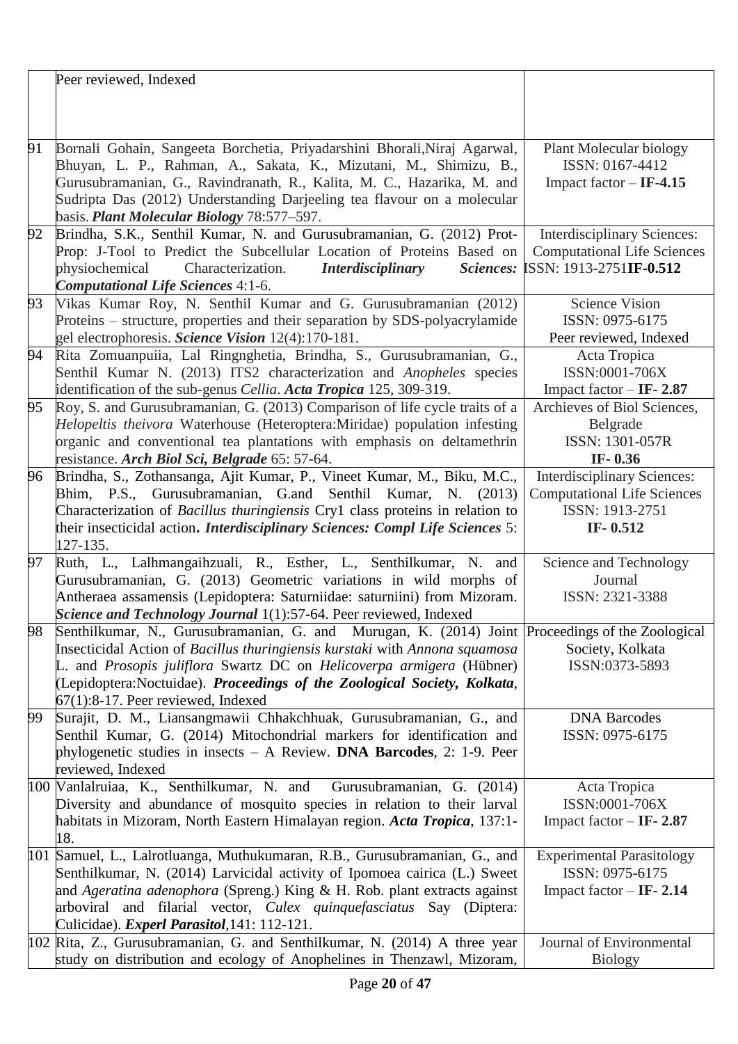| | | |
|---|---|---|
| | Peer reviewed, Indexed | |
| 91 | Bornali Gohain, Sangeeta Borchetia, Priyadarshini Bhorali,Niraj Agarwal, Bhuyan, L. P., Rahman, A., Sakata, K., Mizutani, M., Shimizu, B., Gurusubramanian, G., Ravindranath, R., Kalita, M. C., Hazarika, M. and Sudripta Das (2012) Understanding Darjeeling tea flavour on a molecular basis. ***Plant Molecular Biology*** 78:577–597. | Plant Molecular biology<br>ISSN: 0167-4412<br>Impact factor – **IF-4.15** |
| 92 | Brindha, S.K., Senthil Kumar, N. and Gurusubramanian, G. (2012) Prot-Prop: J-Tool to Predict the Subcellular Location of Proteins Based on physiochemical Characterization. ***Interdisciplinary Sciences: Computational Life Sciences*** 4:1-6. | Interdisciplinary Sciences: Computational Life Sciences<br>ISSN: 1913-2751**IF-0.512** |
| 93 | Vikas Kumar Roy, N. Senthil Kumar and G. Gurusubramanian (2012) Proteins – structure, properties and their separation by SDS-polyacrylamide gel electrophoresis. ***Science Vision*** 12(4):170-181. | Science Vision<br>ISSN: 0975-6175<br>Peer reviewed, Indexed |
| 94 | Rita Zomuanpuiia, Lal Ringnghetia, Brindha, S., Gurusubramanian, G., Senthil Kumar N. (2013) ITS2 characterization and *Anopheles* species identification of the sub-genus *Cellia*. ***Acta Tropica*** 125, 309-319. | Acta Tropica<br>ISSN:0001-706X<br>Impact factor – **IF- 2.87** |
| 95 | Roy, S. and Gurusubramanian, G. (2013) Comparison of life cycle traits of a *Helopeltis theivora* Waterhouse (Heteroptera:Miridae) population infesting organic and conventional tea plantations with emphasis on deltamethrin resistance. ***Arch Biol Sci, Belgrade*** 65: 57-64. | Archieves of Biol Sciences, Belgrade<br>ISSN: 1301-057R<br>**IF- 0.36** |
| 96 | Brindha, S., Zothansanga, Ajit Kumar, P., Vineet Kumar, M., Biku, M.C., Bhim, P.S., Gurusubramanian, G.and Senthil Kumar, N. (2013) Characterization of *Bacillus thuringiensis* Cry1 class proteins in relation to their insecticidal action**.** ***Interdisciplinary Sciences: Compl Life Sciences*** 5: 127-135. | Interdisciplinary Sciences: Computational Life Sciences<br>ISSN: 1913-2751<br>**IF- 0.512** |
| 97 | Ruth, L., Lalhmangaihzuali, R., Esther, L., Senthilkumar, N. and Gurusubramanian, G. (2013) Geometric variations in wild morphs of Antheraea assamensis (Lepidoptera: Saturniidae: saturniini) from Mizoram. ***Science and Technology Journal*** 1(1):57-64. Peer reviewed, Indexed | Science and Technology Journal<br>ISSN: 2321-3388 |
| 98 | Senthilkumar, N., Gurusubramanian, G. and Murugan, K. (2014) Joint Insecticidal Action of *Bacillus thuringiensis kurstaki* with *Annona squamosa* L. and *Prosopis juliflora* Swartz DC on *Helicoverpa armigera* (Hübner) (Lepidoptera:Noctuidae). ***Proceedings of the Zoological Society, Kolkata***, 67(1):8-17. Peer reviewed, Indexed | Proceedings of the Zoological Society, Kolkata<br>ISSN:0373-5893 |
| 99 | Surajit, D. M., Liansangmawii Chhakchhuak, Gurusubramanian, G., and Senthil Kumar, G. (2014) Mitochondrial markers for identification and phylogenetic studies in insects – A Review. **DNA Barcodes**, 2: 1-9. Peer reviewed, Indexed | DNA Barcodes<br>ISSN: 0975-6175 |
| 100 | Vanlalruiaa, K., Senthilkumar, N. and Gurusubramanian, G. (2014) Diversity and abundance of mosquito species in relation to their larval habitats in Mizoram, North Eastern Himalayan region. ***Acta Tropica***, 137:1-18. | Acta Tropica<br>ISSN:0001-706X<br>Impact factor – **IF- 2.87** |
| 101 | Samuel, L., Lalrotluanga, Muthukumaran, R.B., Gurusubramanian, G., and Senthilkumar, N. (2014) Larvicidal activity of Ipomoea cairica (L.) Sweet and *Ageratina adenophora* (Spreng.) King & H. Rob. plant extracts against arboviral and filarial vector, *Culex quinquefasciatus* Say (Diptera: Culicidae). ***Experl Parasitol***,141: 112-121. | Experimental Parasitology<br>ISSN: 0975-6175<br>Impact factor – **IF- 2.14** |
| 102 | Rita, Z., Gurusubramanian, G. and Senthilkumar, N. (2014) A three year study on distribution and ecology of Anophelines in Thenzawl, Mizoram, | Journal of Environmental Biology |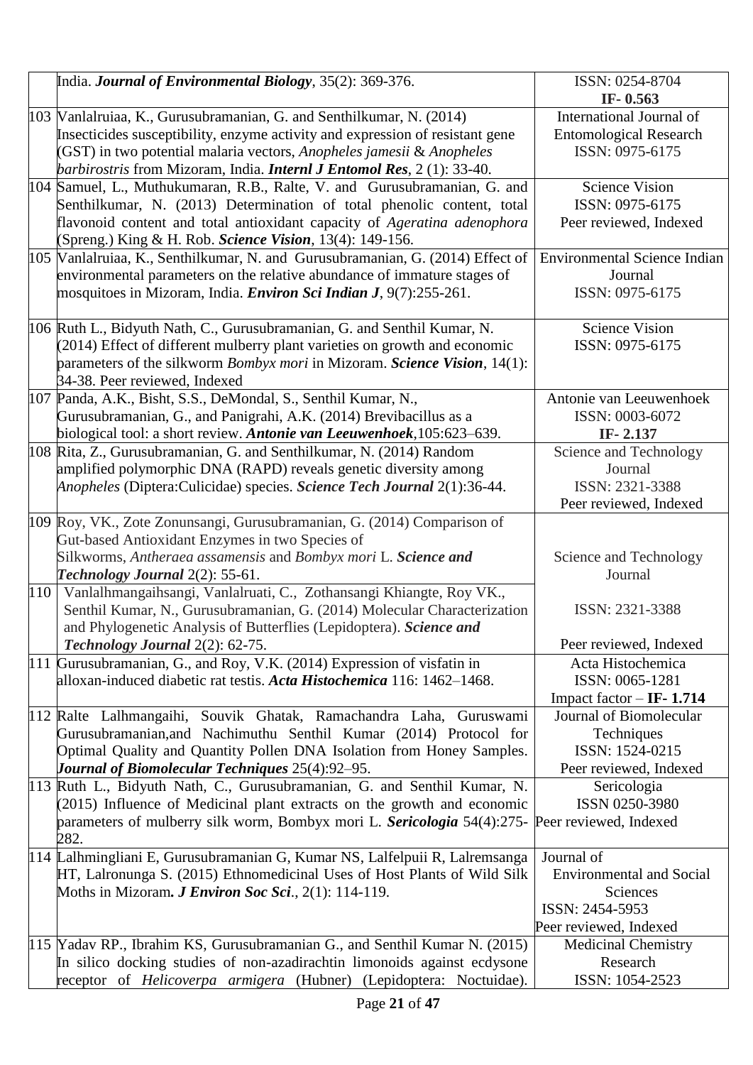| | | |
|---|---|---|
| | India. ***Journal of Environmental Biology***, 35(2): 369-376. | ISSN: 0254-8704 **IF- 0.563** |
| 103 | Vanlalruiaa, K., Gurusubramanian, G. and Senthilkumar, N. (2014) Insecticides susceptibility, enzyme activity and expression of resistant gene (GST) in two potential malaria vectors, *Anopheles jamesii* & *Anopheles barbirostris* from Mizoram, India. ***Internl J Entomol Res***, 2 (1): 33-40. | International Journal of Entomological Research ISSN: 0975-6175 |
| 104 | Samuel, L., Muthukumaran, R.B., Ralte, V. and Gurusubramanian, G. and Senthilkumar, N. (2013) Determination of total phenolic content, total flavonoid content and total antioxidant capacity of *Ageratina adenophora* (Spreng.) King & H. Rob. ***Science Vision***, 13(4): 149-156. | Science Vision ISSN: 0975-6175 Peer reviewed, Indexed |
| 105 | Vanlalruiaa, K., Senthilkumar, N. and Gurusubramanian, G. (2014) Effect of environmental parameters on the relative abundance of immature stages of mosquitoes in Mizoram, India. ***Environ Sci Indian J***, 9(7):255-261. | Environmental Science Indian Journal ISSN: 0975-6175 |
| 106 | Ruth L., Bidyuth Nath, C., Gurusubramanian, G. and Senthil Kumar, N. (2014) Effect of different mulberry plant varieties on growth and economic parameters of the silkworm *Bombyx mori* in Mizoram. ***Science Vision***, 14(1): 34-38. Peer reviewed, Indexed | Science Vision ISSN: 0975-6175 |
| 107 | Panda, A.K., Bisht, S.S., DeMondal, S., Senthil Kumar, N., Gurusubramanian, G., and Panigrahi, A.K. (2014) Brevibacillus as a biological tool: a short review. ***Antonie van Leeuwenhoek***,105:623–639. | Antonie van Leeuwenhoek ISSN: 0003-6072 **IF- 2.137** |
| 108 | Rita, Z., Gurusubramanian, G. and Senthilkumar, N. (2014) Random amplified polymorphic DNA (RAPD) reveals genetic diversity among *Anopheles* (Diptera:Culicidae) species. ***Science Tech Journal*** 2(1):36-44. | Science and Technology Journal ISSN: 2321-3388 Peer reviewed, Indexed |
| 109 | Roy, VK., Zote Zonunsangi, Gurusubramanian, G. (2014) Comparison of Gut-based Antioxidant Enzymes in two Species of Silkworms, *Antheraea assamensis* and *Bombyx mori* L. ***Science and Technology Journal*** 2(2): 55-61. | Science and Technology Journal ISSN: 2321-3388 Peer reviewed, Indexed |
| 110 | Vanlalhmangaihsangi, Vanlalruati, C., Zothansangi Khiangte, Roy VK., Senthil Kumar, N., Gurusubramanian, G. (2014) Molecular Characterization and Phylogenetic Analysis of Butterflies (Lepidoptera). ***Science and Technology Journal*** 2(2): 62-75. | |
| 111 | Gurusubramanian, G., and Roy, V.K. (2014) Expression of visfatin in alloxan-induced diabetic rat testis. ***Acta Histochemica*** 116: 1462–1468. | Acta Histochemica ISSN: 0065-1281 Impact factor – **IF- 1.714** |
| 112 | Ralte Lalhmangaihi, Souvik Ghatak, Ramachandra Laha, Guruswami Gurusubramanian,and Nachimuthu Senthil Kumar (2014) Protocol for Optimal Quality and Quantity Pollen DNA Isolation from Honey Samples. ***Journal of Biomolecular Techniques*** 25(4):92–95. | Journal of Biomolecular Techniques ISSN: 1524-0215 Peer reviewed, Indexed |
| 113 | Ruth L., Bidyuth Nath, C., Gurusubramanian, G. and Senthil Kumar, N. (2015) Influence of Medicinal plant extracts on the growth and economic parameters of mulberry silk worm, Bombyx mori L. ***Sericologia*** 54(4):275-282. | Sericologia ISSN 0250-3980 Peer reviewed, Indexed |
| 114 | Lalhmingliani E, Gurusubramanian G, Kumar NS, Lalfelpuii R, Lalremsanga HT, Lalronunga S. (2015) Ethnomedicinal Uses of Host Plants of Wild Silk Moths in Mizoram**. *J Environ Soc Sci***., 2(1): 114-119. | Journal of Environmental and Social Sciences ISSN: 2454-5953 Peer reviewed, Indexed |
| 115 | Yadav RP., Ibrahim KS, Gurusubramanian G., and Senthil Kumar N. (2015) In silico docking studies of non-azadirachtin limonoids against ecdysone receptor of *Helicoverpa armigera* (Hubner) (Lepidoptera: Noctuidae). | Medicinal Chemistry Research ISSN: 1054-2523 |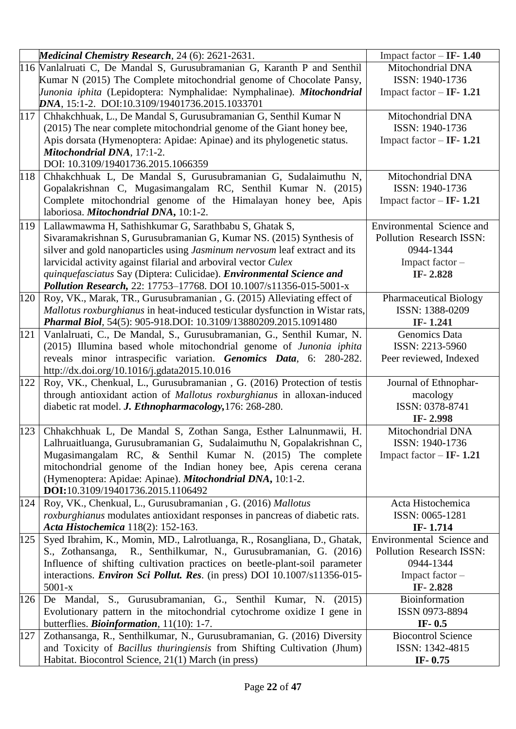| | | |
|---|---|---|
| | ***Medicinal Chemistry Research***, 24 (6): 2621-2631. | Impact factor – **IF- 1.40** |
| 116 | Vanlalruati C, De Mandal S, Gurusubramanian G, Karanth P and Senthil Kumar N (2015) The Complete mitochondrial genome of Chocolate Pansy, *Junonia iphita* (Lepidoptera: Nymphalidae: Nymphalinae). ***Mitochondrial DNA***, 15:1-2. DOI:10.3109/19401736.2015.1033701 | Mitochondrial DNA<br>ISSN: 1940-1736<br>Impact factor – **IF- 1.21** |
| 117 | Chhakchhuak, L., De Mandal S, Gurusubramanian G, Senthil Kumar N (2015) The near complete mitochondrial genome of the Giant honey bee, Apis dorsata (Hymenoptera: Apidae: Apinae) and its phylogenetic status. ***Mitochondrial DNA***, 17:1-2.<br>DOI: 10.3109/19401736.2015.1066359 | Mitochondrial DNA<br>ISSN: 1940-1736<br>Impact factor – **IF- 1.21** |
| 118 | Chhakchhuak L, De Mandal S, Gurusubramanian G, Sudalaimuthu N, Gopalakrishnan C, Mugasimangalam RC, Senthil Kumar N. (2015) Complete mitochondrial genome of the Himalayan honey bee, Apis laboriosa. ***Mitochondrial DNA*,** 10:1-2. | Mitochondrial DNA<br>ISSN: 1940-1736<br>Impact factor – **IF- 1.21** |
| 119 | Lallawmawma H, Sathishkumar G, Sarathbabu S, Ghatak S, Sivaramakrishnan S, Gurusubramanian G, Kumar NS. (2015) Synthesis of silver and gold nanoparticles using *Jasminum nervosum* leaf extract and its larvicidal activity against filarial and arboviral vector *Culex quinquefasciatus* Say (Diptera: Culicidae). ***Environmental Science and Pollution Research,*** 22: 17753–17768. DOI 10.1007/s11356-015-5001-x | Environmental Science and Pollution Research ISSN: 0944-1344<br>Impact factor –<br>**IF- 2.828** |
| 120 | Roy, VK., Marak, TR., Gurusubramanian , G. (2015) Alleviating effect of *Mallotus roxburghianus* in heat-induced testicular dysfunction in Wistar rats, ***Pharmal Biol***, 54(5): 905-918.DOI: 10.3109/13880209.2015.1091480 | Pharmaceutical Biology<br>ISSN: 1388-0209<br>**IF- 1.241** |
| 121 | Vanlalruati, C., De Mandal, S., Gurusubramanian, G., Senthil Kumar, N. (2015) Illumina based whole mitochondrial genome of *Junonia iphita* reveals minor intraspecific variation. ***Genomics Data***, 6: 280-282. http://dx.doi.org/10.1016/j.gdata2015.10.016 | Genomics Data<br>ISSN: 2213-5960<br>Peer reviewed, Indexed |
| 122 | Roy, VK., Chenkual, L., Gurusubramanian , G. (2016) Protection of testis through antioxidant action of *Mallotus roxburghianus* in alloxan-induced diabetic rat model. ***J. Ethnopharmacology*,**176: 268-280. | Journal of Ethnophar-macology<br>ISSN: 0378-8741<br>**IF- 2.998** |
| 123 | Chhakchhuak L, De Mandal S, Zothan Sanga, Esther Lalnunmawii, H. Lalhruaitluanga, Gurusubramanian G, Sudalaimuthu N, Gopalakrishnan C, Mugasimangalam RC, & Senthil Kumar N. (2015) The complete mitochondrial genome of the Indian honey bee, Apis cerena cerana (Hymenoptera: Apidae: Apinae). ***Mitochondrial DNA*,** 10:1-2. **DOI:**10.3109/19401736.2015.1106492 | Mitochondrial DNA<br>ISSN: 1940-1736<br>Impact factor – **IF- 1.21** |
| 124 | Roy, VK., Chenkual, L., Gurusubramanian , G. (2016) *Mallotus roxburghianus* modulates antioxidant responses in pancreas of diabetic rats. ***Acta Histochemica*** 118(2): 152-163. | Acta Histochemica<br>ISSN: 0065-1281<br>**IF- 1.714** |
| 125 | Syed Ibrahim, K., Momin, MD., Lalrotluanga, R., Rosangliana, D., Ghatak, S., Zothansanga, R., Senthilkumar, N., Gurusubramanian, G. (2016) Influence of shifting cultivation practices on beetle-plant-soil parameter interactions. ***Environ Sci Pollut. Res***. (in press) DOI 10.1007/s11356-015-5001-x | Environmental Science and Pollution Research ISSN: 0944-1344<br>Impact factor –<br>**IF- 2.828** |
| 126 | De Mandal, S., Gurusubramanian, G., Senthil Kumar, N. (2015) Evolutionary pattern in the mitochondrial cytochrome oxidize I gene in butterflies. ***Bioinformation***, 11(10): 1-7. | Bioinformation<br>ISSN 0973-8894<br>**IF- 0.5** |
| 127 | Zothansanga, R., Senthilkumar, N., Gurusubramanian, G. (2016) Diversity and Toxicity of *Bacillus thuringiensis* from Shifting Cultivation (Jhum) Habitat. Biocontrol Science, 21(1) March (in press) | Biocontrol Science<br>ISSN: 1342-4815<br>**IF- 0.75** |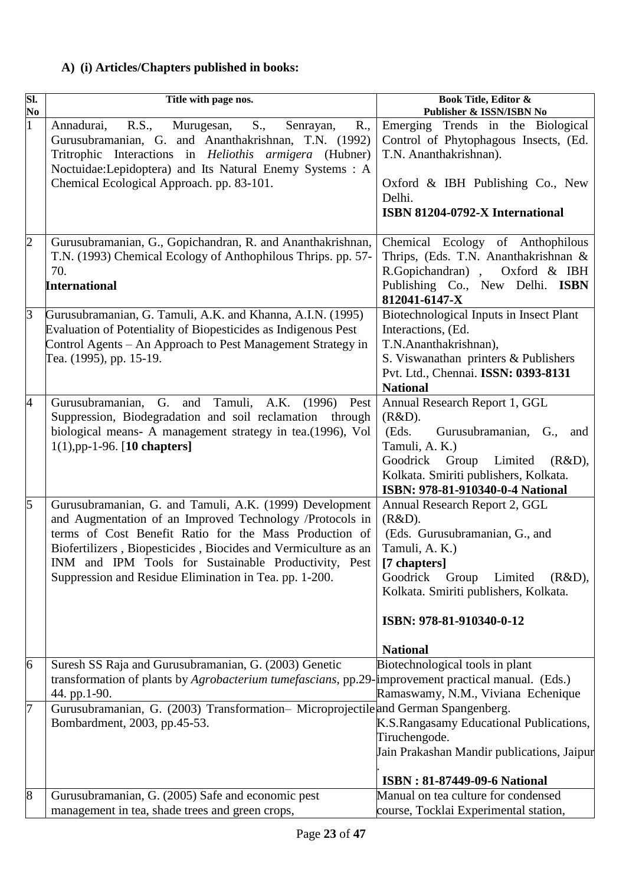**A) (i) Articles/Chapters published in books:**

| Sl. No | Title with page nos. | Book Title, Editor & Publisher & ISSN/ISBN No |
|---|---|---|
| 1 | Annadurai, R.S., Murugesan, S., Senrayan, R., Gurusubramanian, G. and Ananthakrishnan, T.N. (1992) Tritrophic Interactions in *Heliothis armigera* (Hubner) Noctuidae:Lepidoptera) and Its Natural Enemy Systems : A Chemical Ecological Approach. pp. 83-101. | Emerging Trends in the Biological Control of Phytophagous Insects, (Ed. T.N. Ananthakrishnan). Oxford & IBH Publishing Co., New Delhi. **ISBN 81204-0792-X International** |
| 2 | Gurusubramanian, G., Gopichandran, R. and Ananthakrishnan, T.N. (1993) Chemical Ecology of Anthophilous Thrips. pp. 57-70. **International** | Chemical Ecology of Anthophilous Thrips, (Eds. T.N. Ananthakrishnan & R.Gopichandran) , Oxford & IBH Publishing Co., New Delhi. **ISBN 812041-6147-X** |
| 3 | Gurusubramanian, G. Tamuli, A.K. and Khanna, A.I.N. (1995) Evaluation of Potentiality of Biopesticides as Indigenous Pest Control Agents – An Approach to Pest Management Strategy in Tea. (1995), pp. 15-19. | Biotechnological Inputs in Insect Plant Interactions, (Ed. T.N.Ananthakrishnan), S. Viswanathan printers & Publishers Pvt. Ltd., Chennai. **ISSN: 0393-8131 National** |
| 4 | Gurusubramanian, G. and Tamuli, A.K. (1996) Pest Suppression, Biodegradation and soil reclamation through biological means- A management strategy in tea.(1996), Vol 1(1),pp-1-96. [**10 chapters**] | Annual Research Report 1, GGL (R&D). (Eds. Gurusubramanian, G., and Tamuli, A. K.) Goodrick Group Limited (R&D), Kolkata. Smiriti publishers, Kolkata. **ISBN: 978-81-910340-0-4 National** |
| 5 | Gurusubramanian, G. and Tamuli, A.K. (1999) Development and Augmentation of an Improved Technology /Protocols in terms of Cost Benefit Ratio for the Mass Production of Biofertilizers , Biopesticides , Biocides and Vermiculture as an INM and IPM Tools for Sustainable Productivity, Pest Suppression and Residue Elimination in Tea. pp. 1-200. | Annual Research Report 2, GGL (R&D). (Eds. Gurusubramanian, G., and Tamuli, A. K.) **[7 chapters]** Goodrick Group Limited (R&D), Kolkata. Smiriti publishers, Kolkata. **ISBN: 978-81-910340-0-12** **National** |
| 6 | Suresh SS Raja and Gurusubramanian, G. (2003) Genetic transformation of plants by *Agrobacterium tumefascians*, pp.29-44. pp.1-90. | Biotechnological tools in plant improvement practical manual. (Eds.) Ramaswamy, N.M., Viviana Echenique and German Spangenberg. K.S.Rangasamy Educational Publications, Tiruchengode. Jain Prakashan Mandir publications, Jaipur. **ISBN : 81-87449-09-6 National** |
| 7 | Gurusubramanian, G. (2003) Transformation– Microprojectile Bombardment, 2003, pp.45-53. | |
| 8 | Gurusubramanian, G. (2005) Safe and economic pest management in tea, shade trees and green crops, | Manual on tea culture for condensed course, Tocklai Experimental station, |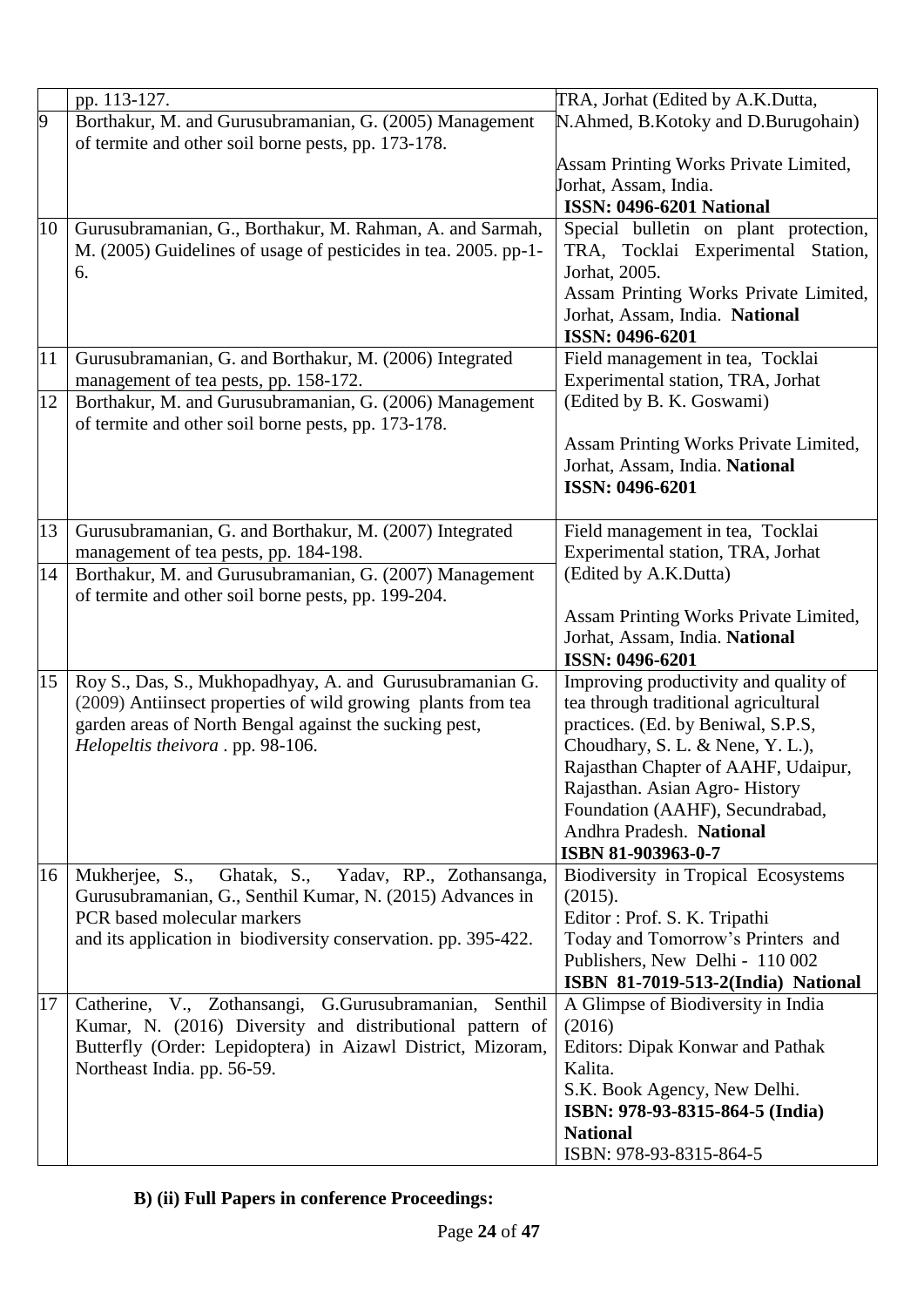|  |  |  |
|---|---|---|
|  | pp. 113-127. | TRA, Jorhat (Edited by A.K.Dutta, N.Ahmed, B.Kotoky and D.Burugohain)<br><br>Assam Printing Works Private Limited, Jorhat, Assam, India.<br>**ISSN: 0496-6201 National** |
| 9 | Borthakur, M. and Gurusubramanian, G. (2005) Management of termite and other soil borne pests, pp. 173-178. |  |
| 10 | Gurusubramanian, G., Borthakur, M. Rahman, A. and Sarmah, M. (2005) Guidelines of usage of pesticides in tea. 2005. pp-1-6. | Special bulletin on plant protection, TRA, Tocklai Experimental Station, Jorhat, 2005.<br>Assam Printing Works Private Limited, Jorhat, Assam, India. **National**<br>**ISSN: 0496-6201** |
| 11 | Gurusubramanian, G. and Borthakur, M. (2006) Integrated management of tea pests, pp. 158-172. | Field management in tea, Tocklai Experimental station, TRA, Jorhat (Edited by B. K. Goswami)<br><br>Assam Printing Works Private Limited, Jorhat, Assam, India. **National**<br>**ISSN: 0496-6201** |
| 12 | Borthakur, M. and Gurusubramanian, G. (2006) Management of termite and other soil borne pests, pp. 173-178. |  |
| 13 | Gurusubramanian, G. and Borthakur, M. (2007) Integrated management of tea pests, pp. 184-198. | Field management in tea, Tocklai Experimental station, TRA, Jorhat (Edited by A.K.Dutta)<br><br>Assam Printing Works Private Limited, Jorhat, Assam, India. **National**<br>**ISSN: 0496-6201** |
| 14 | Borthakur, M. and Gurusubramanian, G. (2007) Management of termite and other soil borne pests, pp. 199-204. |  |
| 15 | Roy S., Das, S., Mukhopadhyay, A. and Gurusubramanian G. (2009) Antiinsect properties of wild growing plants from tea garden areas of North Bengal against the sucking pest, *Helopeltis theivora* . pp. 98-106. | Improving productivity and quality of tea through traditional agricultural practices. (Ed. by Beniwal, S.P.S, Choudhary, S. L. & Nene, Y. L.), Rajasthan Chapter of AAHF, Udaipur, Rajasthan. Asian Agro- History Foundation (AAHF), Secundrabad, Andhra Pradesh. **National**<br>**ISBN 81-903963-0-7** |
| 16 | Mukherjee, S., Ghatak, S., Yadav, RP., Zothansanga, Gurusubramanian, G., Senthil Kumar, N. (2015) Advances in PCR based molecular markers and its application in biodiversity conservation. pp. 395-422. | Biodiversity in Tropical Ecosystems (2015).<br>Editor : Prof. S. K. Tripathi<br>Today and Tomorrow's Printers and Publishers, New Delhi - 110 002<br>**ISBN 81-7019-513-2(India) National** |
| 17 | Catherine, V., Zothansangi, G.Gurusubramanian, Senthil Kumar, N. (2016) Diversity and distributional pattern of Butterfly (Order: Lepidoptera) in Aizawl District, Mizoram, Northeast India. pp. 56-59. | A Glimpse of Biodiversity in India (2016)<br>Editors: Dipak Konwar and Pathak Kalita.<br>S.K. Book Agency, New Delhi.<br>**ISBN: 978-93-8315-864-5 (India)**<br>**National**<br>ISBN: 978-93-8315-864-5 |

**B) (ii) Full Papers in conference Proceedings:**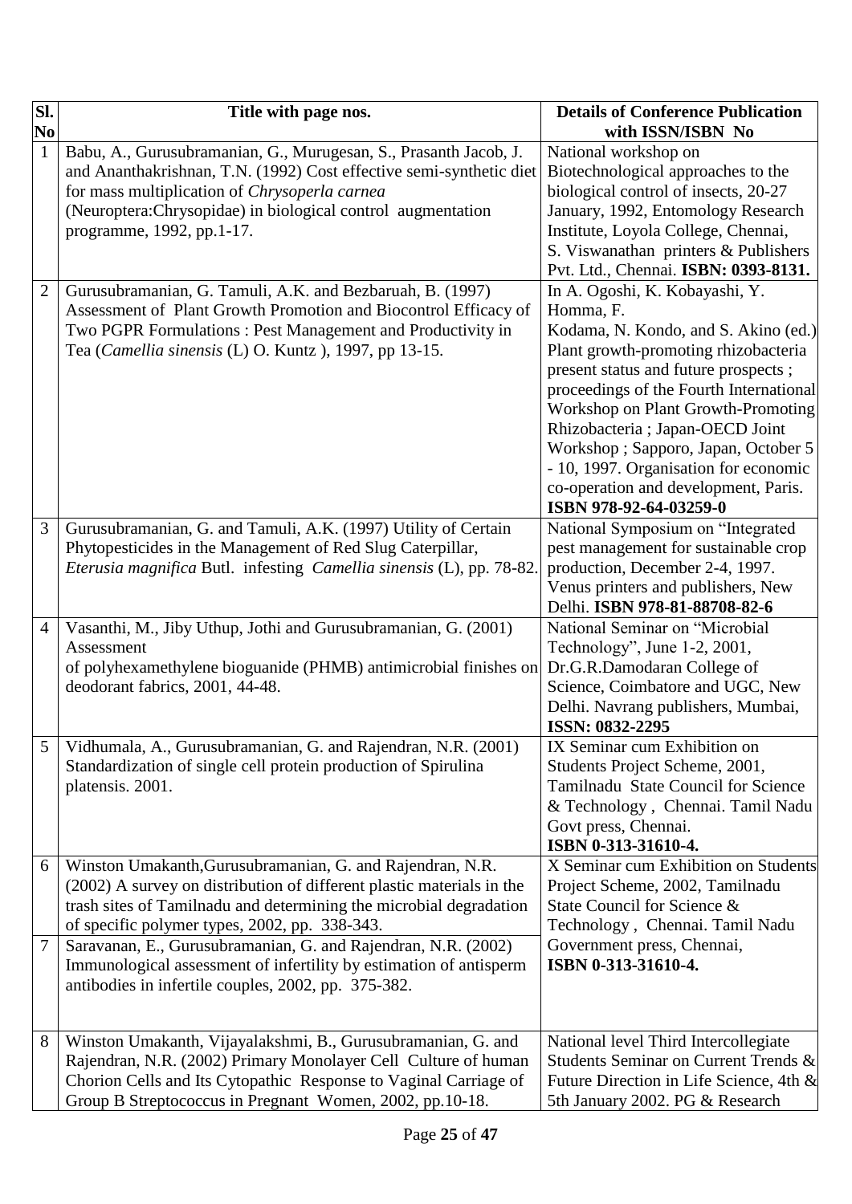| Sl. No | Title with page nos. | Details of Conference Publication with ISSN/ISBN No |
|---|---|---|
| 1 | Babu, A., Gurusubramanian, G., Murugesan, S., Prasanth Jacob, J. and Ananthakrishnan, T.N. (1992) Cost effective semi-synthetic diet for mass multiplication of *Chrysoperla carnea* (Neuroptera:Chrysopidae) in biological control augmentation programme, 1992, pp.1-17. | National workshop on Biotechnological approaches to the biological control of insects, 20-27 January, 1992, Entomology Research Institute, Loyola College, Chennai, S. Viswanathan printers & Publishers Pvt. Ltd., Chennai. **ISBN: 0393-8131.** |
| 2 | Gurusubramanian, G. Tamuli, A.K. and Bezbaruah, B. (1997) Assessment of Plant Growth Promotion and Biocontrol Efficacy of Two PGPR Formulations : Pest Management and Productivity in Tea (*Camellia sinensis* (L) O. Kuntz ), 1997, pp 13-15. | In A. Ogoshi, K. Kobayashi, Y. Homma, F. Kodama, N. Kondo, and S. Akino (ed.) Plant growth-promoting rhizobacteria present status and future prospects ; proceedings of the Fourth International Workshop on Plant Growth-Promoting Rhizobacteria ; Japan-OECD Joint Workshop ; Sapporo, Japan, October 5 - 10, 1997. Organisation for economic co-operation and development, Paris. **ISBN 978-92-64-03259-0** |
| 3 | Gurusubramanian, G. and Tamuli, A.K. (1997) Utility of Certain Phytopesticides in the Management of Red Slug Caterpillar, *Eterusia magnifica* Butl. infesting *Camellia sinensis* (L), pp. 78-82. | National Symposium on "Integrated pest management for sustainable crop production, December 2-4, 1997. Venus printers and publishers, New Delhi. **ISBN 978-81-88708-82-6** |
| 4 | Vasanthi, M., Jiby Uthup, Jothi and Gurusubramanian, G. (2001) Assessment of polyhexamethylene bioguanide (PHMB) antimicrobial finishes on deodorant fabrics, 2001, 44-48. | National Seminar on "Microbial Technology", June 1-2, 2001, Dr.G.R.Damodaran College of Science, Coimbatore and UGC, New Delhi. Navrang publishers, Mumbai, **ISSN: 0832-2295** |
| 5 | Vidhumala, A., Gurusubramanian, G. and Rajendran, N.R. (2001) Standardization of single cell protein production of Spirulina platensis. 2001. | IX Seminar cum Exhibition on Students Project Scheme, 2001, Tamilnadu State Council for Science & Technology , Chennai. Tamil Nadu Govt press, Chennai. **ISBN 0-313-31610-4.** |
| 6 | Winston Umakanth,Gurusubramanian, G. and Rajendran, N.R. (2002) A survey on distribution of different plastic materials in the trash sites of Tamilnadu and determining the microbial degradation of specific polymer types, 2002, pp. 338-343. | X Seminar cum Exhibition on Students Project Scheme, 2002, Tamilnadu State Council for Science & Technology , Chennai. Tamil Nadu Government press, Chennai, **ISBN 0-313-31610-4.** |
| 7 | Saravanan, E., Gurusubramanian, G. and Rajendran, N.R. (2002) Immunological assessment of infertility by estimation of antisperm antibodies in infertile couples, 2002, pp. 375-382. | |
| 8 | Winston Umakanth, Vijayalakshmi, B., Gurusubramanian, G. and Rajendran, N.R. (2002) Primary Monolayer Cell Culture of human Chorion Cells and Its Cytopathic Response to Vaginal Carriage of Group B Streptococcus in Pregnant Women, 2002, pp.10-18. | National level Third Intercollegiate Students Seminar on Current Trends & Future Direction in Life Science, 4th & 5th January 2002. PG & Research |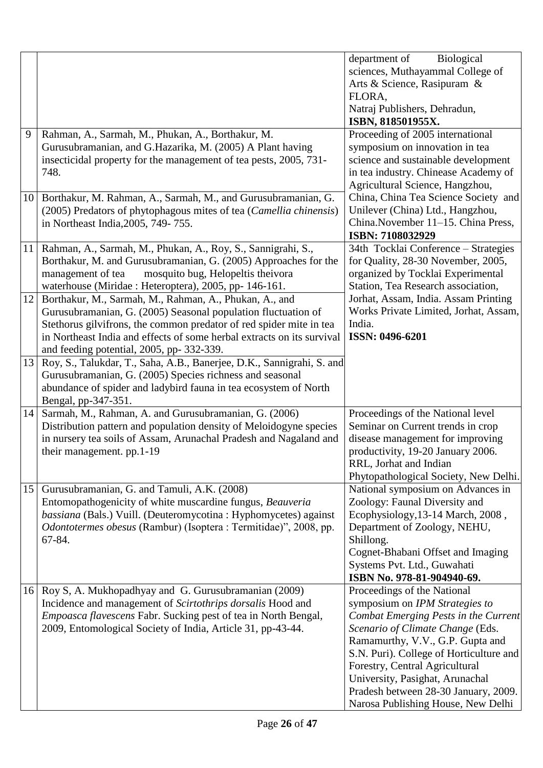| | | |
|---|---|---|
| | | department of Biological sciences, Muthayammal College of Arts & Science, Rasipuram & FLORA, Natraj Publishers, Dehradun, **ISBN, 818501955X.** |
| 9 | Rahman, A., Sarmah, M., Phukan, A., Borthakur, M. Gurusubramanian, and G.Hazarika, M. (2005) A Plant having insecticidal property for the management of tea pests, 2005, 731-748. | Proceeding of 2005 international symposium on innovation in tea science and sustainable development in tea industry. Chinease Academy of Agricultural Science, Hangzhou, China, China Tea Science Society and Unilever (China) Ltd., Hangzhou, China.November 11–15. China Press, **ISBN: 7108032929** |
| 10 | Borthakur, M. Rahman, A., Sarmah, M., and Gurusubramanian, G. (2005) Predators of phytophagous mites of tea (*Camellia chinensis*) in Northeast India,2005, 749- 755. | |
| 11 | Rahman, A., Sarmah, M., Phukan, A., Roy, S., Sannigrahi, S., Borthakur, M. and Gurusubramanian, G. (2005) Approaches for the management of tea mosquito bug, Helopeltis theivora waterhouse (Miridae : Heteroptera), 2005, pp- 146-161. | 34th Tocklai Conference – Strategies for Quality, 28-30 November, 2005, organized by Tocklai Experimental Station, Tea Research association, Jorhat, Assam, India. Assam Printing Works Private Limited, Jorhat, Assam, India. **ISSN: 0496-6201** |
| 12 | Borthakur, M., Sarmah, M., Rahman, A., Phukan, A., and Gurusubramanian, G. (2005) Seasonal population fluctuation of Stethorus gilvifrons, the common predator of red spider mite in tea in Northeast India and effects of some herbal extracts on its survival and feeding potential, 2005, pp- 332-339. | |
| 13 | Roy, S., Talukdar, T., Saha, A.B., Banerjee, D.K., Sannigrahi, S. and Gurusubramanian, G. (2005) Species richness and seasonal abundance of spider and ladybird fauna in tea ecosystem of North Bengal, pp-347-351. | |
| 14 | Sarmah, M., Rahman, A. and Gurusubramanian, G. (2006) Distribution pattern and population density of Meloidogyne species in nursery tea soils of Assam, Arunachal Pradesh and Nagaland and their management. pp.1-19 | Proceedings of the National level Seminar on Current trends in crop disease management for improving productivity, 19-20 January 2006. RRL, Jorhat and Indian Phytopathological Society, New Delhi. |
| 15 | Gurusubramanian, G. and Tamuli, A.K. (2008) Entomopathogenicity of white muscardine fungus, *Beauveria bassiana* (Bals.) Vuill. (Deuteromycotina : Hyphomycetes) against *Odontotermes obesus* (Rambur) (Isoptera : Termitidae)", 2008, pp. 67-84. | National symposium on Advances in Zoology: Faunal Diversity and Ecophysiology,13-14 March, 2008 , Department of Zoology, NEHU, Shillong. Cognet-Bhabani Offset and Imaging Systems Pvt. Ltd., Guwahati **ISBN No. 978-81-904940-69.** |
| 16 | Roy S, A. Mukhopadhyay and G. Gurusubramanian (2009) Incidence and management of *Scirtothrips dorsalis* Hood and *Empoasca flavescens* Fabr. Sucking pest of tea in North Bengal, 2009, Entomological Society of India, Article 31, pp-43-44. | Proceedings of the National symposium on *IPM Strategies to Combat Emerging Pests in the Current Scenario of Climate Change* (Eds. Ramamurthy, V.V., G.P. Gupta and S.N. Puri). College of Horticulture and Forestry, Central Agricultural University, Pasighat, Arunachal Pradesh between 28-30 January, 2009. Narosa Publishing House, New Delhi |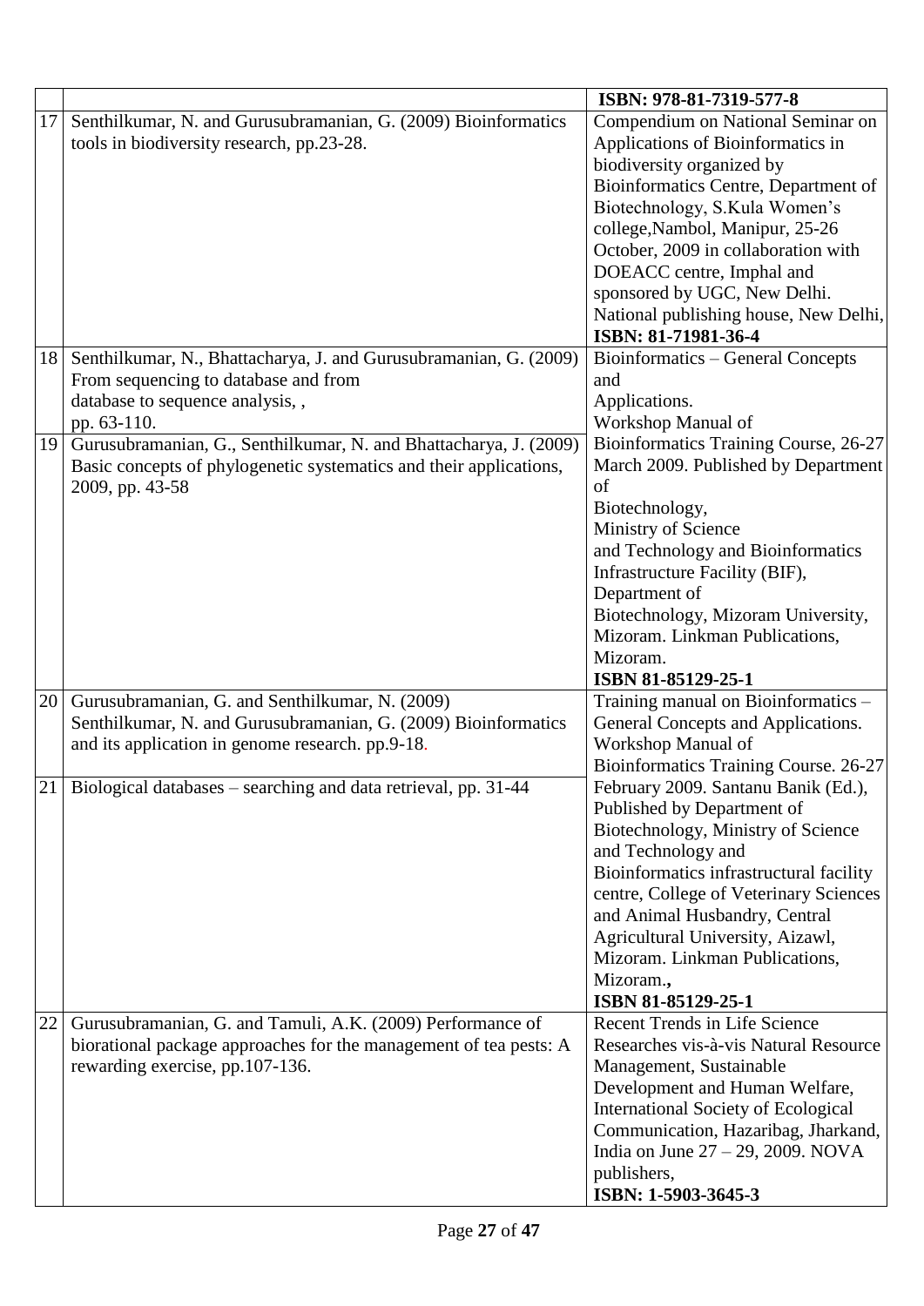| | | ISBN: 978-81-7319-577-8 |
|---|---|---|
| 17 | Senthilkumar, N. and Gurusubramanian, G. (2009) Bioinformatics tools in biodiversity research, pp.23-28. | Compendium on National Seminar on Applications of Bioinformatics in biodiversity organized by Bioinformatics Centre, Department of Biotechnology, S.Kula Women's college,Nambol, Manipur, 25-26 October, 2009 in collaboration with DOEACC centre, Imphal and sponsored by UGC, New Delhi. National publishing house, New Delhi, **ISBN: 81-71981-36-4** |
| 18 | Senthilkumar, N., Bhattacharya, J. and Gurusubramanian, G. (2009) From sequencing to database and from database to sequence analysis, , pp. 63-110. | Bioinformatics – General Concepts and Applications. Workshop Manual of Bioinformatics Training Course, 26-27 March 2009. Published by Department of Biotechnology, Ministry of Science and Technology and Bioinformatics Infrastructure Facility (BIF), Department of Biotechnology, Mizoram University, Mizoram. Linkman Publications, Mizoram. **ISBN 81-85129-25-1** |
| 19 | Gurusubramanian, G., Senthilkumar, N. and Bhattacharya, J. (2009) Basic concepts of phylogenetic systematics and their applications, 2009, pp. 43-58 | |
| 20 | Gurusubramanian, G. and Senthilkumar, N. (2009) Senthilkumar, N. and Gurusubramanian, G. (2009) Bioinformatics and its application in genome research. pp.9-18. | Training manual on Bioinformatics – General Concepts and Applications. Workshop Manual of Bioinformatics Training Course. 26-27 February 2009. Santanu Banik (Ed.), Published by Department of Biotechnology, Ministry of Science and Technology and Bioinformatics infrastructural facility centre, College of Veterinary Sciences and Animal Husbandry, Central Agricultural University, Aizawl, Mizoram. Linkman Publications, Mizoram., **ISBN 81-85129-25-1** |
| 21 | Biological databases – searching and data retrieval, pp. 31-44 | |
| 22 | Gurusubramanian, G. and Tamuli, A.K. (2009) Performance of biorational package approaches for the management of tea pests: A rewarding exercise, pp.107-136. | Recent Trends in Life Science Researches vis-à-vis Natural Resource Management, Sustainable Development and Human Welfare, International Society of Ecological Communication, Hazaribag, Jharkand, India on June 27 – 29, 2009. NOVA publishers, **ISBN: 1-5903-3645-3** |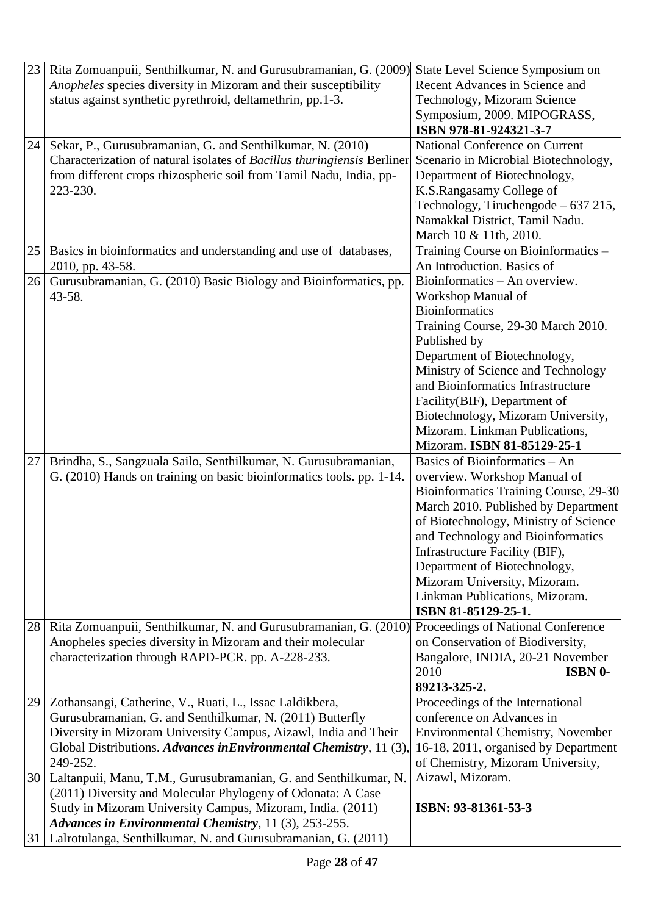| | | |
|---|---|---|
| 23 | Rita Zomuanpuii, Senthilkumar, N. and Gurusubramanian, G. (2009) *Anopheles* species diversity in Mizoram and their susceptibility status against synthetic pyrethroid, deltamethrin, pp.1-3. | State Level Science Symposium on Recent Advances in Science and Technology, Mizoram Science Symposium, 2009. MIPOGRASS, **ISBN 978-81-924321-3-7** |
| 24 | Sekar, P., Gurusubramanian, G. and Senthilkumar, N. (2010) Characterization of natural isolates of *Bacillus thuringiensis* Berliner from different crops rhizospheric soil from Tamil Nadu, India, pp-223-230. | National Conference on Current Scenario in Microbial Biotechnology, Department of Biotechnology, K.S.Rangasamy College of Technology, Tiruchengode – 637 215, Namakkal District, Tamil Nadu. March 10 & 11th, 2010. |
| 25 | Basics in bioinformatics and understanding and use of databases, 2010, pp. 43-58. | Training Course on Bioinformatics – An Introduction. Basics of Bioinformatics – An overview. Workshop Manual of Bioinformatics Training Course, 29-30 March 2010. Published by Department of Biotechnology, Ministry of Science and Technology and Bioinformatics Infrastructure Facility(BIF), Department of Biotechnology, Mizoram University, Mizoram. Linkman Publications, Mizoram. **ISBN 81-85129-25-1** |
| 26 | Gurusubramanian, G. (2010) Basic Biology and Bioinformatics, pp. 43-58. | |
| 27 | Brindha, S., Sangzuala Sailo, Senthilkumar, N. Gurusubramanian, G. (2010) Hands on training on basic bioinformatics tools. pp. 1-14. | Basics of Bioinformatics – An overview. Workshop Manual of Bioinformatics Training Course, 29-30 March 2010. Published by Department of Biotechnology, Ministry of Science and Technology and Bioinformatics Infrastructure Facility (BIF), Department of Biotechnology, Mizoram University, Mizoram. Linkman Publications, Mizoram. **ISBN 81-85129-25-1.** |
| 28 | Rita Zomuanpuii, Senthilkumar, N. and Gurusubramanian, G. (2010) Anopheles species diversity in Mizoram and their molecular characterization through RAPD-PCR. pp. A-228-233. | Proceedings of National Conference on Conservation of Biodiversity, Bangalore, INDIA, 20-21 November 2010 **ISBN 0-89213-325-2.** |
| 29 | Zothansangi, Catherine, V., Ruati, L., Issac Laldikbera, Gurusubramanian, G. and Senthilkumar, N. (2011) Butterfly Diversity in Mizoram University Campus, Aizawl, India and Their Global Distributions. ***Advances inEnvironmental Chemistry***, 11 (3), 249-252. | Proceedings of the International conference on Advances in Environmental Chemistry, November 16-18, 2011, organised by Department of Chemistry, Mizoram University, Aizawl, Mizoram. **ISBN: 93-81361-53-3** |
| 30 | Laltanpuii, Manu, T.M., Gurusubramanian, G. and Senthilkumar, N. (2011) Diversity and Molecular Phylogeny of Odonata: A Case Study in Mizoram University Campus, Mizoram, India. (2011) ***Advances in Environmental Chemistry***, 11 (3), 253-255. | |
| 31 | Lalrotulanga, Senthilkumar, N. and Gurusubramanian, G. (2011) | |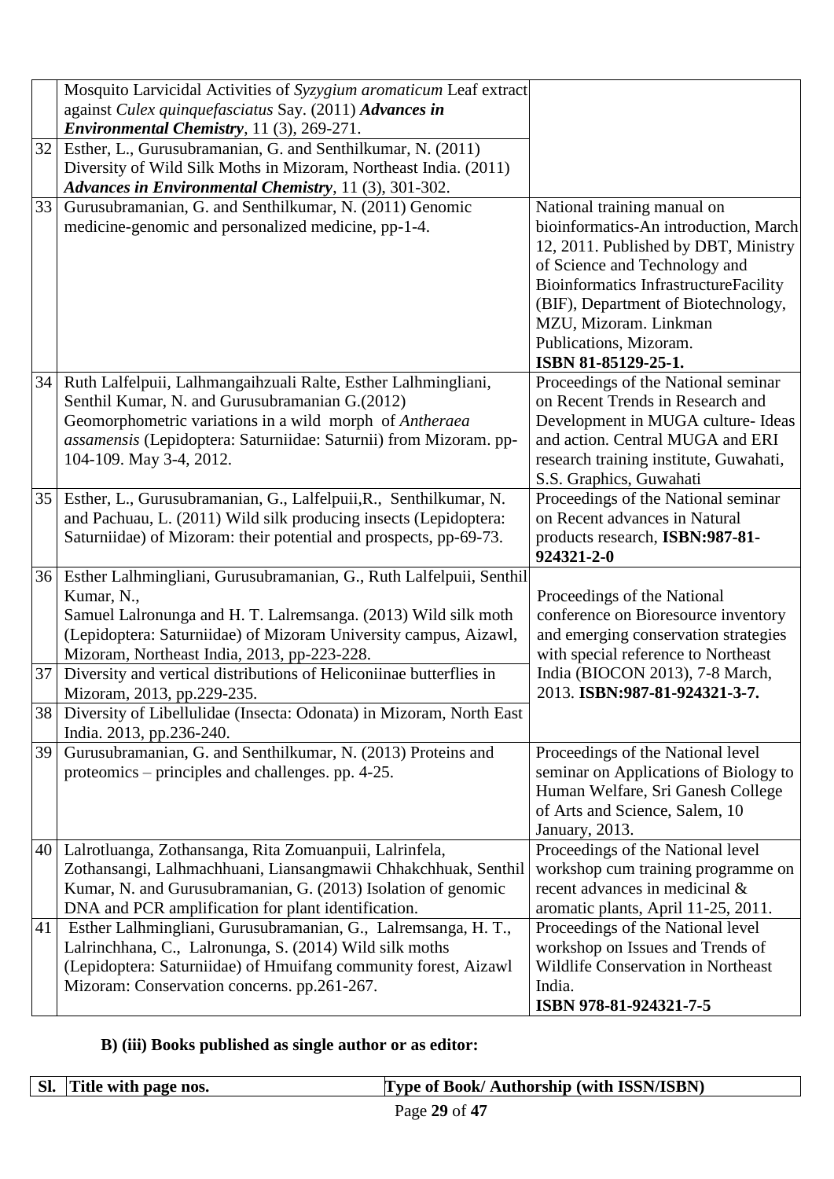| | | |
|---|---|---|
| | Mosquito Larvicidal Activities of *Syzygium aromaticum* Leaf extract against *Culex quinquefasciatus* Say. (2011) ***Advances in Environmental Chemistry***, 11 (3), 269-271. | |
| 32 | Esther, L., Gurusubramanian, G. and Senthilkumar, N. (2011) Diversity of Wild Silk Moths in Mizoram, Northeast India. (2011) ***Advances in Environmental Chemistry***, 11 (3), 301-302. | |
| 33 | Gurusubramanian, G. and Senthilkumar, N. (2011) Genomic medicine-genomic and personalized medicine, pp-1-4. | National training manual on bioinformatics-An introduction, March 12, 2011. Published by DBT, Ministry of Science and Technology and Bioinformatics InfrastructureFacility (BIF), Department of Biotechnology, MZU, Mizoram. Linkman Publications, Mizoram. **ISBN 81-85129-25-1.** |
| 34 | Ruth Lalfelpuii, Lalhmangaihzuali Ralte, Esther Lalhmingliani, Senthil Kumar, N. and Gurusubramanian G.(2012) Geomorphometric variations in a wild morph of *Antheraea assamensis* (Lepidoptera: Saturniidae: Saturnii) from Mizoram. pp-104-109. May 3-4, 2012. | Proceedings of the National seminar on Recent Trends in Research and Development in MUGA culture- Ideas and action. Central MUGA and ERI research training institute, Guwahati, S.S. Graphics, Guwahati |
| 35 | Esther, L., Gurusubramanian, G., Lalfelpuii,R., Senthilkumar, N. and Pachuau, L. (2011) Wild silk producing insects (Lepidoptera: Saturniidae) of Mizoram: their potential and prospects, pp-69-73. | Proceedings of the National seminar on Recent advances in Natural products research, **ISBN:987-81-924321-2-0** |
| 36 | Esther Lalhmingliani, Gurusubramanian, G., Ruth Lalfelpuii, Senthil Kumar, N., Samuel Lalronunga and H. T. Lalremsanga. (2013) Wild silk moth (Lepidoptera: Saturniidae) of Mizoram University campus, Aizawl, Mizoram, Northeast India, 2013, pp-223-228. | Proceedings of the National conference on Bioresource inventory and emerging conservation strategies with special reference to Northeast India (BIOCON 2013), 7-8 March, 2013. **ISBN:987-81-924321-3-7.** |
| 37 | Diversity and vertical distributions of Heliconiinae butterflies in Mizoram, 2013, pp.229-235. | |
| 38 | Diversity of Libellulidae (Insecta: Odonata) in Mizoram, North East India. 2013, pp.236-240. | |
| 39 | Gurusubramanian, G. and Senthilkumar, N. (2013) Proteins and proteomics – principles and challenges. pp. 4-25. | Proceedings of the National level seminar on Applications of Biology to Human Welfare, Sri Ganesh College of Arts and Science, Salem, 10 January, 2013. |
| 40 | Lalrotluanga, Zothansanga, Rita Zomuanpuii, Lalrinfela, Zothansangi, Lalhmachhuani, Liansangmawii Chhakchhuak, Senthil Kumar, N. and Gurusubramanian, G. (2013) Isolation of genomic DNA and PCR amplification for plant identification. | Proceedings of the National level workshop cum training programme on recent advances in medicinal & aromatic plants, April 11-25, 2011. |
| 41 | Esther Lalhmingliani, Gurusubramanian, G., Lalremsanga, H. T., Lalrinchhana, C., Lalronunga, S. (2014) Wild silk moths (Lepidoptera: Saturniidae) of Hmuifang community forest, Aizawl Mizoram: Conservation concerns. pp.261-267. | Proceedings of the National level workshop on Issues and Trends of Wildlife Conservation in Northeast India. **ISBN 978-81-924321-7-5** |

**B) (iii) Books published as single author or as editor:**

| Sl. | Title with page nos. | Type of Book/ Authorship (with ISSN/ISBN) |
|---|---|---|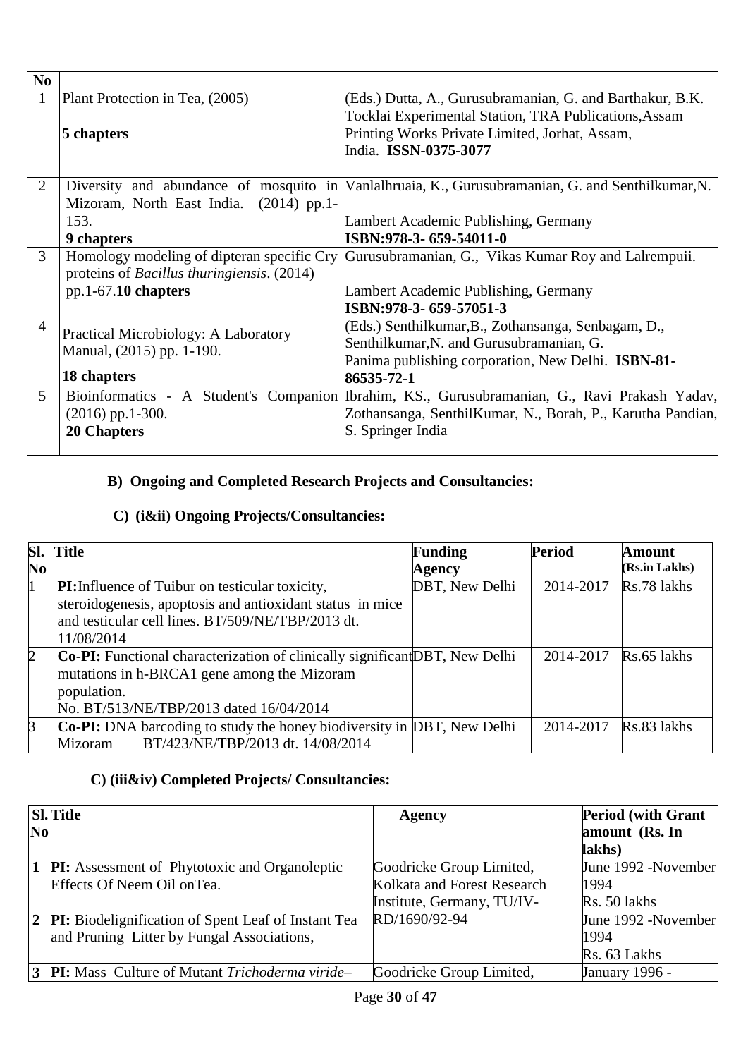| No | | |
|---|---|---|
| 1 | Plant Protection in Tea, (2005)<br><br>**5 chapters** | (Eds.) Dutta, A., Gurusubramanian, G. and Barthakur, B.K. Tocklai Experimental Station, TRA Publications,Assam Printing Works Private Limited, Jorhat, Assam, India. **ISSN-0375-3077** |
| 2 | Diversity and abundance of mosquito in Mizoram, North East India. (2014) pp.1-153.<br>**9 chapters** | Vanlalhruaia, K., Gurusubramanian, G. and Senthilkumar,N.<br><br>Lambert Academic Publishing, Germany<br>**ISBN:978-3- 659-54011-0** |
| 3 | Homology modeling of dipteran specific Cry proteins of *Bacillus thuringiensis*. (2014) pp.1-67.**10 chapters** | Gurusubramanian, G., Vikas Kumar Roy and Lalrempuii.<br><br>Lambert Academic Publishing, Germany<br>**ISBN:978-3- 659-57051-3** |
| 4 | Practical Microbiology: A Laboratory Manual, (2015) pp. 1-190.<br><br>**18 chapters** | (Eds.) Senthilkumar,B., Zothansanga, Senbagam, D., Senthilkumar,N. and Gurusubramanian, G.<br>Panima publishing corporation, New Delhi. **ISBN-81-86535-72-1** |
| 5 | Bioinformatics - A Student's Companion (2016) pp.1-300.<br>**20 Chapters** | Ibrahim, KS., Gurusubramanian, G., Ravi Prakash Yadav, Zothansanga, SenthilKumar, N., Borah, P., Karutha Pandian, S. Springer India |

### B) Ongoing and Completed Research Projects and Consultancies:

### C) (i&ii) Ongoing Projects/Consultancies:

| Sl. No | Title | Funding Agency | Period | Amount (Rs.in Lakhs) |
|---|---|---|---|---|
| 1 | **PI:** Influence of Tuibur on testicular toxicity, steroidogenesis, apoptosis and antioxidant status in mice and testicular cell lines. BT/509/NE/TBP/2013 dt. 11/08/2014 | DBT, New Delhi | 2014-2017 | Rs.78 lakhs |
| 2 | **Co-PI:** Functional characterization of clinically significant mutations in h-BRCA1 gene among the Mizoram population.<br>No. BT/513/NE/TBP/2013 dated 16/04/2014 | DBT, New Delhi | 2014-2017 | Rs.65 lakhs |
| 3 | **Co-PI:** DNA barcoding to study the honey biodiversity in Mizoram BT/423/NE/TBP/2013 dt. 14/08/2014 | DBT, New Delhi | 2014-2017 | Rs.83 lakhs |

### C) (iii&iv) Completed Projects/ Consultancies:

| Sl. No | Title | Agency | Period (with Grant amount (Rs. In lakhs) |
|---|---|---|---|
| 1 | **PI:** Assessment of Phytotoxic and Organoleptic Effects Of Neem Oil onTea. | Goodricke Group Limited, Kolkata and Forest Research Institute, Germany, TU/IV-RD/1690/92-94 | June 1992 -November 1994<br>Rs. 50 lakhs |
| 2 | **PI:** Biodelignification of Spent Leaf of Instant Tea and Pruning Litter by Fungal Associations, | | June 1992 -November 1994<br>Rs. 63 Lakhs |
| 3 | **PI:** Mass Culture of Mutant *Trichoderma viride*– | Goodricke Group Limited, | January 1996 - |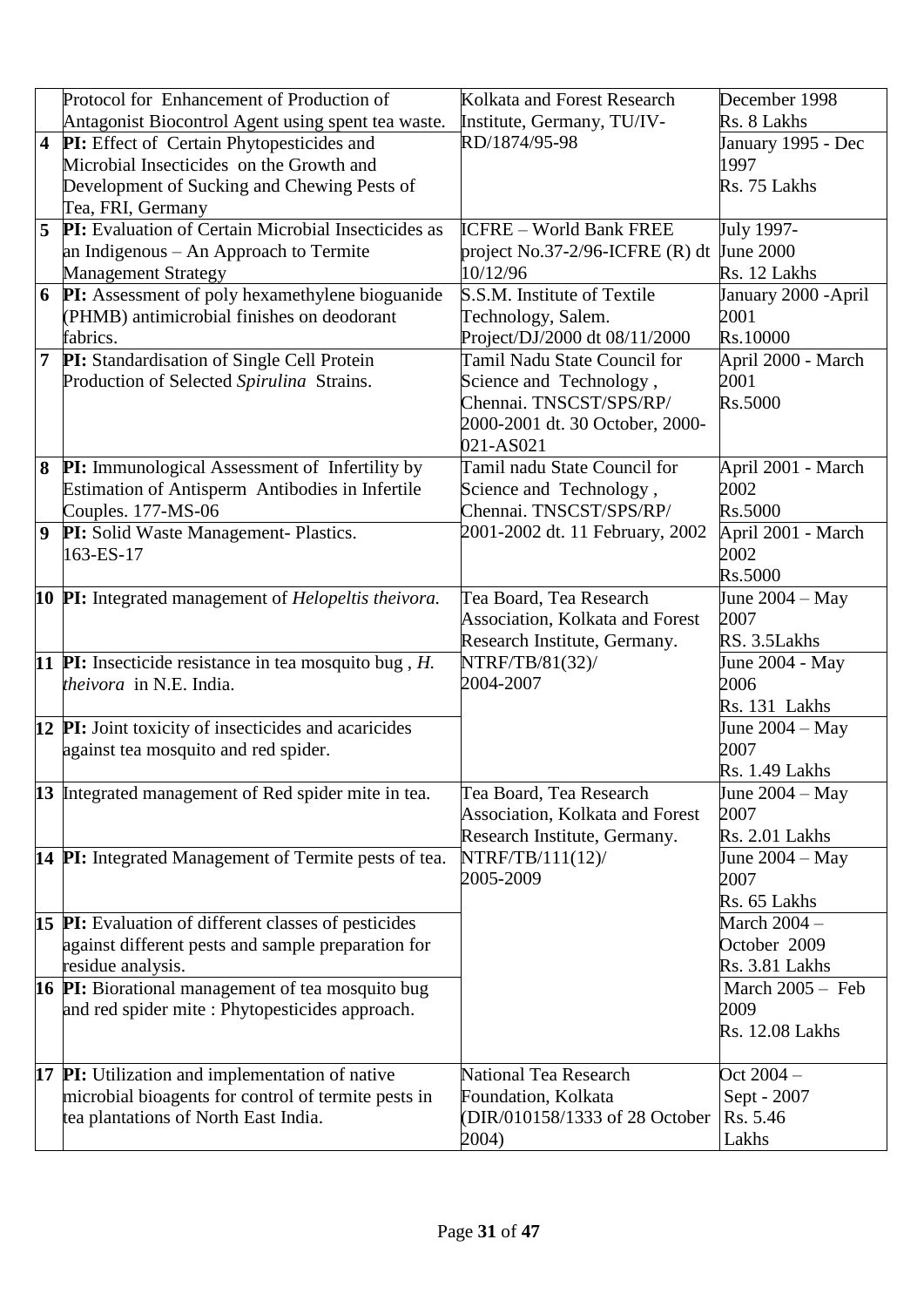| | | | |
|---|---|---|---|
| | Protocol for Enhancement of Production of Antagonist Biocontrol Agent using spent tea waste. | Kolkata and Forest Research Institute, Germany, TU/IV-RD/1874/95-98 | December 1998 Rs. 8 Lakhs |
| 4 | **PI:** Effect of Certain Phytopesticides and Microbial Insecticides on the Growth and Development of Sucking and Chewing Pests of Tea, FRI, Germany | | January 1995 - Dec 1997 Rs. 75 Lakhs |
| 5 | **PI:** Evaluation of Certain Microbial Insecticides as an Indigenous – An Approach to Termite Management Strategy | ICFRE – World Bank FREE project No.37-2/96-ICFRE (R) dt 10/12/96 | July 1997- June 2000 Rs. 12 Lakhs |
| 6 | **PI:** Assessment of poly hexamethylene bioguanide (PHMB) antimicrobial finishes on deodorant fabrics. | S.S.M. Institute of Textile Technology, Salem. Project/DJ/2000 dt 08/11/2000 | January 2000 -April 2001 Rs.10000 |
| 7 | **PI:** Standardisation of Single Cell Protein Production of Selected *Spirulina* Strains. | Tamil Nadu State Council for Science and Technology , Chennai. TNSCST/SPS/RP/ 2000-2001 dt. 30 October, 2000-021-AS021 | April 2000 - March 2001 Rs.5000 |
| 8 | **PI:** Immunological Assessment of Infertility by Estimation of Antisperm Antibodies in Infertile Couples. 177-MS-06 | Tamil nadu State Council for Science and Technology , Chennai. TNSCST/SPS/RP/ 2001-2002 dt. 11 February, 2002 | April 2001 - March 2002 Rs.5000 |
| 9 | **PI:** Solid Waste Management- Plastics. 163-ES-17 | | April 2001 - March 2002 Rs.5000 |
| 10 | **PI:** Integrated management of *Helopeltis theivora.* | Tea Board, Tea Research Association, Kolkata and Forest Research Institute, Germany. NTRF/TB/81(32)/ 2004-2007 | June 2004 – May 2007 RS. 3.5Lakhs |
| 11 | **PI:** Insecticide resistance in tea mosquito bug , *H. theivora* in N.E. India. | | June 2004 - May 2006 Rs. 131 Lakhs |
| 12 | **PI:** Joint toxicity of insecticides and acaricides against tea mosquito and red spider. | | June 2004 – May 2007 Rs. 1.49 Lakhs |
| 13 | Integrated management of Red spider mite in tea. | Tea Board, Tea Research Association, Kolkata and Forest Research Institute, Germany. NTRF/TB/111(12)/ 2005-2009 | June 2004 – May 2007 Rs. 2.01 Lakhs |
| 14 | **PI:** Integrated Management of Termite pests of tea. | | June 2004 – May 2007 Rs. 65 Lakhs |
| 15 | **PI:** Evaluation of different classes of pesticides against different pests and sample preparation for residue analysis. | | March 2004 – October 2009 Rs. 3.81 Lakhs |
| 16 | **PI:** Biorational management of tea mosquito bug and red spider mite : Phytopesticides approach. | | March 2005 – Feb 2009 Rs. 12.08 Lakhs |
| 17 | **PI:** Utilization and implementation of native microbial bioagents for control of termite pests in tea plantations of North East India. | National Tea Research Foundation, Kolkata (DIR/010158/1333 of 28 October 2004) | Oct 2004 – Sept - 2007 Rs. 5.46 Lakhs |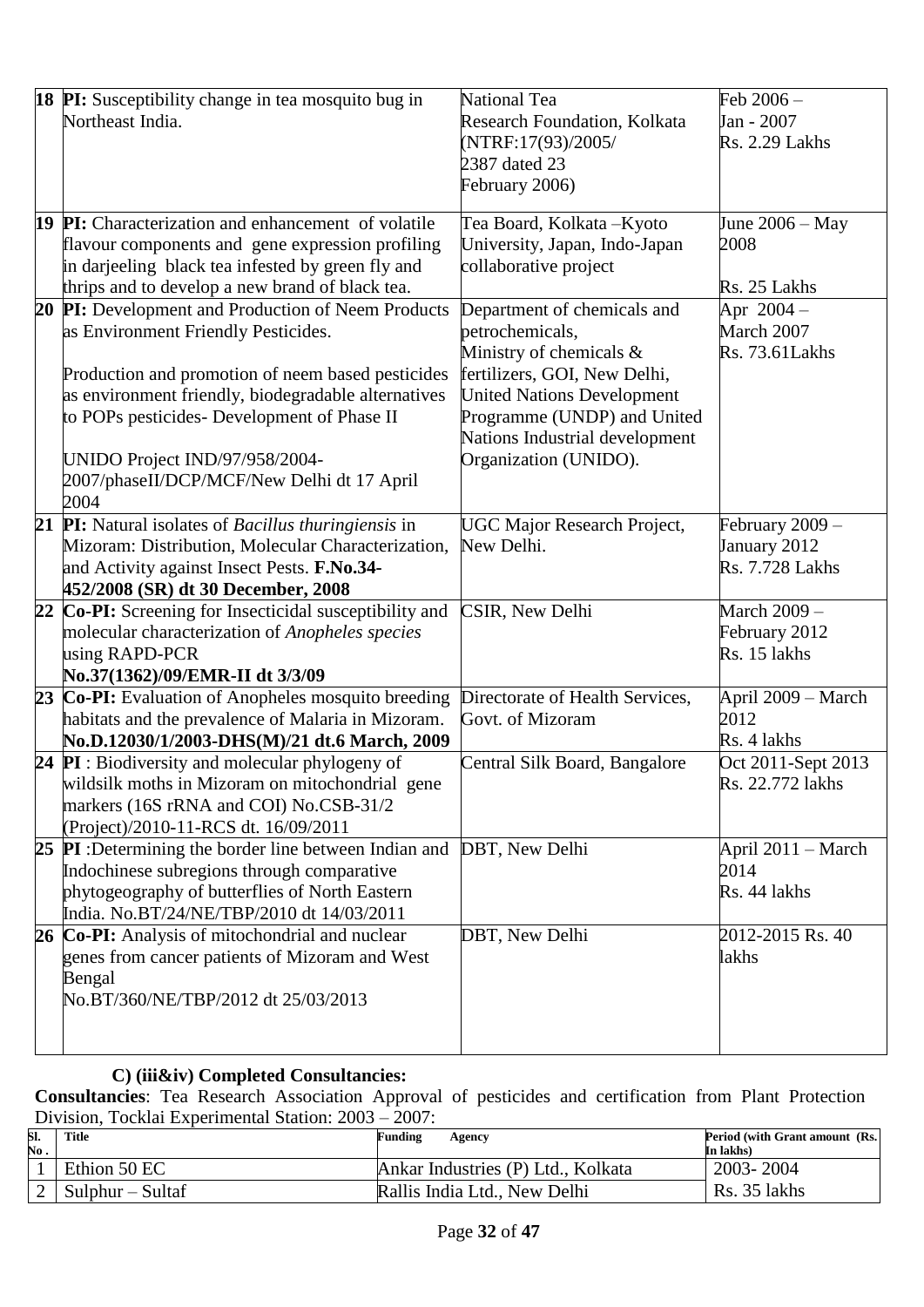| | | | |
|---|---|---|---|
| **18** | **PI:** Susceptibility change in tea mosquito bug in Northeast India. | National Tea Research Foundation, Kolkata (NTRF:17(93)/2005/ 2387 dated 23 February 2006) | Feb 2006 – Jan - 2007 Rs. 2.29 Lakhs |
| **19** | **PI:** Characterization and enhancement of volatile flavour components and gene expression profiling in darjeeling black tea infested by green fly and thrips and to develop a new brand of black tea. | Tea Board, Kolkata –Kyoto University, Japan, Indo-Japan collaborative project | June 2006 – May 2008<br><br>Rs. 25 Lakhs |
| **20** | **PI:** Development and Production of Neem Products as Environment Friendly Pesticides.<br><br>Production and promotion of neem based pesticides as environment friendly, biodegradable alternatives to POPs pesticides- Development of Phase II<br><br>UNIDO Project IND/97/958/2004-2007/phaseII/DCP/MCF/New Delhi dt 17 April 2004 | Department of chemicals and petrochemicals, Ministry of chemicals & fertilizers, GOI, New Delhi, United Nations Development Programme (UNDP) and United Nations Industrial development Organization (UNIDO). | Apr 2004 – March 2007 Rs. 73.61Lakhs |
| **21** | **PI:** Natural isolates of *Bacillus thuringiensis* in Mizoram: Distribution, Molecular Characterization, and Activity against Insect Pests. **F.No.34-452/2008 (SR) dt 30 December, 2008** | UGC Major Research Project, New Delhi. | February 2009 – January 2012 Rs. 7.728 Lakhs |
| **22** | **Co-PI:** Screening for Insecticidal susceptibility and molecular characterization of *Anopheles species* using RAPD-PCR **No.37(1362)/09/EMR-II dt 3/3/09** | CSIR, New Delhi | March 2009 – February 2012 Rs. 15 lakhs |
| **23** | **Co-PI:** Evaluation of Anopheles mosquito breeding habitats and the prevalence of Malaria in Mizoram. **No.D.12030/1/2003-DHS(M)/21 dt.6 March, 2009** | Directorate of Health Services, Govt. of Mizoram | April 2009 – March 2012 Rs. 4 lakhs |
| **24** | **PI** : Biodiversity and molecular phylogeny of wildsilk moths in Mizoram on mitochondrial gene markers (16S rRNA and COI) No.CSB-31/2 (Project)/2010-11-RCS dt. 16/09/2011 | Central Silk Board, Bangalore | Oct 2011-Sept 2013 Rs. 22.772 lakhs |
| **25** | **PI** :Determining the border line between Indian and Indochinese subregions through comparative phytogeography of butterflies of North Eastern India. No.BT/24/NE/TBP/2010 dt 14/03/2011 | DBT, New Delhi | April 2011 – March 2014 Rs. 44 lakhs |
| **26** | **Co-PI:** Analysis of mitochondrial and nuclear genes from cancer patients of Mizoram and West Bengal No.BT/360/NE/TBP/2012 dt 25/03/2013 | DBT, New Delhi | 2012-2015 Rs. 40 lakhs |

### C) (iii&iv) Completed Consultancies:

**Consultancies**: Tea Research Association Approval of pesticides and certification from Plant Protection Division, Tocklai Experimental Station: 2003 – 2007:

| Sl. No. | Title | Funding Agency | Period (with Grant amount (Rs. In lakhs) |
|---|---|---|---|
| 1 | Ethion 50 EC | Ankar Industries (P) Ltd., Kolkata | 2003- 2004 |
| 2 | Sulphur – Sultaf | Rallis India Ltd., New Delhi | Rs. 35 lakhs |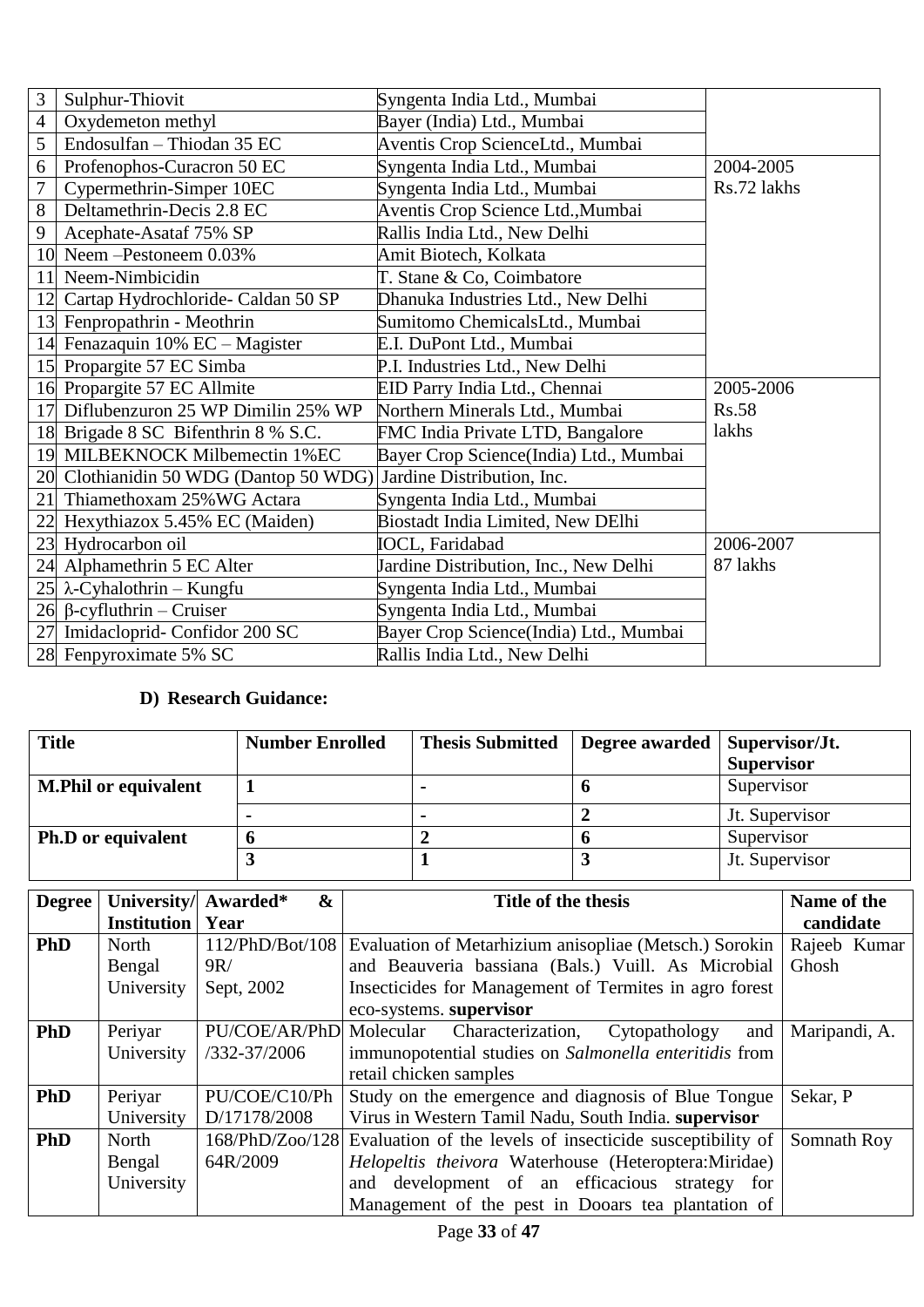| 3 | Sulphur-Thiovit | Syngenta India Ltd., Mumbai | |
|---|---|---|---|
| 4 | Oxydemeton methyl | Bayer (India) Ltd., Mumbai | |
| 5 | Endosulfan – Thiodan 35 EC | Aventis Crop ScienceLtd., Mumbai | |
| 6 | Profenophos-Curacron 50 EC | Syngenta India Ltd., Mumbai | 2004-2005 Rs.72 lakhs |
| 7 | Cypermethrin-Simper 10EC | Syngenta India Ltd., Mumbai | |
| 8 | Deltamethrin-Decis 2.8 EC | Aventis Crop Science Ltd.,Mumbai | |
| 9 | Acephate-Asataf 75% SP | Rallis India Ltd., New Delhi | |
| 10 | Neem –Pestoneem 0.03% | Amit Biotech, Kolkata | |
| 11 | Neem-Nimbicidin | T. Stane & Co, Coimbatore | |
| 12 | Cartap Hydrochloride- Caldan 50 SP | Dhanuka Industries Ltd., New Delhi | |
| 13 | Fenpropathrin - Meothrin | Sumitomo ChemicalsLtd., Mumbai | |
| 14 | Fenazaquin 10% EC – Magister | E.I. DuPont Ltd., Mumbai | |
| 15 | Propargite 57 EC Simba | P.I. Industries Ltd., New Delhi | |
| 16 | Propargite 57 EC Allmite | EID Parry India Ltd., Chennai | 2005-2006 Rs.58 lakhs |
| 17 | Diflubenzuron 25 WP Dimilin 25% WP | Northern Minerals Ltd., Mumbai | |
| 18 | Brigade 8 SC Bifenthrin 8 % S.C. | FMC India Private LTD, Bangalore | |
| 19 | MILBEKNOCK Milbemectin 1%EC | Bayer Crop Science(India) Ltd., Mumbai | |
| 20 | Clothianidin 50 WDG (Dantop 50 WDG) | Jardine Distribution, Inc. | |
| 21 | Thiamethoxam 25%WG Actara | Syngenta India Ltd., Mumbai | |
| 22 | Hexythiazox 5.45% EC (Maiden) | Biostadt India Limited, New DElhi | |
| 23 | Hydrocarbon oil | IOCL, Faridabad | 2006-2007 87 lakhs |
| 24 | Alphamethrin 5 EC Alter | Jardine Distribution, Inc., New Delhi | |
| 25 | λ-Cyhalothrin – Kungfu | Syngenta India Ltd., Mumbai | |
| 26 | β-cyfluthrin – Cruiser | Syngenta India Ltd., Mumbai | |
| 27 | Imidacloprid- Confidor 200 SC | Bayer Crop Science(India) Ltd., Mumbai | |
| 28 | Fenpyroximate 5% SC | Rallis India Ltd., New Delhi | |

**D) Research Guidance:**

| Title | Number Enrolled | Thesis Submitted | Degree awarded | Supervisor/Jt. Supervisor |
|---|---|---|---|---|
| **M.Phil or equivalent** | **1** | **-** | **6** | Supervisor |
| | **-** | **-** | **2** | Jt. Supervisor |
| **Ph.D or equivalent** | **6** | **2** | **6** | Supervisor |
| | **3** | **1** | **3** | Jt. Supervisor |

| Degree | University/ Institution | Awarded* & Year | Title of the thesis | Name of the candidate |
|---|---|---|---|---|
| **PhD** | North Bengal University | 112/PhD/Bot/108 9R/ Sept, 2002 | Evaluation of Metarhizium anisopliae (Metsch.) Sorokin and Beauveria bassiana (Bals.) Vuill. As Microbial Insecticides for Management of Termites in agro forest eco-systems. **supervisor** | Rajeeb Kumar Ghosh |
| **PhD** | Periyar University | PU/COE/AR/PhD /332-37/2006 | Molecular Characterization, Cytopathology and immunopotential studies on *Salmonella enteritidis* from retail chicken samples | Maripandi, A. |
| **PhD** | Periyar University | PU/COE/C10/Ph D/17178/2008 | Study on the emergence and diagnosis of Blue Tongue Virus in Western Tamil Nadu, South India. **supervisor** | Sekar, P |
| **PhD** | North Bengal University | 168/PhD/Zoo/128 64R/2009 | Evaluation of the levels of insecticide susceptibility of *Helopeltis theivora* Waterhouse (Heteroptera:Miridae) and development of an efficacious strategy for Management of the pest in Dooars tea plantation of | Somnath Roy |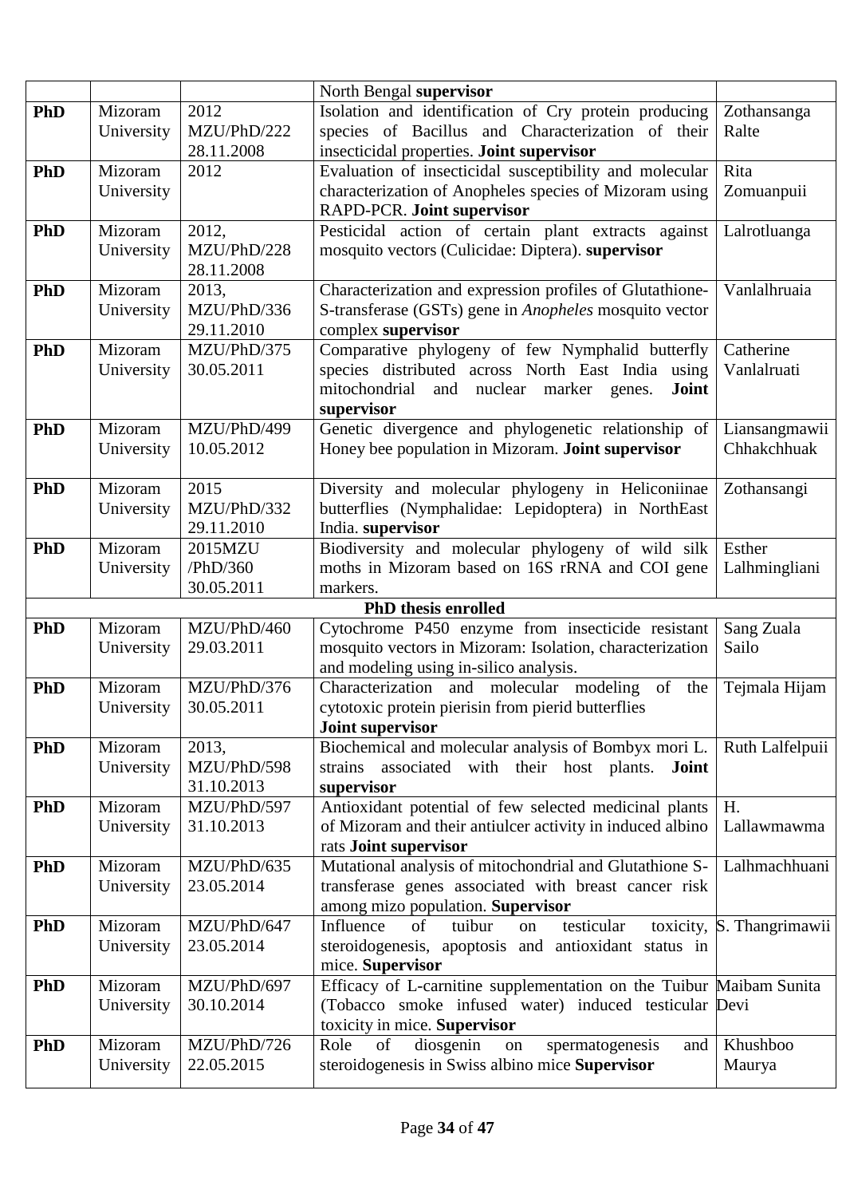| | | | North Bengal **supervisor** | |
|---|---|---|---|---|
| **PhD** | Mizoram University | 2012 MZU/PhD/222 28.11.2008 | Isolation and identification of Cry protein producing species of Bacillus and Characterization of their insecticidal properties. **Joint supervisor** | Zothansanga Ralte |
| **PhD** | Mizoram University | 2012 | Evaluation of insecticidal susceptibility and molecular characterization of Anopheles species of Mizoram using RAPD-PCR. **Joint supervisor** | Rita Zomuanpuii |
| **PhD** | Mizoram University | 2012, MZU/PhD/228 28.11.2008 | Pesticidal action of certain plant extracts against mosquito vectors (Culicidae: Diptera). **supervisor** | Lalrotluanga |
| **PhD** | Mizoram University | 2013, MZU/PhD/336 29.11.2010 | Characterization and expression profiles of Glutathione-S-transferase (GSTs) gene in *Anopheles* mosquito vector complex **supervisor** | Vanlalhruaia |
| **PhD** | Mizoram University | MZU/PhD/375 30.05.2011 | Comparative phylogeny of few Nymphalid butterfly species distributed across North East India using mitochondrial and nuclear marker genes. **Joint supervisor** | Catherine Vanlalruati |
| **PhD** | Mizoram University | MZU/PhD/499 10.05.2012 | Genetic divergence and phylogenetic relationship of Honey bee population in Mizoram. **Joint supervisor** | Liansangmawii Chhakchhuak |
| **PhD** | Mizoram University | 2015 MZU/PhD/332 29.11.2010 | Diversity and molecular phylogeny in Heliconiinae butterflies (Nymphalidae: Lepidoptera) in NorthEast India. **supervisor** | Zothansangi |
| **PhD** | Mizoram University | 2015MZU /PhD/360 30.05.2011 | Biodiversity and molecular phylogeny of wild silk moths in Mizoram based on 16S rRNA and COI gene markers. | Esther Lalhmingliani |
| | | | **PhD thesis enrolled** | |
| **PhD** | Mizoram University | MZU/PhD/460 29.03.2011 | Cytochrome P450 enzyme from insecticide resistant mosquito vectors in Mizoram: Isolation, characterization and modeling using in-silico analysis. | Sang Zuala Sailo |
| **PhD** | Mizoram University | MZU/PhD/376 30.05.2011 | Characterization and molecular modeling of the cytotoxic protein pierisin from pierid butterflies **Joint supervisor** | Tejmala Hijam |
| **PhD** | Mizoram University | 2013, MZU/PhD/598 31.10.2013 | Biochemical and molecular analysis of Bombyx mori L. strains associated with their host plants. **Joint supervisor** | Ruth Lalfelpuii |
| **PhD** | Mizoram University | MZU/PhD/597 31.10.2013 | Antioxidant potential of few selected medicinal plants of Mizoram and their antiulcer activity in induced albino rats **Joint supervisor** | H. Lallawmawma |
| **PhD** | Mizoram University | MZU/PhD/635 23.05.2014 | Mutational analysis of mitochondrial and Glutathione S-transferase genes associated with breast cancer risk among mizo population. **Supervisor** | Lalhmachhuani |
| **PhD** | Mizoram University | MZU/PhD/647 23.05.2014 | Influence of tuibur on testicular toxicity, steroidogenesis, apoptosis and antioxidant status in mice. **Supervisor** | S. Thangrimawii |
| **PhD** | Mizoram University | MZU/PhD/697 30.10.2014 | Efficacy of L-carnitine supplementation on the Tuibur (Tobacco smoke infused water) induced testicular toxicity in mice. **Supervisor** | Maibam Sunita Devi |
| **PhD** | Mizoram University | MZU/PhD/726 22.05.2015 | Role of diosgenin on spermatogenesis and steroidogenesis in Swiss albino mice **Supervisor** | Khushboo Maurya |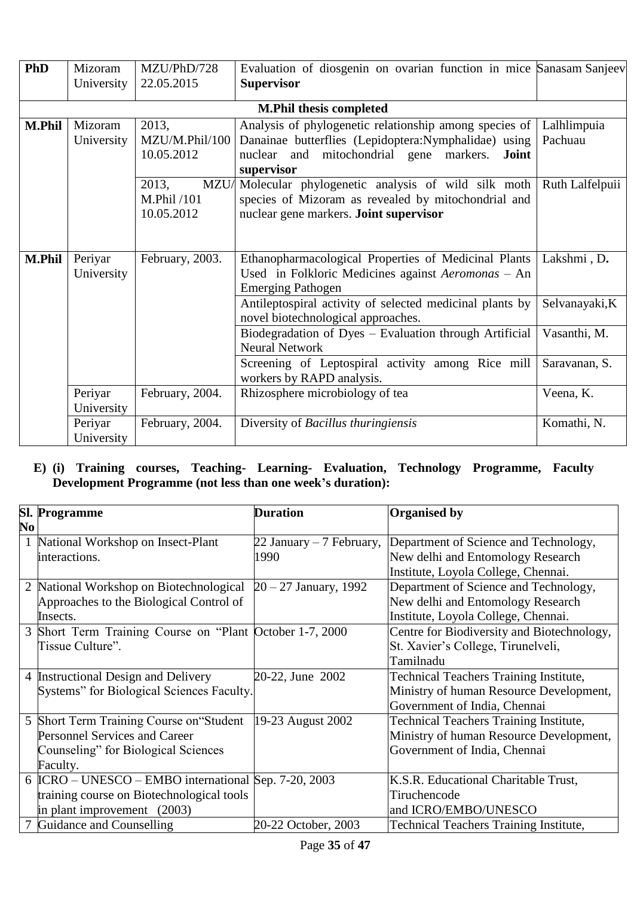| PhD | Mizoram University | MZU/PhD/728 22.05.2015 | Evaluation of diosgenin on ovarian function in mice **Supervisor** | Sanasam Sanjeev |
|---|---|---|---|---|
| **M.Phil thesis completed** | | | | |
| **M.Phil** | Mizoram University | 2013, MZU/M.Phil/100 10.05.2012 | Analysis of phylogenetic relationship among species of Danainae butterflies (Lepidoptera:Nymphalidae) using nuclear and mitochondrial gene markers. **Joint supervisor** | Lalhlimpuia Pachuau |
| | | 2013, MZU/ M.Phil /101 10.05.2012 | Molecular phylogenetic analysis of wild silk moth species of Mizoram as revealed by mitochondrial and nuclear gene markers. **Joint supervisor** | Ruth Lalfelpuii |
| **M.Phil** | Periyar University | February, 2003. | Ethanopharmacological Properties of Medicinal Plants Used in Folkloric Medicines against *Aeromonas* – An Emerging Pathogen | Lakshmi , D**.** |
| | | | Antileptospiral activity of selected medicinal plants by novel biotechnological approaches. | Selvanayaki,K |
| | | | Biodegradation of Dyes – Evaluation through Artificial Neural Network | Vasanthi, M. |
| | | | Screening of Leptospiral activity among Rice mill workers by RAPD analysis. | Saravanan, S. |
| | Periyar University | February, 2004. | Rhizosphere microbiology of tea | Veena, K. |
| | Periyar University | February, 2004. | Diversity of *Bacillus thuringiensis* | Komathi, N. |

**E) (i) Training courses, Teaching- Learning- Evaluation, Technology Programme, Faculty Development Programme (not less than one week's duration):**

| Sl. No | Programme | Duration | Organised by |
|---|---|---|---|
| 1 | National Workshop on Insect-Plant interactions. | 22 January – 7 February, 1990 | Department of Science and Technology, New delhi and Entomology Research Institute, Loyola College, Chennai. |
| 2 | National Workshop on Biotechnological Approaches to the Biological Control of Insects. | 20 – 27 January, 1992 | Department of Science and Technology, New delhi and Entomology Research Institute, Loyola College, Chennai. |
| 3 | Short Term Training Course on "Plant Tissue Culture". | October 1-7, 2000 | Centre for Biodiversity and Biotechnology, St. Xavier's College, Tirunelveli, Tamilnadu |
| 4 | Instructional Design and Delivery Systems" for Biological Sciences Faculty. | 20-22, June 2002 | Technical Teachers Training Institute, Ministry of human Resource Development, Government of India, Chennai |
| 5 | Short Term Training Course on"Student Personnel Services and Career Counseling" for Biological Sciences Faculty. | 19-23 August 2002 | Technical Teachers Training Institute, Ministry of human Resource Development, Government of India, Chennai |
| 6 | ICRO – UNESCO – EMBO international training course on Biotechnological tools in plant improvement (2003) | Sep. 7-20, 2003 | K.S.R. Educational Charitable Trust, Tiruchencode and ICRO/EMBO/UNESCO |
| 7 | Guidance and Counselling | 20-22 October, 2003 | Technical Teachers Training Institute, |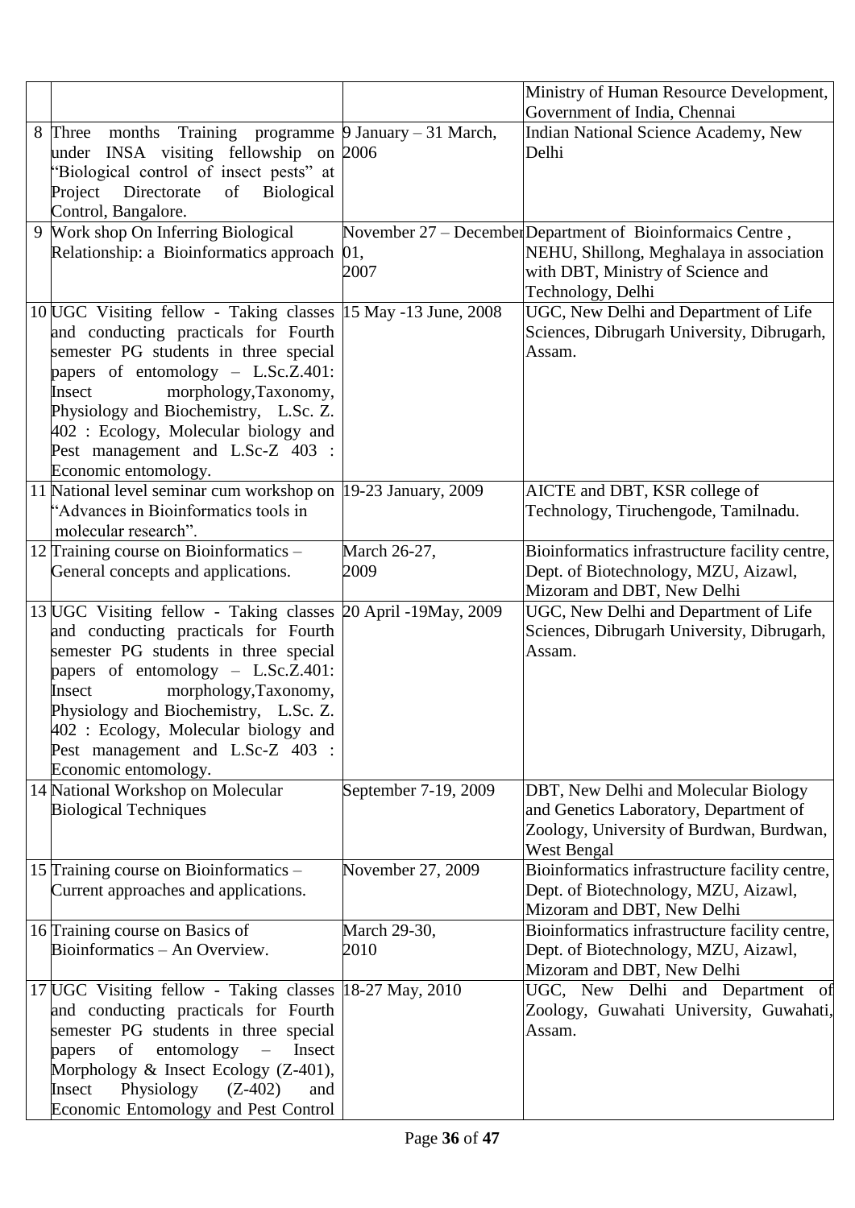| | | | |
|---|---|---|---|
| | | | Ministry of Human Resource Development, Government of India, Chennai |
| 8 | Three months Training programme under INSA visiting fellowship on "Biological control of insect pests" at Project Directorate of Biological Control, Bangalore. | 9 January – 31 March, 2006 | Indian National Science Academy, New Delhi |
| 9 | Work shop On Inferring Biological Relationship: a Bioinformatics approach | November 27 – December 01, 2007 | Department of Bioinformaics Centre , NEHU, Shillong, Meghalaya in association with DBT, Ministry of Science and Technology, Delhi |
| 10 | UGC Visiting fellow - Taking classes and conducting practicals for Fourth semester PG students in three special papers of entomology – L.Sc.Z.401: Insect morphology,Taxonomy, Physiology and Biochemistry, L.Sc. Z. 402 : Ecology, Molecular biology and Pest management and L.Sc-Z 403 : Economic entomology. | 15 May -13 June, 2008 | UGC, New Delhi and Department of Life Sciences, Dibrugarh University, Dibrugarh, Assam. |
| 11 | National level seminar cum workshop on "Advances in Bioinformatics tools in molecular research". | 19-23 January, 2009 | AICTE and DBT, KSR college of Technology, Tiruchengode, Tamilnadu. |
| 12 | Training course on Bioinformatics – General concepts and applications. | March 26-27, 2009 | Bioinformatics infrastructure facility centre, Dept. of Biotechnology, MZU, Aizawl, Mizoram and DBT, New Delhi |
| 13 | UGC Visiting fellow - Taking classes and conducting practicals for Fourth semester PG students in three special papers of entomology – L.Sc.Z.401: Insect morphology,Taxonomy, Physiology and Biochemistry, L.Sc. Z. 402 : Ecology, Molecular biology and Pest management and L.Sc-Z 403 : Economic entomology. | 20 April -19May, 2009 | UGC, New Delhi and Department of Life Sciences, Dibrugarh University, Dibrugarh, Assam. |
| 14 | National Workshop on Molecular Biological Techniques | September 7-19, 2009 | DBT, New Delhi and Molecular Biology and Genetics Laboratory, Department of Zoology, University of Burdwan, Burdwan, West Bengal |
| 15 | Training course on Bioinformatics – Current approaches and applications. | November 27, 2009 | Bioinformatics infrastructure facility centre, Dept. of Biotechnology, MZU, Aizawl, Mizoram and DBT, New Delhi |
| 16 | Training course on Basics of Bioinformatics – An Overview. | March 29-30, 2010 | Bioinformatics infrastructure facility centre, Dept. of Biotechnology, MZU, Aizawl, Mizoram and DBT, New Delhi |
| 17 | UGC Visiting fellow - Taking classes and conducting practicals for Fourth semester PG students in three special papers of entomology – Insect Morphology & Insect Ecology (Z-401), Insect Physiology (Z-402) and Economic Entomology and Pest Control | 18-27 May, 2010 | UGC, New Delhi and Department of Zoology, Guwahati University, Guwahati, Assam. |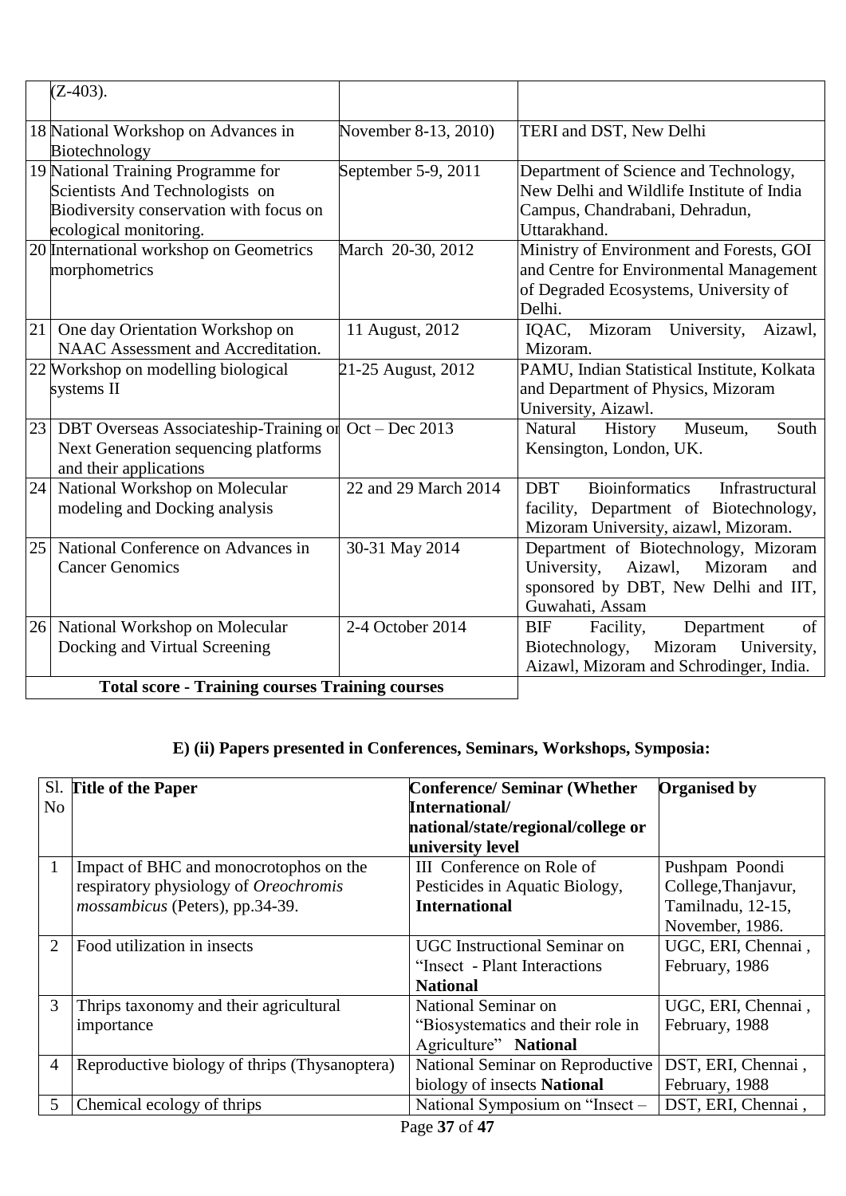| | | | |
|---|---|---|---|
| | (Z-403). | | |
| 18 | National Workshop on Advances in Biotechnology | November 8-13, 2010) | TERI and DST, New Delhi |
| 19 | National Training Programme for Scientists And Technologists on Biodiversity conservation with focus on ecological monitoring. | September 5-9, 2011 | Department of Science and Technology, New Delhi and Wildlife Institute of India Campus, Chandrabani, Dehradun, Uttarakhand. |
| 20 | International workshop on Geometrics morphometrics | March 20-30, 2012 | Ministry of Environment and Forests, GOI and Centre for Environmental Management of Degraded Ecosystems, University of Delhi. |
| 21 | One day Orientation Workshop on NAAC Assessment and Accreditation. | 11 August, 2012 | IQAC, Mizoram University, Aizawl, Mizoram. |
| 22 | Workshop on modelling biological systems II | 21-25 August, 2012 | PAMU, Indian Statistical Institute, Kolkata and Department of Physics, Mizoram University, Aizawl. |
| 23 | DBT Overseas Associateship-Training on Next Generation sequencing platforms and their applications | Oct – Dec 2013 | Natural History Museum, South Kensington, London, UK. |
| 24 | National Workshop on Molecular modeling and Docking analysis | 22 and 29 March 2014 | DBT Bioinformatics Infrastructural facility, Department of Biotechnology, Mizoram University, aizawl, Mizoram. |
| 25 | National Conference on Advances in Cancer Genomics | 30-31 May 2014 | Department of Biotechnology, Mizoram University, Aizawl, Mizoram and sponsored by DBT, New Delhi and IIT, Guwahati, Assam |
| 26 | National Workshop on Molecular Docking and Virtual Screening | 2-4 October 2014 | BIF Facility, Department of Biotechnology, Mizoram University, Aizawl, Mizoram and Schrodinger, India. |
| | **Total score - Training courses Training courses** | | |

## E) (ii) Papers presented in Conferences, Seminars, Workshops, Symposia:

| Sl. No | Title of the Paper | Conference/ Seminar (Whether International/ national/state/regional/college or university level | Organised by |
|---|---|---|---|
| 1 | Impact of BHC and monocrotophos on the respiratory physiology of *Oreochromis mossambicus* (Peters), pp.34-39. | III Conference on Role of Pesticides in Aquatic Biology, **International** | Pushpam Poondi College, Thanjavur, Tamilnadu, 12-15, November, 1986. |
| 2 | Food utilization in insects | UGC Instructional Seminar on "Insect - Plant Interactions **National** | UGC, ERI, Chennai , February, 1986 |
| 3 | Thrips taxonomy and their agricultural importance | National Seminar on "Biosystematics and their role in Agriculture" **National** | UGC, ERI, Chennai , February, 1988 |
| 4 | Reproductive biology of thrips (Thysanoptera) | National Seminar on Reproductive biology of insects **National** | DST, ERI, Chennai , February, 1988 |
| 5 | Chemical ecology of thrips | National Symposium on "Insect – | DST, ERI, Chennai , |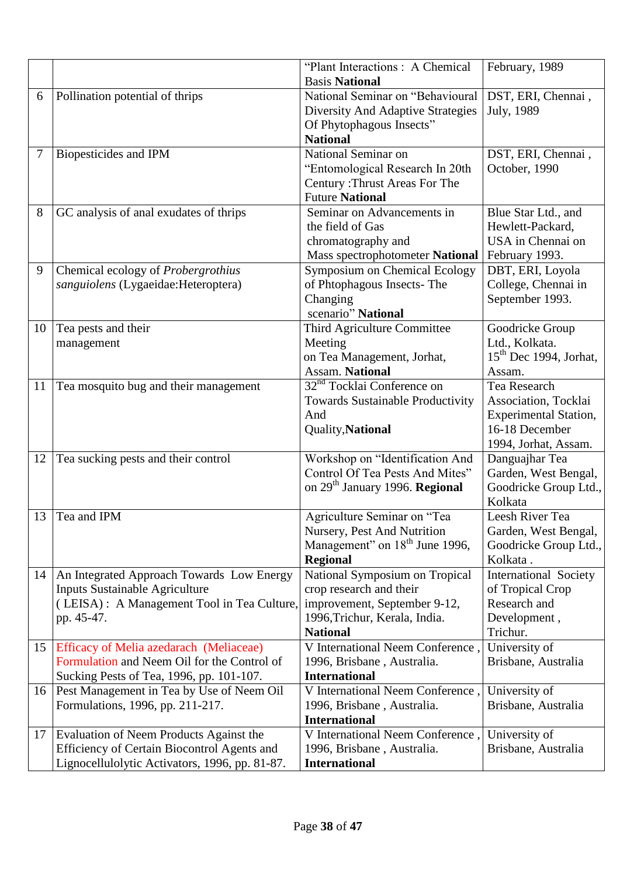| | | | |
|---|---|---|---|
| | | "Plant Interactions : A Chemical Basis **National** | February, 1989 |
| 6 | Pollination potential of thrips | National Seminar on "Behavioural Diversity And Adaptive Strategies Of Phytophagous Insects" **National** | DST, ERI, Chennai , July, 1989 |
| 7 | Biopesticides and IPM | National Seminar on "Entomological Research In 20th Century :Thrust Areas For The Future **National** | DST, ERI, Chennai , October, 1990 |
| 8 | GC analysis of anal exudates of thrips | Seminar on Advancements in the field of Gas chromatography and Mass spectrophotometer **National** | Blue Star Ltd., and Hewlett-Packard, USA in Chennai on February 1993. |
| 9 | Chemical ecology of *Probergrothius sanguiolens* (Lygaeidae:Heteroptera) | Symposium on Chemical Ecology of Phtophagous Insects- The Changing scenario" **National** | DBT, ERI, Loyola College, Chennai in September 1993. |
| 10 | Tea pests and their management | Third Agriculture Committee Meeting on Tea Management, Jorhat, Assam. **National** | Goodricke Group Ltd., Kolkata. 15th Dec 1994, Jorhat, Assam. |
| 11 | Tea mosquito bug and their management | 32nd Tocklai Conference on Towards Sustainable Productivity And Quality,**National** | Tea Research Association, Tocklai Experimental Station, 16-18 December 1994, Jorhat, Assam. |
| 12 | Tea sucking pests and their control | Workshop on "Identification And Control Of Tea Pests And Mites" on 29th January 1996. **Regional** | Danguajhar Tea Garden, West Bengal, Goodricke Group Ltd., Kolkata |
| 13 | Tea and IPM | Agriculture Seminar on "Tea Nursery, Pest And Nutrition Management" on 18th June 1996, **Regional** | Leesh River Tea Garden, West Bengal, Goodricke Group Ltd., Kolkata . |
| 14 | An Integrated Approach Towards Low Energy Inputs Sustainable Agriculture ( LEISA) : A Management Tool in Tea Culture, pp. 45-47. | National Symposium on Tropical crop research and their improvement, September 9-12, 1996,Trichur, Kerala, India. **National** | International Society of Tropical Crop Research and Development , Trichur. |
| 15 | Efficacy of Melia azedarach (Meliaceae) Formulation and Neem Oil for the Control of Sucking Pests of Tea, 1996, pp. 101-107. | V International Neem Conference , 1996, Brisbane , Australia. **International** | University of Brisbane, Australia |
| 16 | Pest Management in Tea by Use of Neem Oil Formulations, 1996, pp. 211-217. | V International Neem Conference , 1996, Brisbane , Australia. **International** | University of Brisbane, Australia |
| 17 | Evaluation of Neem Products Against the Efficiency of Certain Biocontrol Agents and Lignocellulolytic Activators, 1996, pp. 81-87. | V International Neem Conference , 1996, Brisbane , Australia. **International** | University of Brisbane, Australia |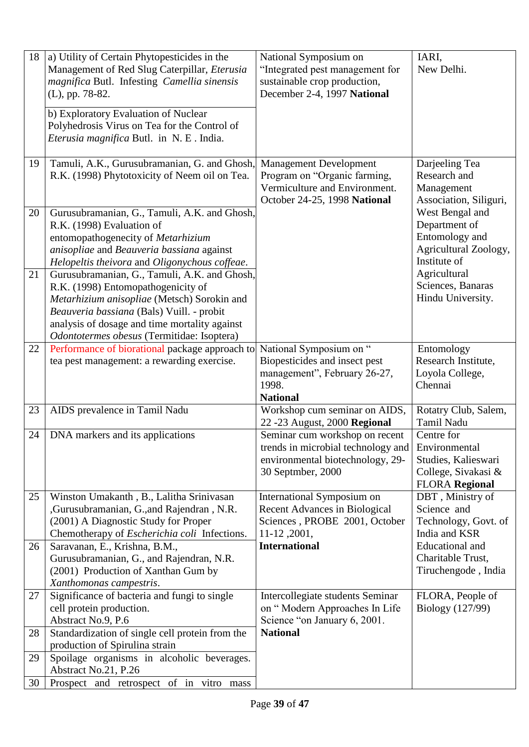| 18 | a) Utility of Certain Phytopesticides in the Management of Red Slug Caterpillar, *Eterusia magnifica* Butl. Infesting *Camellia sinensis* (L), pp. 78-82. | National Symposium on "Integrated pest management for sustainable crop production, December 2-4, 1997 **National** | IARI, New Delhi. |
|---|---|---|---|
| | b) Exploratory Evaluation of Nuclear Polyhedrosis Virus on Tea for the Control of *Eterusia magnifica* Butl. in N. E . India. | | |
| 19 | Tamuli, A.K., Gurusubramanian, G. and Ghosh, R.K. (1998) Phytotoxicity of Neem oil on Tea. | Management Development Program on "Organic farming, Vermiculture and Environment. October 24-25, 1998 **National** | Darjeeling Tea Research and Management Association, Siliguri, West Bengal and Department of Entomology and Agricultural Zoology, Institute of Agricultural Sciences, Banaras Hindu University. |
| 20 | Gurusubramanian, G., Tamuli, A.K. and Ghosh, R.K. (1998) Evaluation of entomopathogenecity of *Metarhizium anisopliae* and *Beauveria bassiana* against *Helopeltis theivora* and *Oligonychous coffeae*. | | |
| 21 | Gurusubramanian, G., Tamuli, A.K. and Ghosh, R.K. (1998) Entomopathogenicity of *Metarhizium anisopliae* (Metsch) Sorokin and *Beauveria bassiana* (Bals) Vuill. - probit analysis of dosage and time mortality against *Odontotermes obesus* (Termitidae: Isoptera) | | |
| 22 | Performance of biorational package approach to tea pest management: a rewarding exercise. | National Symposium on " Biopesticides and insect pest management", February 26-27, 1998. **National** | Entomology Research Institute, Loyola College, Chennai |
| 23 | AIDS prevalence in Tamil Nadu | Workshop cum seminar on AIDS, 22 -23 August, 2000 **Regional** | Rotatry Club, Salem, Tamil Nadu |
| 24 | DNA markers and its applications | Seminar cum workshop on recent trends in microbial technology and environmental biotechnology, 29-30 Septmber, 2000 | Centre for Environmental Studies, Kalieswari College, Sivakasi & FLORA **Regional** |
| 25 | Winston Umakanth , B., Lalitha Srinivasan ,Gurusubramanian, G.,and Rajendran , N.R. (2001) A Diagnostic Study for Proper Chemotherapy of *Escherichia coli* Infections. | International Symposium on Recent Advances in Biological Sciences , PROBE 2001, October 11-12 ,2001, **International** | DBT , Ministry of Science and Technology, Govt. of India and KSR Educational and Charitable Trust, Tiruchengode , India |
| 26 | Saravanan, E., Krishna, B.M., Gurusubramanian, G., and Rajendran, N.R. (2001) Production of Xanthan Gum by *Xanthomonas campestris*. | | |
| 27 | Significance of bacteria and fungi to single cell protein production. Abstract No.9, P.6 | Intercollegiate students Seminar on " Modern Approaches In Life Science "on January 6, 2001. **National** | FLORA, People of Biology (127/99) |
| 28 | Standardization of single cell protein from the production of Spirulina strain | | |
| 29 | Spoilage organisms in alcoholic beverages. Abstract No.21, P.26 | | |
| 30 | Prospect and retrospect of in vitro mass | | |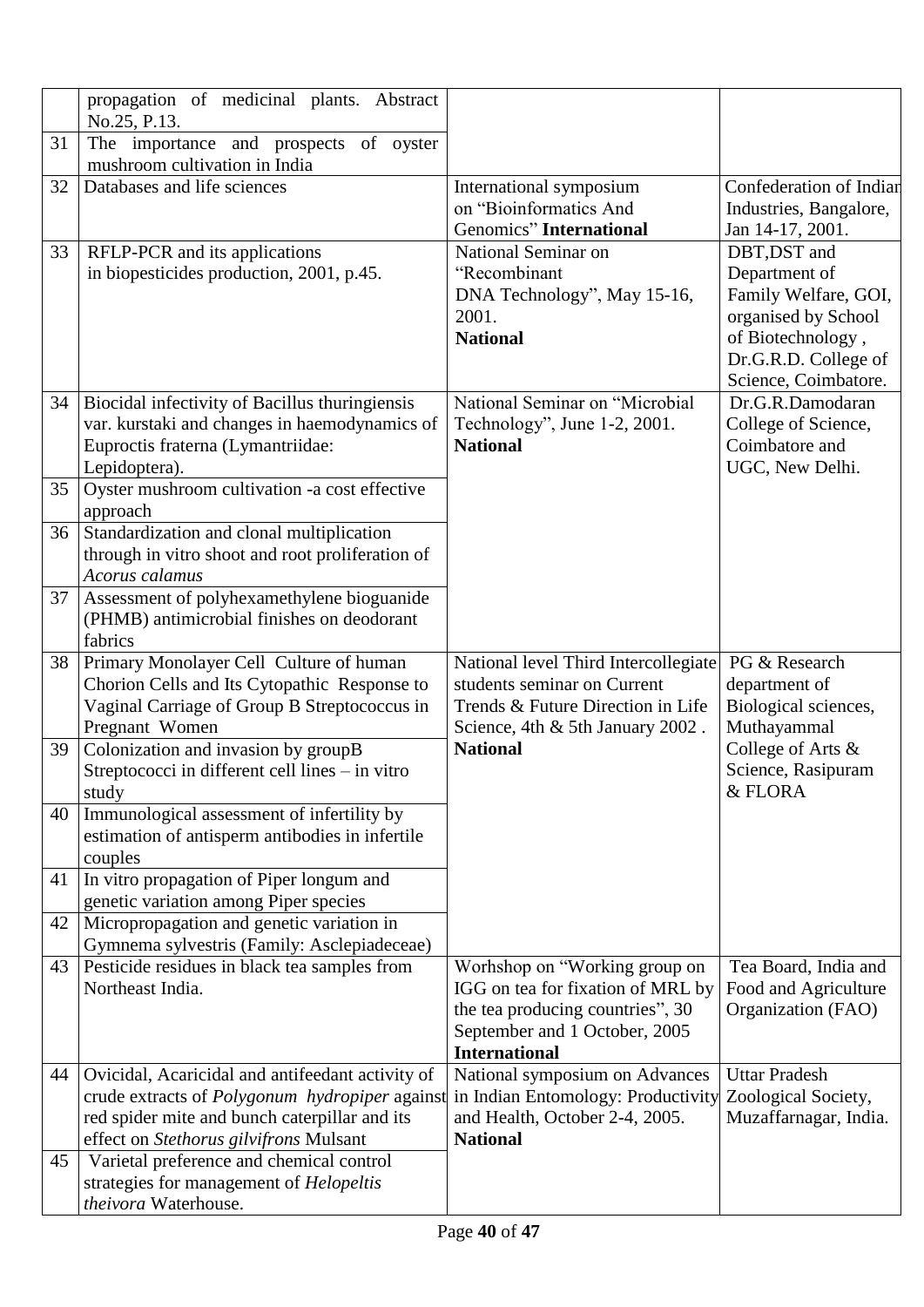| | | | |
|---|---|---|---|
| | propagation of medicinal plants. Abstract No.25, P.13. | | |
| 31 | The importance and prospects of oyster mushroom cultivation in India | | |
| 32 | Databases and life sciences | International symposium on "Bioinformatics And Genomics" **International** | Confederation of Indian Industries, Bangalore, Jan 14-17, 2001. |
| 33 | RFLP-PCR and its applications in biopesticides production, 2001, p.45. | National Seminar on "Recombinant DNA Technology", May 15-16, 2001. **National** | DBT,DST and Department of Family Welfare, GOI, organised by School of Biotechnology , Dr.G.R.D. College of Science, Coimbatore. |
| 34 | Biocidal infectivity of Bacillus thuringiensis var. kurstaki and changes in haemodynamics of Euproctis fraterna (Lymantriidae: Lepidoptera). | National Seminar on "Microbial Technology", June 1-2, 2001. **National** | Dr.G.R.Damodaran College of Science, Coimbatore and UGC, New Delhi. |
| 35 | Oyster mushroom cultivation -a cost effective approach | | |
| 36 | Standardization and clonal multiplication through in vitro shoot and root proliferation of *Acorus calamus* | | |
| 37 | Assessment of polyhexamethylene bioguanide (PHMB) antimicrobial finishes on deodorant fabrics | | |
| 38 | Primary Monolayer Cell Culture of human Chorion Cells and Its Cytopathic Response to Vaginal Carriage of Group B Streptococcus in Pregnant Women | National level Third Intercollegiate students seminar on Current Trends & Future Direction in Life Science, 4th & 5th January 2002 . **National** | PG & Research department of Biological sciences, Muthayammal College of Arts & Science, Rasipuram & FLORA |
| 39 | Colonization and invasion by groupB Streptococci in different cell lines – in vitro study | | |
| 40 | Immunological assessment of infertility by estimation of antisperm antibodies in infertile couples | | |
| 41 | In vitro propagation of Piper longum and genetic variation among Piper species | | |
| 42 | Micropropagation and genetic variation in Gymnema sylvestris (Family: Asclepiadeceae) | | |
| 43 | Pesticide residues in black tea samples from Northeast India. | Worhshop on "Working group on IGG on tea for fixation of MRL by the tea producing countries", 30 September and 1 October, 2005 **International** | Tea Board, India and Food and Agriculture Organization (FAO) |
| 44 | Ovicidal, Acaricidal and antifeedant activity of crude extracts of *Polygonum hydropiper* against red spider mite and bunch caterpillar and its effect on *Stethorus gilvifrons* Mulsant | National symposium on Advances in Indian Entomology: Productivity and Health, October 2-4, 2005. **National** | Uttar Pradesh Zoological Society, Muzaffarnagar, India. |
| 45 | Varietal preference and chemical control strategies for management of *Helopeltis theivora* Waterhouse. | | |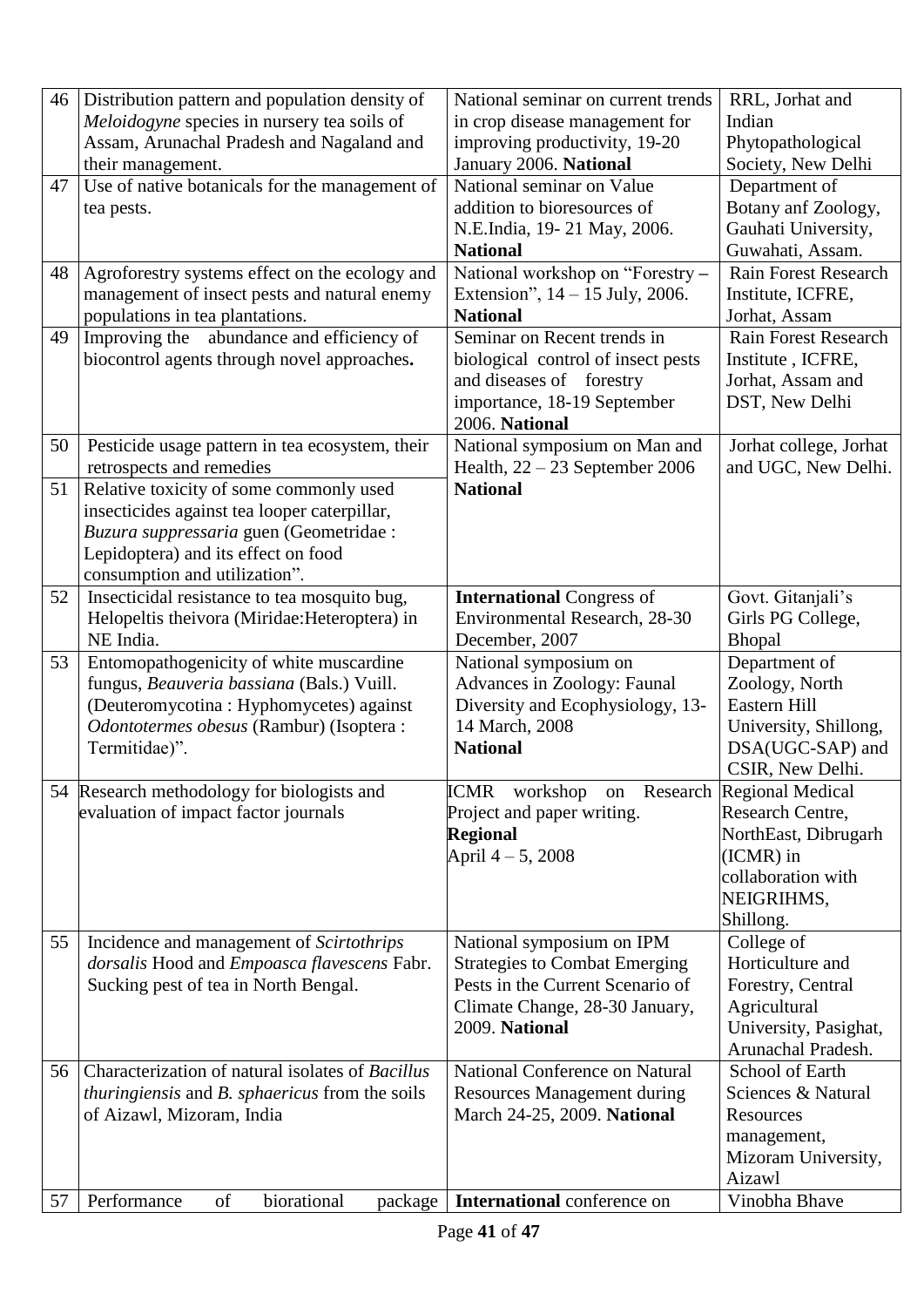| 46 | Distribution pattern and population density of *Meloidogyne* species in nursery tea soils of Assam, Arunachal Pradesh and Nagaland and their management. | National seminar on current trends in crop disease management for improving productivity, 19-20 January 2006. **National** | RRL, Jorhat and Indian Phytopathological Society, New Delhi |
|---|---|---|---|
| 47 | Use of native botanicals for the management of tea pests. | National seminar on Value addition to bioresources of N.E.India, 19- 21 May, 2006. **National** | Department of Botany anf Zoology, Gauhati University, Guwahati, Assam. |
| 48 | Agroforestry systems effect on the ecology and management of insect pests and natural enemy populations in tea plantations. | National workshop on "Forestry – Extension", 14 – 15 July, 2006. **National** | Rain Forest Research Institute, ICFRE, Jorhat, Assam |
| 49 | Improving the abundance and efficiency of biocontrol agents through novel approaches**.** | Seminar on Recent trends in biological control of insect pests and diseases of forestry importance, 18-19 September 2006. **National** | Rain Forest Research Institute , ICFRE, Jorhat, Assam and DST, New Delhi |
| 50 | Pesticide usage pattern in tea ecosystem, their retrospects and remedies | National symposium on Man and Health, 22 – 23 September 2006 **National** | Jorhat college, Jorhat and UGC, New Delhi. |
| 51 | Relative toxicity of some commonly used insecticides against tea looper caterpillar, *Buzura suppressaria* guen (Geometridae : Lepidoptera) and its effect on food consumption and utilization". | | |
| 52 | Insecticidal resistance to tea mosquito bug, Helopeltis theivora (Miridae:Heteroptera) in NE India. | **International** Congress of Environmental Research, 28-30 December, 2007 | Govt. Gitanjali's Girls PG College, Bhopal |
| 53 | Entomopathogenicity of white muscardine fungus, *Beauveria bassiana* (Bals.) Vuill. (Deuteromycotina : Hyphomycetes) against *Odontotermes obesus* (Rambur) (Isoptera : Termitidae)". | National symposium on Advances in Zoology: Faunal Diversity and Ecophysiology, 13-14 March, 2008 **National** | Department of Zoology, North Eastern Hill University, Shillong, DSA(UGC-SAP) and CSIR, New Delhi. |
| 54 | Research methodology for biologists and evaluation of impact factor journals | ICMR workshop on Research Project and paper writing. **Regional** April 4 – 5, 2008 | Regional Medical Research Centre, NorthEast, Dibrugarh (ICMR) in collaboration with NEIGRIHMS, Shillong. |
| 55 | Incidence and management of *Scirtothrips dorsalis* Hood and *Empoasca flavescens* Fabr. Sucking pest of tea in North Bengal. | National symposium on IPM Strategies to Combat Emerging Pests in the Current Scenario of Climate Change, 28-30 January, 2009. **National** | College of Horticulture and Forestry, Central Agricultural University, Pasighat, Arunachal Pradesh. |
| 56 | Characterization of natural isolates of *Bacillus thuringiensis* and *B. sphaericus* from the soils of Aizawl, Mizoram, India | National Conference on Natural Resources Management during March 24-25, 2009. **National** | School of Earth Sciences & Natural Resources management, Mizoram University, Aizawl |
| 57 | Performance of biorational package | **International** conference on | Vinobha Bhave |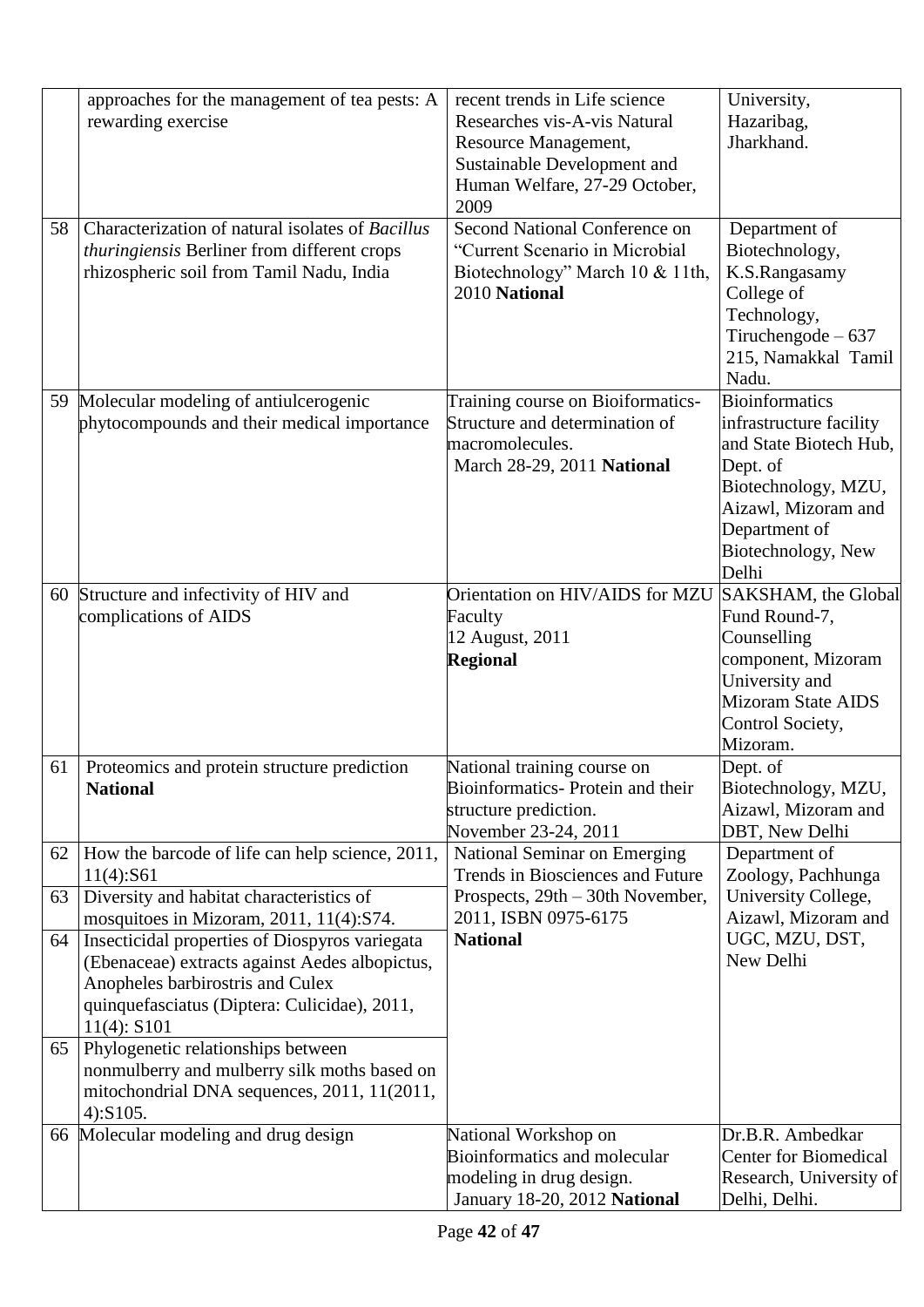| | | | |
|---|---|---|---|
| | approaches for the management of tea pests: A rewarding exercise | recent trends in Life science Researches vis-A-vis Natural Resource Management, Sustainable Development and Human Welfare, 27-29 October, 2009 | University, Hazaribag, Jharkhand. |
| 58 | Characterization of natural isolates of *Bacillus thuringiensis* Berliner from different crops rhizospheric soil from Tamil Nadu, India | Second National Conference on "Current Scenario in Microbial Biotechnology" March 10 & 11th, 2010 **National** | Department of Biotechnology, K.S.Rangasamy College of Technology, Tiruchengode – 637 215, Namakkal Tamil Nadu. |
| 59 | Molecular modeling of antiulcerogenic phytocompounds and their medical importance | Training course on Bioiformatics- Structure and determination of macromolecules. March 28-29, 2011 **National** | Bioinformatics infrastructure facility and State Biotech Hub, Dept. of Biotechnology, MZU, Aizawl, Mizoram and Department of Biotechnology, New Delhi |
| 60 | Structure and infectivity of HIV and complications of AIDS | Orientation on HIV/AIDS for MZU Faculty 12 August, 2011 **Regional** | SAKSHAM, the Global Fund Round-7, Counselling component, Mizoram University and Mizoram State AIDS Control Society, Mizoram. |
| 61 | Proteomics and protein structure prediction **National** | National training course on Bioinformatics- Protein and their structure prediction. November 23-24, 2011 | Dept. of Biotechnology, MZU, Aizawl, Mizoram and DBT, New Delhi |
| 62 | How the barcode of life can help science, 2011, 11(4):S61 | National Seminar on Emerging Trends in Biosciences and Future Prospects, 29th – 30th November, 2011, ISBN 0975-6175 **National** | Department of Zoology, Pachhunga University College, Aizawl, Mizoram and UGC, MZU, DST, New Delhi |
| 63 | Diversity and habitat characteristics of mosquitoes in Mizoram, 2011, 11(4):S74. | | |
| 64 | Insecticidal properties of Diospyros variegata (Ebenaceae) extracts against Aedes albopictus, Anopheles barbirostris and Culex quinquefasciatus (Diptera: Culicidae), 2011, 11(4): S101 | | |
| 65 | Phylogenetic relationships between nonmulberry and mulberry silk moths based on mitochondrial DNA sequences, 2011, 11(2011, 4):S105. | | |
| 66 | Molecular modeling and drug design | National Workshop on Bioinformatics and molecular modeling in drug design. January 18-20, 2012 **National** | Dr.B.R. Ambedkar Center for Biomedical Research, University of Delhi, Delhi. |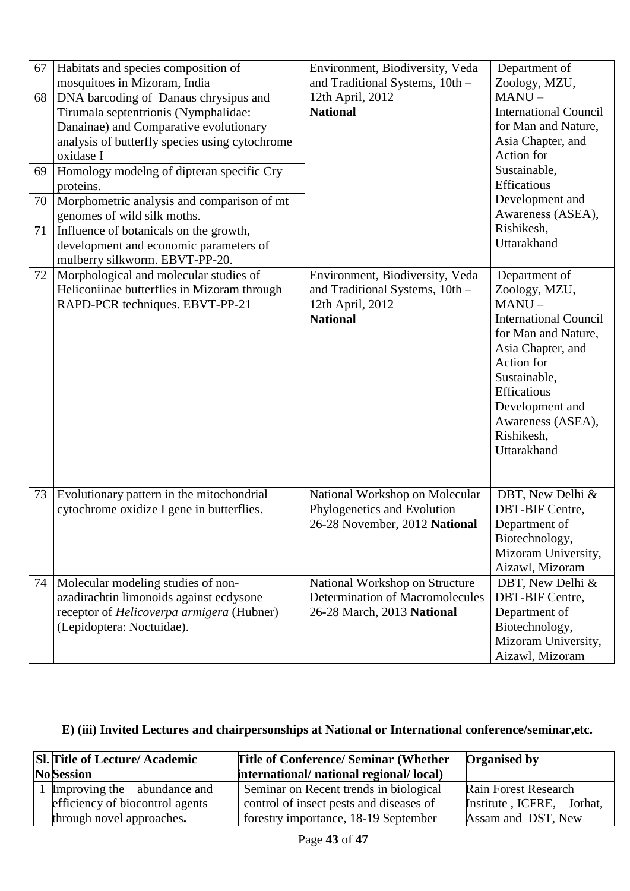| 67 | Habitats and species composition of mosquitoes in Mizoram, India | Environment, Biodiversity, Veda and Traditional Systems, 10th – 12th April, 2012 **National** | Department of Zoology, MZU, MANU – International Council for Man and Nature, Asia Chapter, and Action for Sustainable, Efficatious Development and Awareness (ASEA), Rishikesh, Uttarakhand |
|---|---|---|---|
| 68 | DNA barcoding of Danaus chrysipus and Tirumala septentrionis (Nymphalidae: Danainae) and Comparative evolutionary analysis of butterfly species using cytochrome oxidase I | | |
| 69 | Homology modelng of dipteran specific Cry proteins. | | |
| 70 | Morphometric analysis and comparison of mt genomes of wild silk moths. | | |
| 71 | Influence of botanicals on the growth, development and economic parameters of mulberry silkworm. EBVT-PP-20. | | |
| 72 | Morphological and molecular studies of Heliconiinae butterflies in Mizoram through RAPD-PCR techniques. EBVT-PP-21 | Environment, Biodiversity, Veda and Traditional Systems, 10th – 12th April, 2012 **National** | Department of Zoology, MZU, MANU – International Council for Man and Nature, Asia Chapter, and Action for Sustainable, Efficatious Development and Awareness (ASEA), Rishikesh, Uttarakhand |
| 73 | Evolutionary pattern in the mitochondrial cytochrome oxidize I gene in butterflies. | National Workshop on Molecular Phylogenetics and Evolution 26-28 November, 2012 **National** | DBT, New Delhi & DBT-BIF Centre, Department of Biotechnology, Mizoram University, Aizawl, Mizoram |
| 74 | Molecular modeling studies of non-azadirachtin limonoids against ecdysone receptor of *Helicoverpa armigera* (Hubner) (Lepidoptera: Noctuidae). | National Workshop on Structure Determination of Macromolecules 26-28 March, 2013 **National** | DBT, New Delhi & DBT-BIF Centre, Department of Biotechnology, Mizoram University, Aizawl, Mizoram |

### E) (iii) Invited Lectures and chairpersonships at National or International conference/seminar,etc.

| Sl. No | Title of Lecture/ Academic Session | Title of Conference/ Seminar (Whether international/ national regional/ local) | Organised by |
|---|---|---|---|
| 1 | Improving the abundance and efficiency of biocontrol agents through novel approaches. | Seminar on Recent trends in biological control of insect pests and diseases of forestry importance, 18-19 September | Rain Forest Research Institute , ICFRE, Jorhat, Assam and DST, New |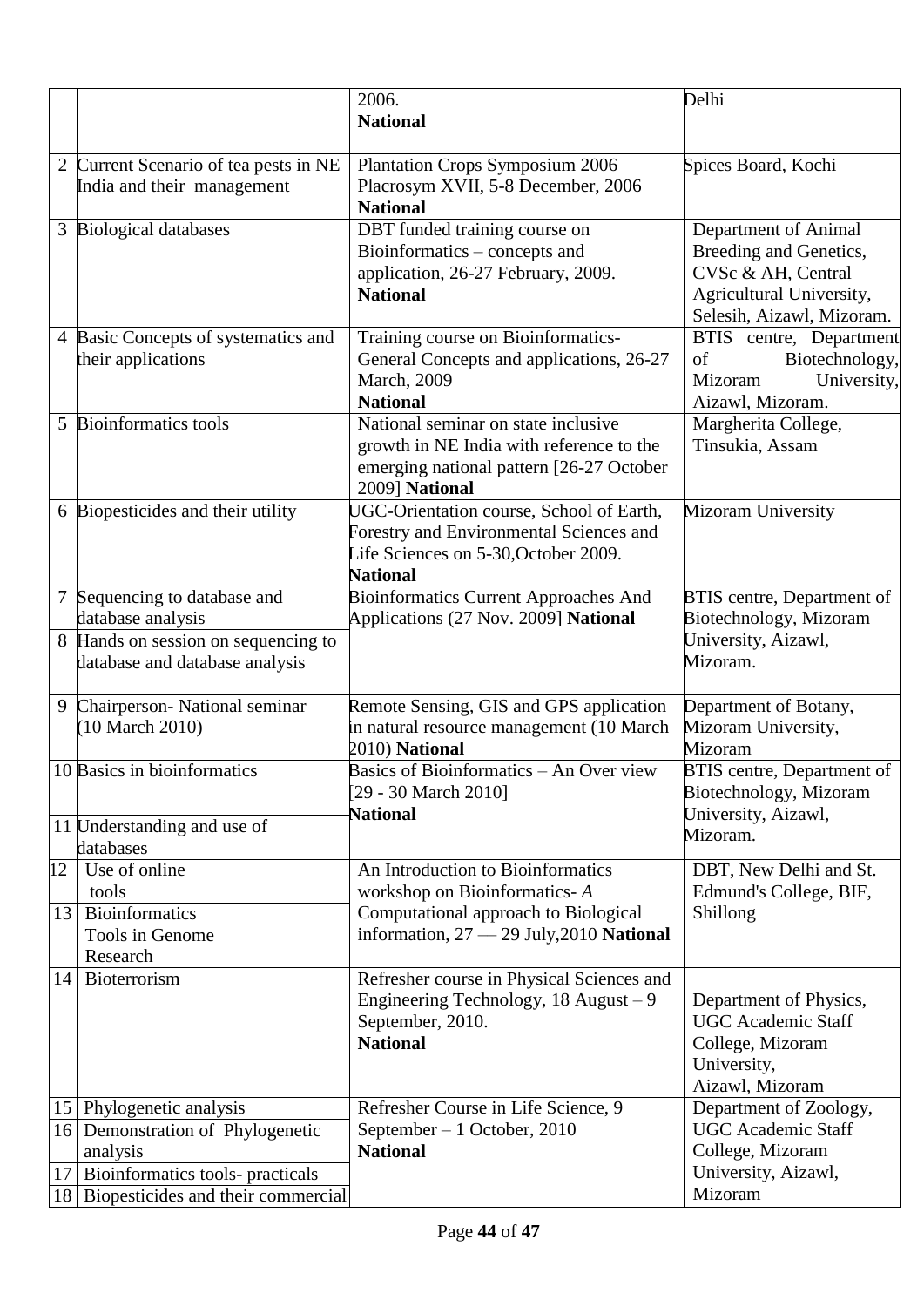| | | | |
|---|---|---|---|
| | | 2006. **National** | Delhi |
| 2 | Current Scenario of tea pests in NE India and their management | Plantation Crops Symposium 2006 Placrosym XVII, 5-8 December, 2006 **National** | Spices Board, Kochi |
| 3 | Biological databases | DBT funded training course on Bioinformatics – concepts and application, 26-27 February, 2009. **National** | Department of Animal Breeding and Genetics, CVSc & AH, Central Agricultural University, Selesih, Aizawl, Mizoram. |
| 4 | Basic Concepts of systematics and their applications | Training course on Bioinformatics- General Concepts and applications, 26-27 March, 2009 **National** | BTIS centre, Department of Biotechnology, Mizoram University, Aizawl, Mizoram. |
| 5 | Bioinformatics tools | National seminar on state inclusive growth in NE India with reference to the emerging national pattern [26-27 October 2009] **National** | Margherita College, Tinsukia, Assam |
| 6 | Biopesticides and their utility | UGC-Orientation course, School of Earth, Forestry and Environmental Sciences and Life Sciences on 5-30,October 2009. **National** | Mizoram University |
| 7 | Sequencing to database and database analysis | Bioinformatics Current Approaches And Applications (27 Nov. 2009] **National** | BTIS centre, Department of Biotechnology, Mizoram University, Aizawl, Mizoram. |
| 8 | Hands on session on sequencing to database and database analysis | | |
| 9 | Chairperson- National seminar (10 March 2010) | Remote Sensing, GIS and GPS application in natural resource management (10 March 2010) **National** | Department of Botany, Mizoram University, Mizoram |
| 10 | Basics in bioinformatics | Basics of Bioinformatics – An Over view [29 - 30 March 2010] **National** | BTIS centre, Department of Biotechnology, Mizoram University, Aizawl, Mizoram. |
| 11 | Understanding and use of databases | | |
| 12 | Use of online tools | An Introduction to Bioinformatics workshop on Bioinformatics- *A* Computational approach to Biological information, 27 — 29 July,2010 **National** | DBT, New Delhi and St. Edmund's College, BIF, Shillong |
| 13 | Bioinformatics Tools in Genome Research | | |
| 14 | Bioterrorism | Refresher course in Physical Sciences and Engineering Technology, 18 August – 9 September, 2010. **National** | Department of Physics, UGC Academic Staff College, Mizoram University, Aizawl, Mizoram |
| 15 | Phylogenetic analysis | Refresher Course in Life Science, 9 September – 1 October, 2010 **National** | Department of Zoology, UGC Academic Staff College, Mizoram University, Aizawl, Mizoram |
| 16 | Demonstration of Phylogenetic analysis | | |
| 17 | Bioinformatics tools- practicals | | |
| 18 | Biopesticides and their commercial | | |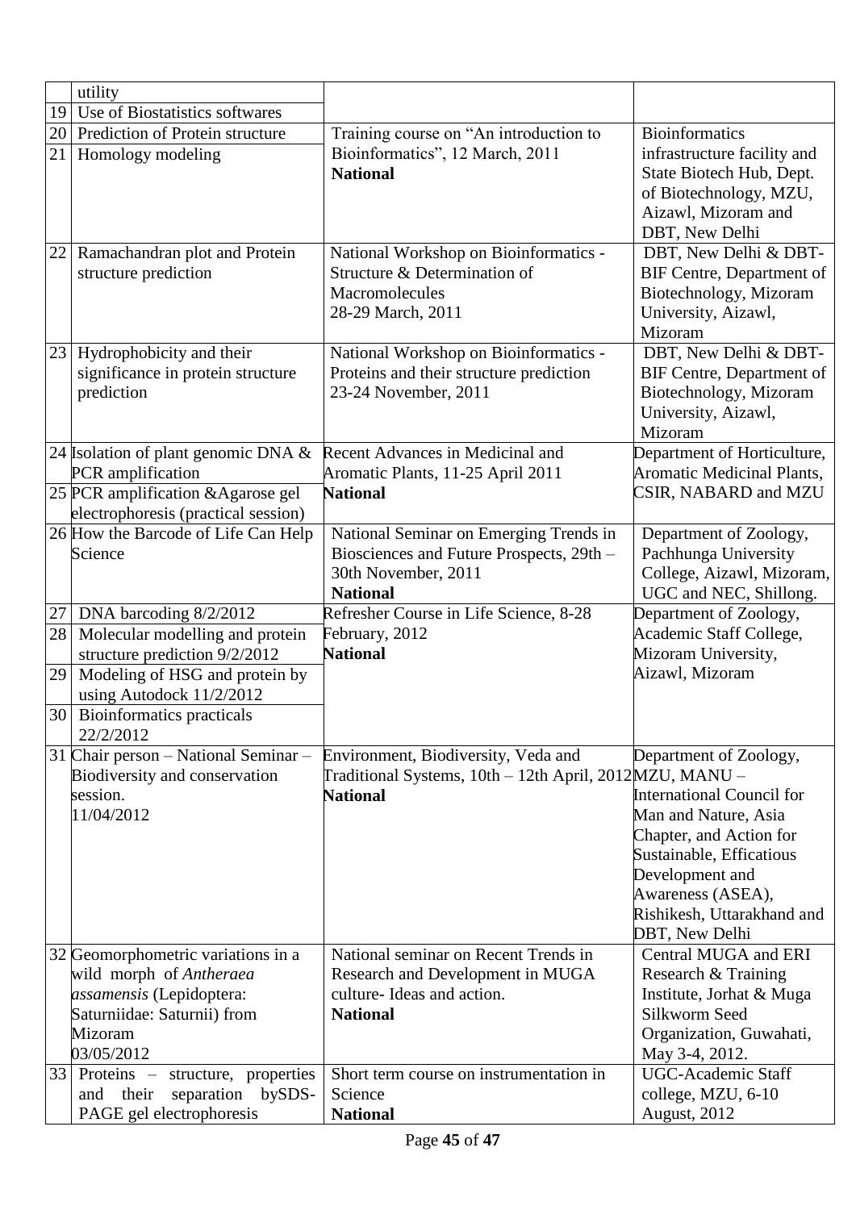| | | | |
|---|---|---|---|
| | utility | | |
| 19 | Use of Biostatistics softwares | | |
| 20 | Prediction of Protein structure | Training course on "An introduction to Bioinformatics", 12 March, 2011 **National** | Bioinformatics infrastructure facility and State Biotech Hub, Dept. of Biotechnology, MZU, Aizawl, Mizoram and DBT, New Delhi |
| 21 | Homology modeling | | |
| 22 | Ramachandran plot and Protein structure prediction | National Workshop on Bioinformatics - Structure & Determination of Macromolecules 28-29 March, 2011 | DBT, New Delhi & DBT-BIF Centre, Department of Biotechnology, Mizoram University, Aizawl, Mizoram |
| 23 | Hydrophobicity and their significance in protein structure prediction | National Workshop on Bioinformatics - Proteins and their structure prediction 23-24 November, 2011 | DBT, New Delhi & DBT-BIF Centre, Department of Biotechnology, Mizoram University, Aizawl, Mizoram |
| 24 | Isolation of plant genomic DNA & PCR amplification | Recent Advances in Medicinal and Aromatic Plants, 11-25 April 2011 **National** | Department of Horticulture, Aromatic Medicinal Plants, CSIR, NABARD and MZU |
| 25 | PCR amplification &Agarose gel electrophoresis (practical session) | | |
| 26 | How the Barcode of Life Can Help Science | National Seminar on Emerging Trends in Biosciences and Future Prospects, 29th – 30th November, 2011 **National** | Department of Zoology, Pachhunga University College, Aizawl, Mizoram, UGC and NEC, Shillong. |
| 27 | DNA barcoding 8/2/2012 | Refresher Course in Life Science, 8-28 February, 2012 **National** | Department of Zoology, Academic Staff College, Mizoram University, Aizawl, Mizoram |
| 28 | Molecular modelling and protein structure prediction 9/2/2012 | | |
| 29 | Modeling of HSG and protein by using Autodock 11/2/2012 | | |
| 30 | Bioinformatics practicals 22/2/2012 | | |
| 31 | Chair person – National Seminar – Biodiversity and conservation session. 11/04/2012 | Environment, Biodiversity, Veda and Traditional Systems, 10th – 12th April, 2012 **National** | Department of Zoology, MZU, MANU – International Council for Man and Nature, Asia Chapter, and Action for Sustainable, Efficatious Development and Awareness (ASEA), Rishikesh, Uttarakhand and DBT, New Delhi |
| 32 | Geomorphometric variations in a wild morph of *Antheraea assamensis* (Lepidoptera: Saturniidae: Saturnii) from Mizoram 03/05/2012 | National seminar on Recent Trends in Research and Development in MUGA culture- Ideas and action. **National** | Central MUGA and ERI Research & Training Institute, Jorhat & Muga Silkworm Seed Organization, Guwahati, May 3-4, 2012. |
| 33 | Proteins – structure, properties and their separation bySDS-PAGE gel electrophoresis | Short term course on instrumentation in Science **National** | UGC-Academic Staff college, MZU, 6-10 August, 2012 |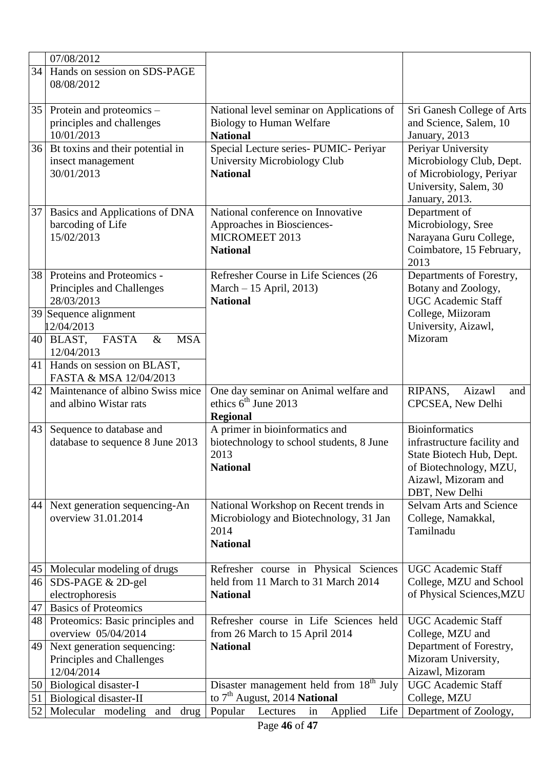| | | | |
|---|---|---|---|
| | 07/08/2012 | | |
| 34 | Hands on session on SDS-PAGE 08/08/2012 | | |
| 35 | Protein and proteomics – principles and challenges 10/01/2013 | National level seminar on Applications of Biology to Human Welfare **National** | Sri Ganesh College of Arts and Science, Salem, 10 January, 2013 |
| 36 | Bt toxins and their potential in insect management 30/01/2013 | Special Lecture series- PUMIC- Periyar University Microbiology Club **National** | Periyar University Microbiology Club, Dept. of Microbiology, Periyar University, Salem, 30 January, 2013. |
| 37 | Basics and Applications of DNA barcoding of Life 15/02/2013 | National conference on Innovative Approaches in Biosciences- MICROMEET 2013 **National** | Department of Microbiology, Sree Narayana Guru College, Coimbatore, 15 February, 2013 |
| 38 | Proteins and Proteomics - Principles and Challenges 28/03/2013 | Refresher Course in Life Sciences (26 March – 15 April, 2013) **National** | Departments of Forestry, Botany and Zoology, UGC Academic Staff College, Miizoram University, Aizawl, Mizoram |
| 39 | Sequence alignment 12/04/2013 | | |
| 40 | BLAST, FASTA & MSA 12/04/2013 | | |
| 41 | Hands on session on BLAST, FASTA & MSA 12/04/2013 | | |
| 42 | Maintenance of albino Swiss mice and albino Wistar rats | One day seminar on Animal welfare and ethics 6th June 2013 **Regional** | RIPANS, Aizawl and CPCSEA, New Delhi |
| 43 | Sequence to database and database to sequence 8 June 2013 | A primer in bioinformatics and biotechnology to school students, 8 June 2013 **National** | Bioinformatics infrastructure facility and State Biotech Hub, Dept. of Biotechnology, MZU, Aizawl, Mizoram and DBT, New Delhi |
| 44 | Next generation sequencing-An overview 31.01.2014 | National Workshop on Recent trends in Microbiology and Biotechnology, 31 Jan 2014 **National** | Selvam Arts and Science College, Namakkal, Tamilnadu |
| 45 | Molecular modeling of drugs | Refresher course in Physical Sciences held from 11 March to 31 March 2014 **National** | UGC Academic Staff College, MZU and School of Physical Sciences,MZU |
| 46 | SDS-PAGE & 2D-gel electrophoresis | | |
| 47 | Basics of Proteomics | | |
| 48 | Proteomics: Basic principles and overview 05/04/2014 | Refresher course in Life Sciences held from 26 March to 15 April 2014 **National** | UGC Academic Staff College, MZU and Department of Forestry, Mizoram University, Aizawl, Mizoram |
| 49 | Next generation sequencing: Principles and Challenges 12/04/2014 | | |
| 50 | Biological disaster-I | Disaster management held from 18th July to 7th August, 2014 **National** | UGC Academic Staff College, MZU |
| 51 | Biological disaster-II | | |
| 52 | Molecular modeling and drug | Popular Lectures in Applied Life | Department of Zoology, |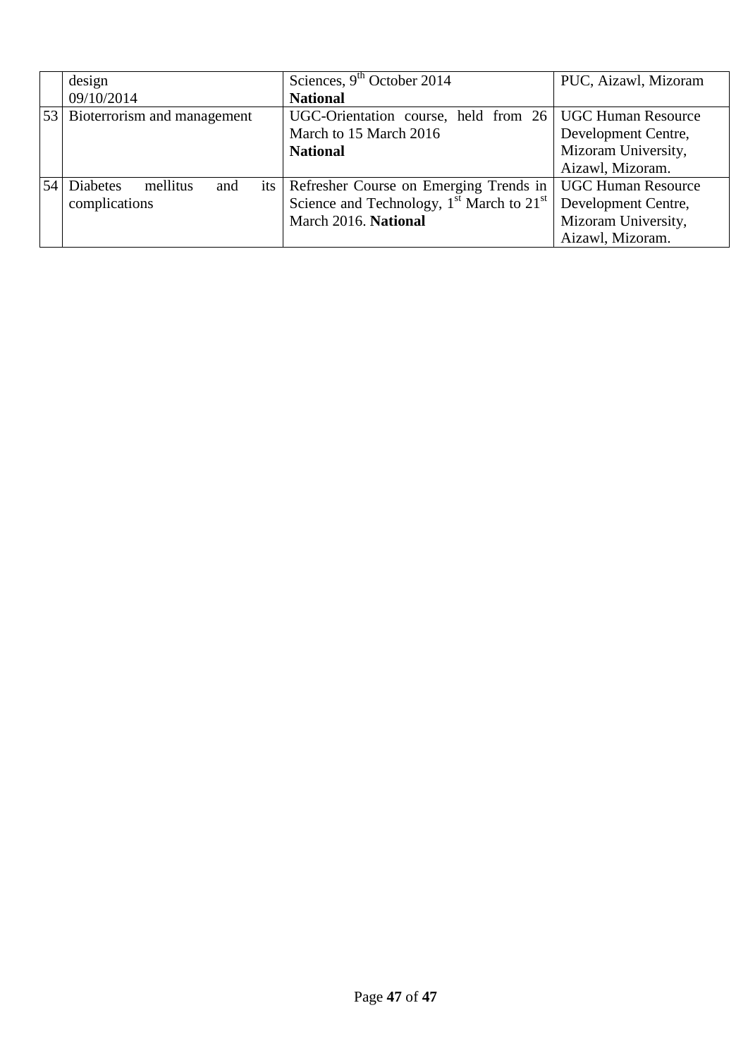| | | | |
|---|---|---|---|
| | design 09/10/2014 | Sciences, 9th October 2014 **National** | PUC, Aizawl, Mizoram |
| 53 | Bioterrorism and management | UGC-Orientation course, held from 26 March to 15 March 2016 **National** | UGC Human Resource Development Centre, Mizoram University, Aizawl, Mizoram. |
| 54 | Diabetes mellitus and its complications | Refresher Course on Emerging Trends in Science and Technology, 1st March to 21st March 2016. **National** | UGC Human Resource Development Centre, Mizoram University, Aizawl, Mizoram. |